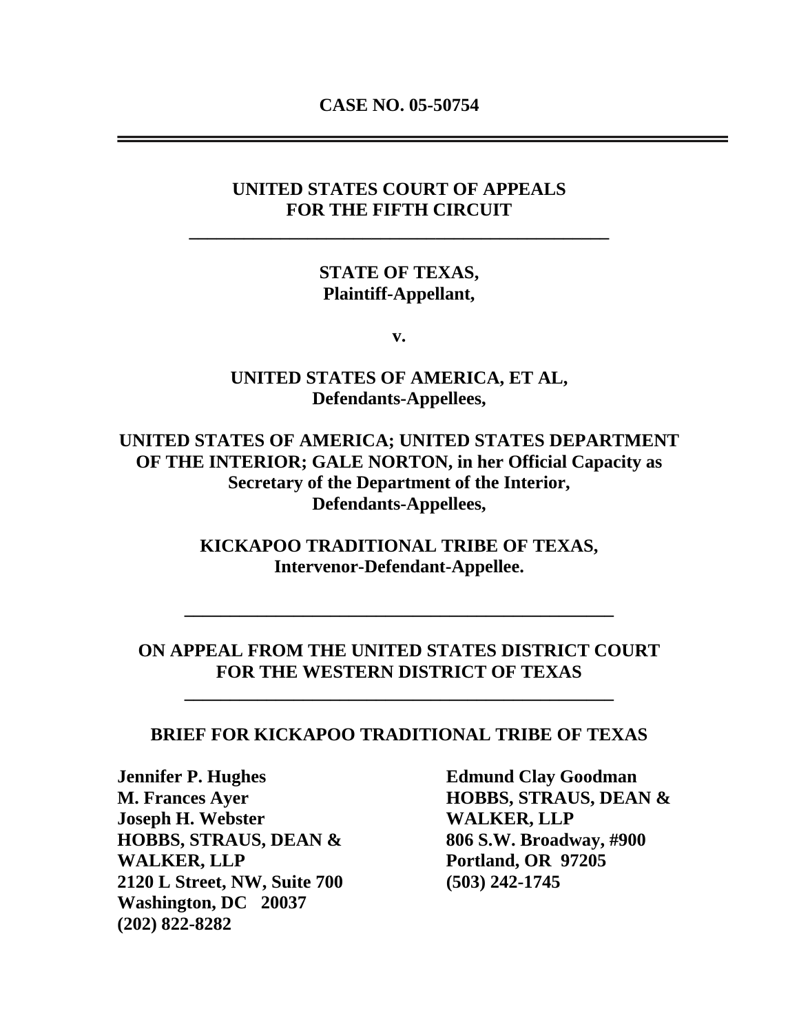**CASE NO. 05-50754**

---

**UNITED STATES COURT OF APPEALS**
**FOR THE FIFTH CIRCUIT**

---

**STATE OF TEXAS,**
**Plaintiff-Appellant,**

**v.**

**UNITED STATES OF AMERICA, ET AL,**
**Defendants-Appellees,**

**UNITED STATES OF AMERICA; UNITED STATES DEPARTMENT OF THE INTERIOR; GALE NORTON, in her Official Capacity as Secretary of the Department of the Interior,**
**Defendants-Appellees,**

**KICKAPOO TRADITIONAL TRIBE OF TEXAS,**
**Intervenor-Defendant-Appellee.**

---

**ON APPEAL FROM THE UNITED STATES DISTRICT COURT**
**FOR THE WESTERN DISTRICT OF TEXAS**

---

**BRIEF FOR KICKAPOO TRADITIONAL TRIBE OF TEXAS**

**Jennifer P. Hughes**
**M. Frances Ayer**
**Joseph H. Webster**
**HOBBS, STRAUS, DEAN & WALKER, LLP**
**2120 L Street, NW, Suite 700**
**Washington, DC 20037**
**(202) 822-8282**

**Edmund Clay Goodman**
**HOBBS, STRAUS, DEAN & WALKER, LLP**
**806 S.W. Broadway, #900**
**Portland, OR 97205**
**(503) 242-1745**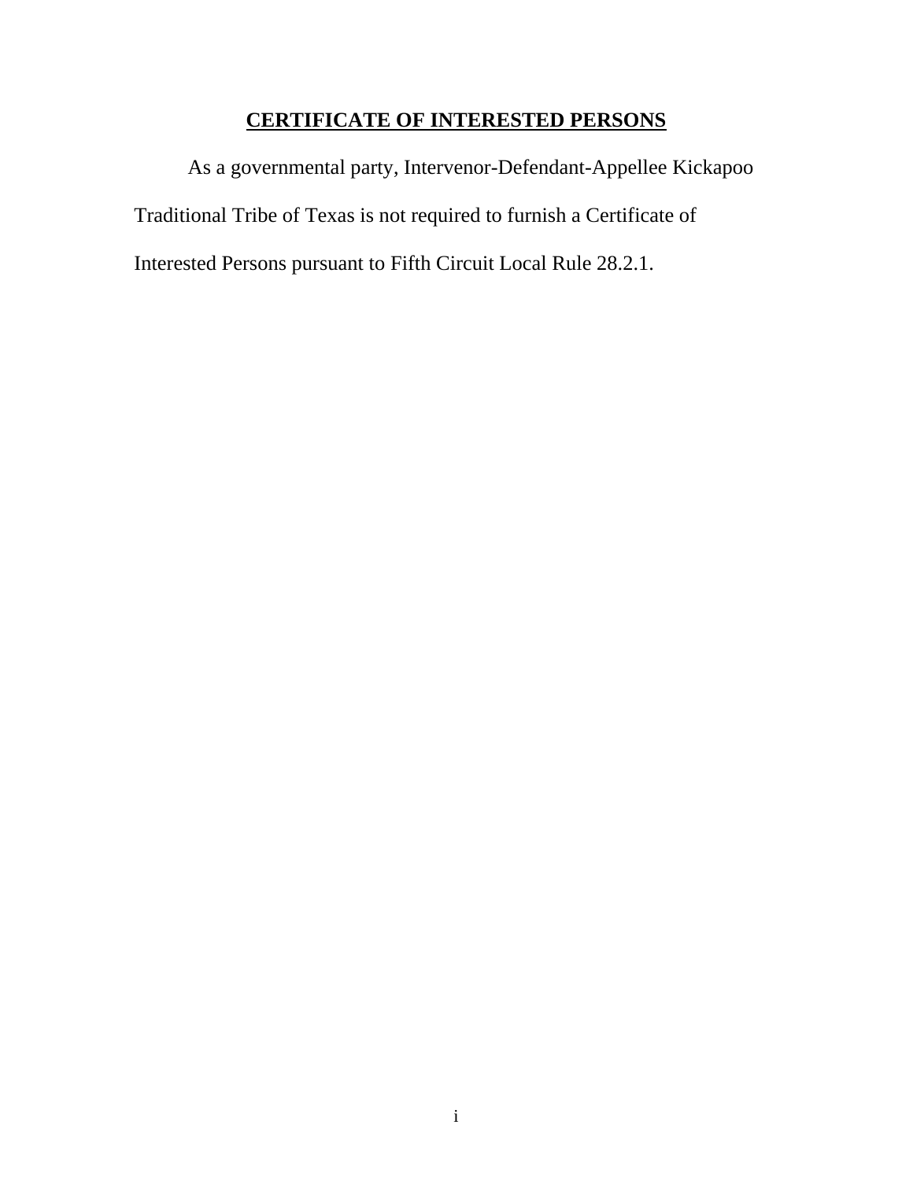# CERTIFICATE OF INTERESTED PERSONS

As a governmental party, Intervenor-Defendant-Appellee Kickapoo Traditional Tribe of Texas is not required to furnish a Certificate of Interested Persons pursuant to Fifth Circuit Local Rule 28.2.1.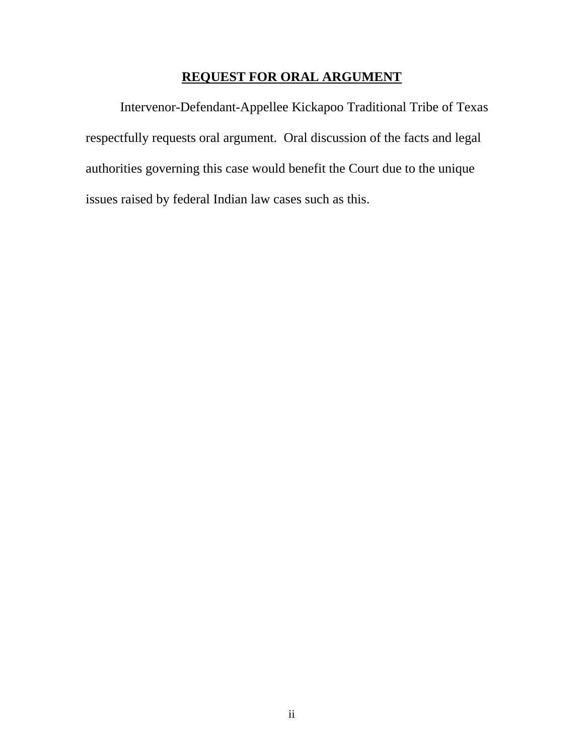## **REQUEST FOR ORAL ARGUMENT**

Intervenor-Defendant-Appellee Kickapoo Traditional Tribe of Texas respectfully requests oral argument. Oral discussion of the facts and legal authorities governing this case would benefit the Court due to the unique issues raised by federal Indian law cases such as this.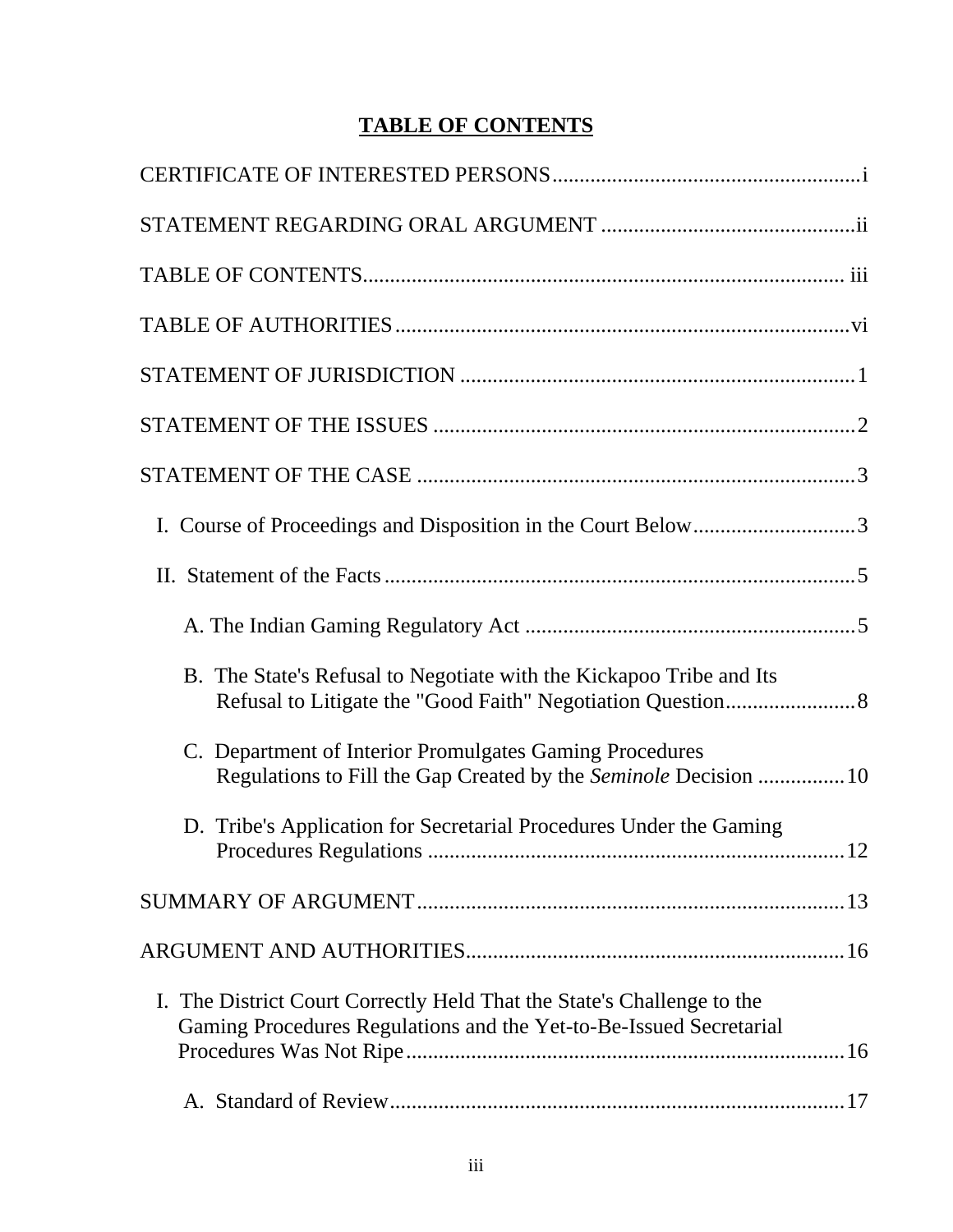# **TABLE OF CONTENTS**

CERTIFICATE OF INTERESTED PERSONS........................................................i

STATEMENT REGARDING ORAL ARGUMENT ...............................................ii

TABLE OF CONTENTS......................................................................................... iii

TABLE OF AUTHORITIES...................................................................................vi

STATEMENT OF JURISDICTION ........................................................................1

STATEMENT OF THE ISSUES .............................................................................2

STATEMENT OF THE CASE ................................................................................3

I. Course of Proceedings and Disposition in the Court Below..............................3

II. Statement of the Facts......................................................................................5

A. The Indian Gaming Regulatory Act .............................................................5

B. The State's Refusal to Negotiate with the Kickapoo Tribe and Its Refusal to Litigate the "Good Faith" Negotiation Question........................8

C. Department of Interior Promulgates Gaming Procedures Regulations to Fill the Gap Created by the *Seminole* Decision ................10

D. Tribe's Application for Secretarial Procedures Under the Gaming Procedures Regulations ............................................................................12

SUMMARY OF ARGUMENT..............................................................................13

ARGUMENT AND AUTHORITIES.....................................................................16

I. The District Court Correctly Held That the State's Challenge to the Gaming Procedures Regulations and the Yet-to-Be-Issued Secretarial Procedures Was Not Ripe................................................................................16

A. Standard of Review....................................................................................17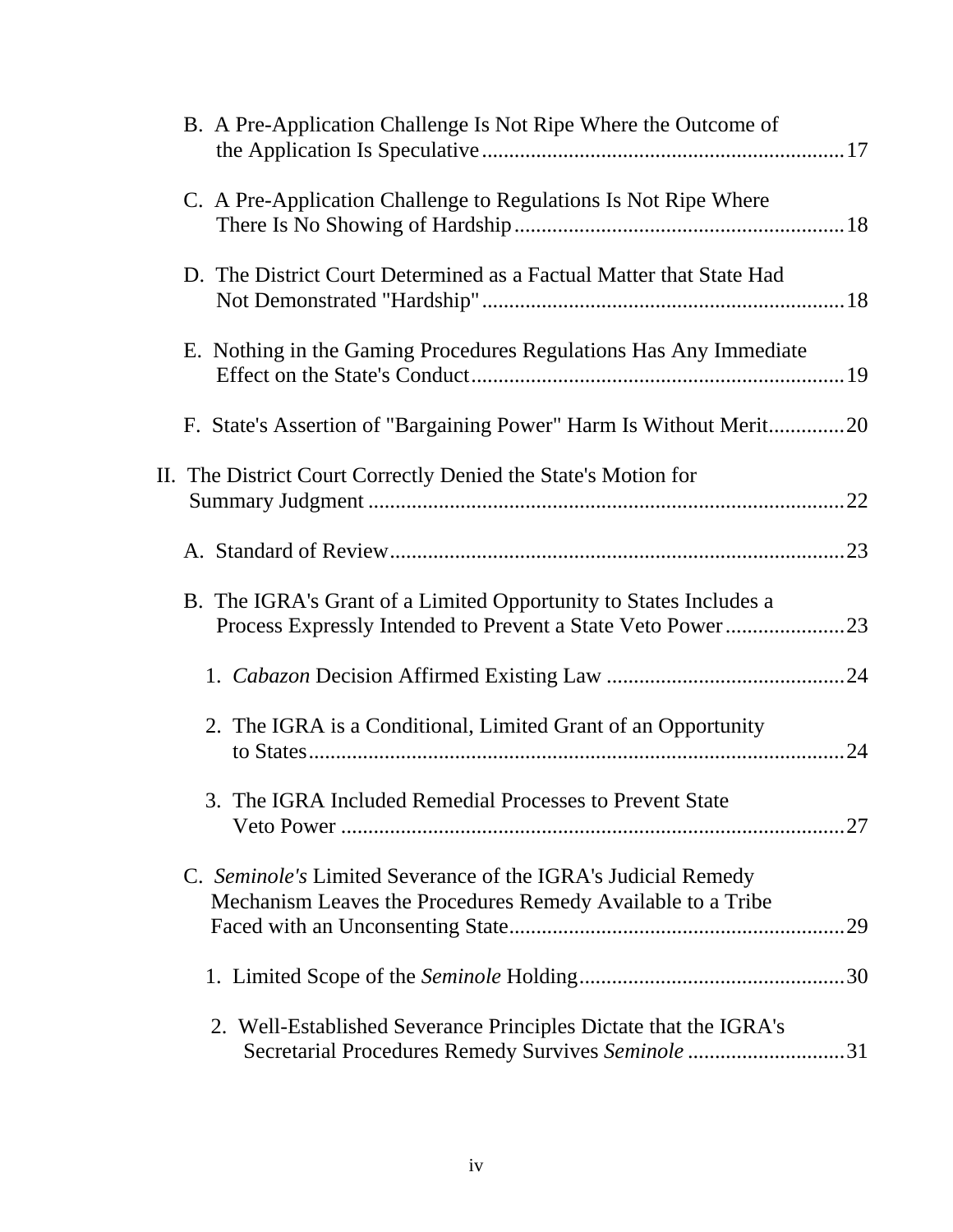B. A Pre-Application Challenge Is Not Ripe Where the Outcome of the Application Is Speculative .................................................................. 17

C. A Pre-Application Challenge to Regulations Is Not Ripe Where There Is No Showing of Hardship ............................................................ 18

D. The District Court Determined as a Factual Matter that State Had Not Demonstrated "Hardship" .................................................................. 18

E. Nothing in the Gaming Procedures Regulations Has Any Immediate Effect on the State's Conduct .................................................................... 19

F. State's Assertion of "Bargaining Power" Harm Is Without Merit .............. 20

II. The District Court Correctly Denied the State's Motion for Summary Judgment ....................................................................................... 22

A. Standard of Review .................................................................................... 23

B. The IGRA's Grant of a Limited Opportunity to States Includes a Process Expressly Intended to Prevent a State Veto Power ...................... 23

1. *Cabazon* Decision Affirmed Existing Law ............................................ 24

2. The IGRA is a Conditional, Limited Grant of an Opportunity to States .................................................................................................. 24

3. The IGRA Included Remedial Processes to Prevent State Veto Power ............................................................................................. 27

C. *Seminole's* Limited Severance of the IGRA's Judicial Remedy Mechanism Leaves the Procedures Remedy Available to a Tribe Faced with an Unconsenting State ............................................................. 29

1. Limited Scope of the *Seminole* Holding ................................................. 30

2. Well-Established Severance Principles Dictate that the IGRA's Secretarial Procedures Remedy Survives *Seminole* ............................. 31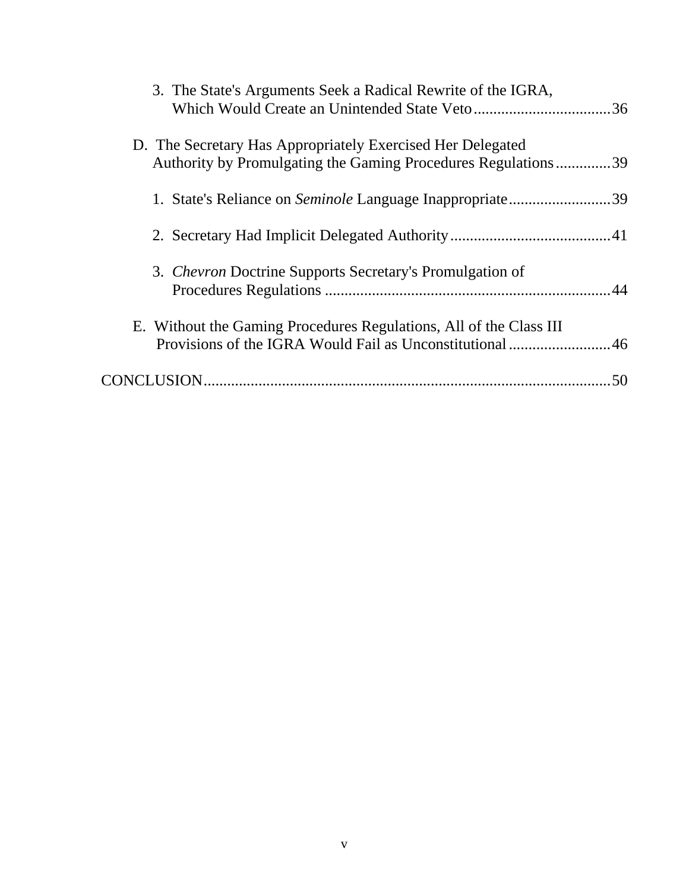3. The State's Arguments Seek a Radical Rewrite of the IGRA, Which Would Create an Unintended State Veto ....................................36

D. The Secretary Has Appropriately Exercised Her Delegated Authority by Promulgating the Gaming Procedures Regulations ..............39

1. State's Reliance on *Seminole* Language Inappropriate ..........................39

2. Secretary Had Implicit Delegated Authority .........................................41

3. *Chevron* Doctrine Supports Secretary's Promulgation of Procedures Regulations .........................................................................44

E. Without the Gaming Procedures Regulations, All of the Class III Provisions of the IGRA Would Fail as Unconstitutional ..........................46

CONCLUSION........................................................................................................50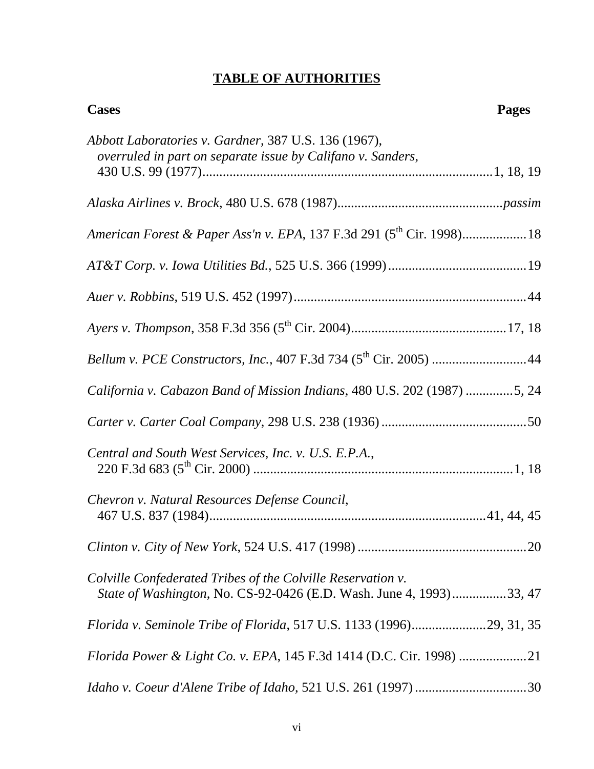## TABLE OF AUTHORITIES

**Cases** **Pages**

*Abbott Laboratories v. Gardner*, 387 U.S. 136 (1967), *overruled in part on separate issue by Califano v. Sanders*, 430 U.S. 99 (1977) ........................................ 1, 18, 19

*Alaska Airlines v. Brock*, 480 U.S. 678 (1987) ........................................ *passim*

*American Forest & Paper Ass'n v. EPA*, 137 F.3d 291 (5th Cir. 1998) ........................................ 18

*AT&T Corp. v. Iowa Utilities Bd.*, 525 U.S. 366 (1999) ........................................ 19

*Auer v. Robbins*, 519 U.S. 452 (1997) ........................................ 44

*Ayers v. Thompson*, 358 F.3d 356 (5th Cir. 2004) ........................................ 17, 18

*Bellum v. PCE Constructors, Inc.*, 407 F.3d 734 (5th Cir. 2005) ........................................ 44

*California v. Cabazon Band of Mission Indians*, 480 U.S. 202 (1987) ........................................ 5, 24

*Carter v. Carter Coal Company*, 298 U.S. 238 (1936) ........................................ 50

*Central and South West Services, Inc. v. U.S. E.P.A.*, 220 F.3d 683 (5th Cir. 2000) ........................................ 1, 18

*Chevron v. Natural Resources Defense Council*, 467 U.S. 837 (1984) ........................................ 41, 44, 45

*Clinton v. City of New York*, 524 U.S. 417 (1998) ........................................ 20

*Colville Confederated Tribes of the Colville Reservation v. State of Washington*, No. CS-92-0426 (E.D. Wash. June 4, 1993) ........................................ 33, 47

*Florida v. Seminole Tribe of Florida*, 517 U.S. 1133 (1996) ........................................ 29, 31, 35

*Florida Power & Light Co. v. EPA*, 145 F.3d 1414 (D.C. Cir. 1998) ........................................ 21

*Idaho v. Coeur d'Alene Tribe of Idaho*, 521 U.S. 261 (1997) ........................................ 30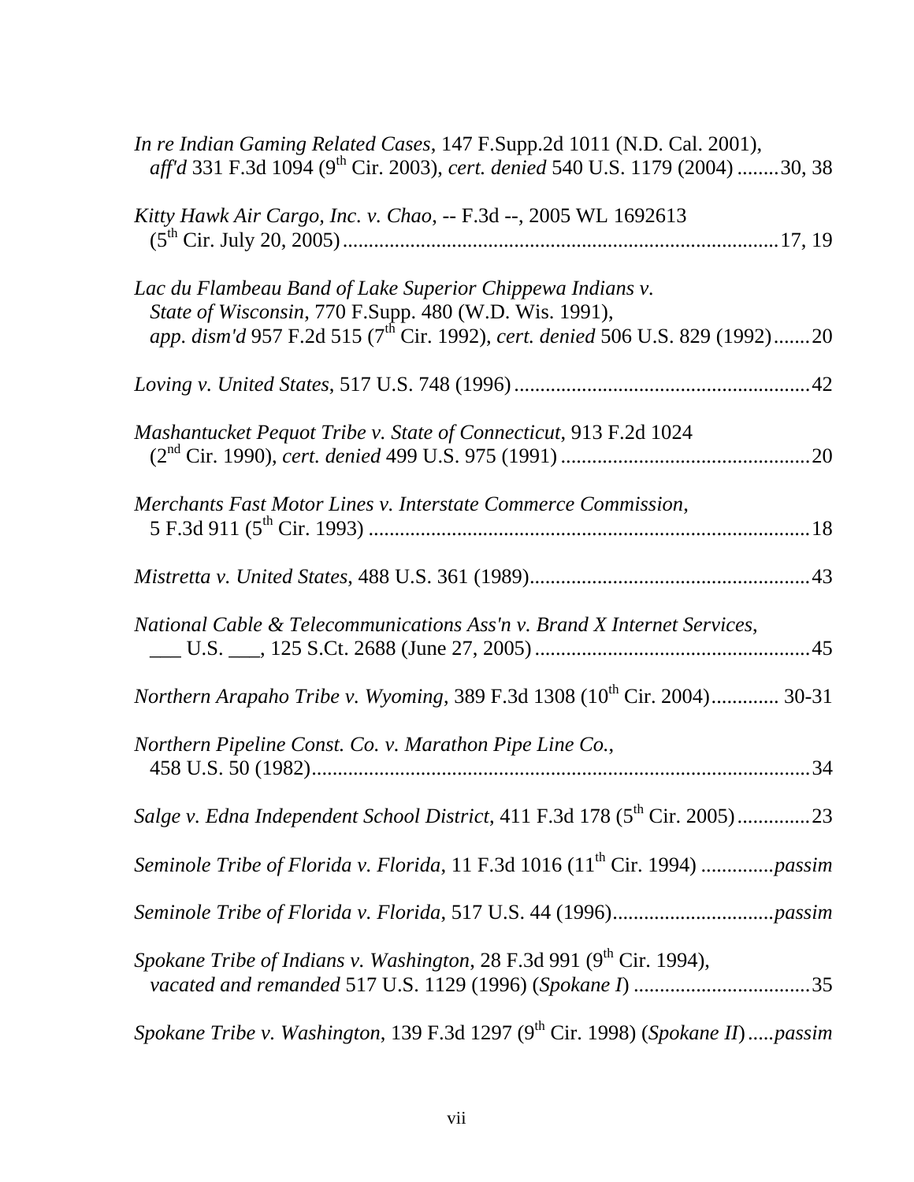*In re Indian Gaming Related Cases*, 147 F.Supp.2d 1011 (N.D. Cal. 2001), *aff'd* 331 F.3d 1094 (9th Cir. 2003), *cert. denied* 540 U.S. 1179 (2004) ........30, 38

*Kitty Hawk Air Cargo, Inc. v. Chao*, -- F.3d --, 2005 WL 1692613 (5th Cir. July 20, 2005)....................................................................................17, 19

*Lac du Flambeau Band of Lake Superior Chippewa Indians v. State of Wisconsin*, 770 F.Supp. 480 (W.D. Wis. 1991), *app. dism'd* 957 F.2d 515 (7th Cir. 1992), *cert. denied* 506 U.S. 829 (1992).......20

*Loving v. United States*, 517 U.S. 748 (1996).........................................................42

*Mashantucket Pequot Tribe v. State of Connecticut*, 913 F.2d 1024 (2nd Cir. 1990), *cert. denied* 499 U.S. 975 (1991) ................................................20

*Merchants Fast Motor Lines v. Interstate Commerce Commission*, 5 F.3d 911 (5th Cir. 1993) ....................................................................................18

*Mistretta v. United States*, 488 U.S. 361 (1989).....................................................43

*National Cable & Telecommunications Ass'n v. Brand X Internet Services*, ___ U.S. ___, 125 S.Ct. 2688 (June 27, 2005).....................................................45

*Northern Arapaho Tribe v. Wyoming*, 389 F.3d 1308 (10th Cir. 2004)............. 30-31

*Northern Pipeline Const. Co. v. Marathon Pipe Line Co.*, 458 U.S. 50 (1982)................................................................................................34

*Salge v. Edna Independent School District*, 411 F.3d 178 (5th Cir. 2005).............23

*Seminole Tribe of Florida v. Florida*, 11 F.3d 1016 (11th Cir. 1994) .............*passim*

*Seminole Tribe of Florida v. Florida*, 517 U.S. 44 (1996)...............................*passim*

*Spokane Tribe of Indians v. Washington*, 28 F.3d 991 (9th Cir. 1994), *vacated and remanded* 517 U.S. 1129 (1996) (*Spokane I*) ..................................35

*Spokane Tribe v. Washington*, 139 F.3d 1297 (9th Cir. 1998) (*Spokane II*).....*passim*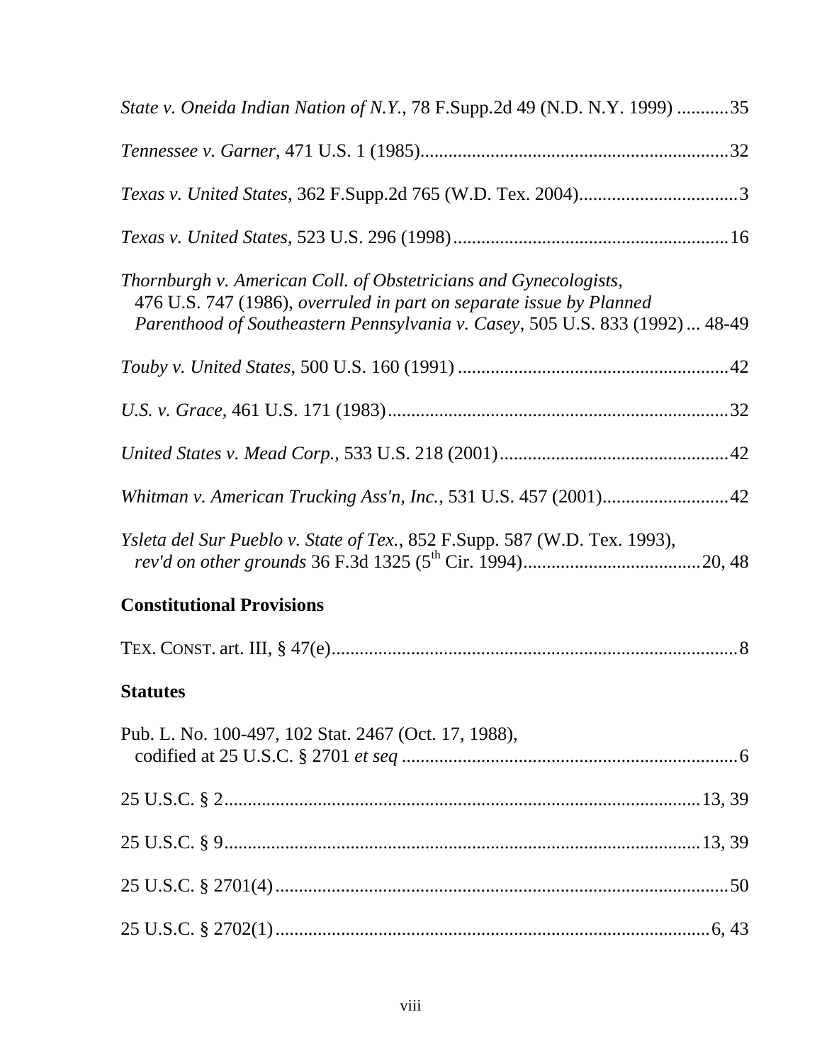*State v. Oneida Indian Nation of N.Y.*, 78 F.Supp.2d 49 (N.D. N.Y. 1999) ...........35

*Tennessee v. Garner*, 471 U.S. 1 (1985).................................................................32

*Texas v. United States*, 362 F.Supp.2d 765 (W.D. Tex. 2004)..................................3

*Texas v. United States*, 523 U.S. 296 (1998)...........................................................16

*Thornburgh v. American Coll. of Obstetricians and Gynecologists*, 476 U.S. 747 (1986), *overruled in part on separate issue by Planned Parenthood of Southeastern Pennsylvania v. Casey*, 505 U.S. 833 (1992) ... 48-49

*Touby v. United States*, 500 U.S. 160 (1991) .........................................................42

*U.S. v. Grace*, 461 U.S. 171 (1983).........................................................................32

*United States v. Mead Corp.*, 533 U.S. 218 (2001).................................................42

*Whitman v. American Trucking Ass'n, Inc.*, 531 U.S. 457 (2001)...........................42

*Ysleta del Sur Pueblo v. State of Tex.*, 852 F.Supp. 587 (W.D. Tex. 1993), *rev'd on other grounds* 36 F.3d 1325 (5th Cir. 1994).......................................20, 48

## Constitutional Provisions

TEX. CONST. art. III, § 47(e).......................................................................................8

## Statutes

Pub. L. No. 100-497, 102 Stat. 2467 (Oct. 17, 1988), codified at 25 U.S.C. § 2701 *et seq* ........................................................................6

25 U.S.C. § 2......................................................................................................13, 39

25 U.S.C. § 9......................................................................................................13, 39

25 U.S.C. § 2701(4)..................................................................................................50

25 U.S.C. § 2702(1)..............................................................................................6, 43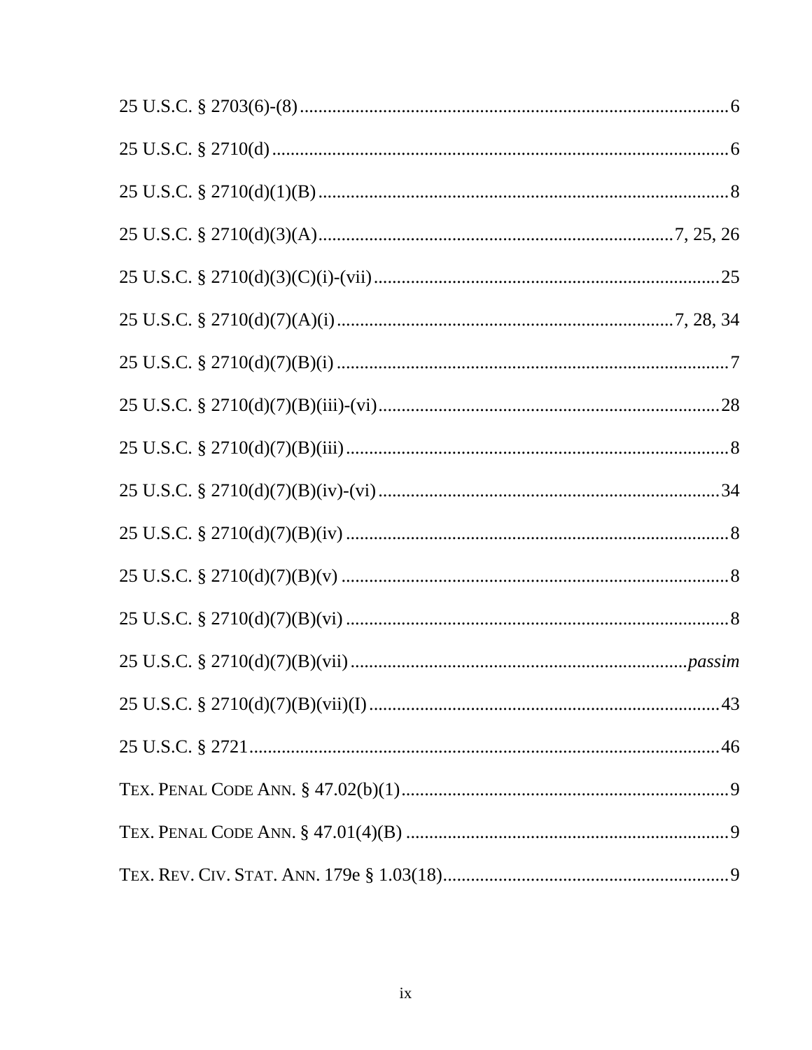25 U.S.C. § 2703(6)-(8) ........................................................................................ 6

25 U.S.C. § 2710(d) ............................................................................................... 6

25 U.S.C. § 2710(d)(1)(B) ...................................................................................... 8

25 U.S.C. § 2710(d)(3)(A) ...................................................................... 7, 25, 26

25 U.S.C. § 2710(d)(3)(C)(i)-(vii) ........................................................................ 25

25 U.S.C. § 2710(d)(7)(A)(i) .................................................................... 7, 28, 34

25 U.S.C. § 2710(d)(7)(B)(i) .................................................................................. 7

25 U.S.C. § 2710(d)(7)(B)(iii)-(vi) ....................................................................... 28

25 U.S.C. § 2710(d)(7)(B)(iii) ................................................................................ 8

25 U.S.C. § 2710(d)(7)(B)(iv)-(vi) ....................................................................... 34

25 U.S.C. § 2710(d)(7)(B)(iv) ................................................................................ 8

25 U.S.C. § 2710(d)(7)(B)(v) ................................................................................. 8

25 U.S.C. § 2710(d)(7)(B)(vi) ................................................................................ 8

25 U.S.C. § 2710(d)(7)(B)(vii) ...................................................................... *passim*

25 U.S.C. § 2710(d)(7)(B)(vii)(I) ......................................................................... 43

25 U.S.C. § 2721 .................................................................................................. 46

TEX. PENAL CODE ANN. § 47.02(b)(1) .................................................................... 9

TEX. PENAL CODE ANN. § 47.01(4)(B) ................................................................... 9

TEX. REV. CIV. STAT. ANN. 179e § 1.03(18) ........................................................... 9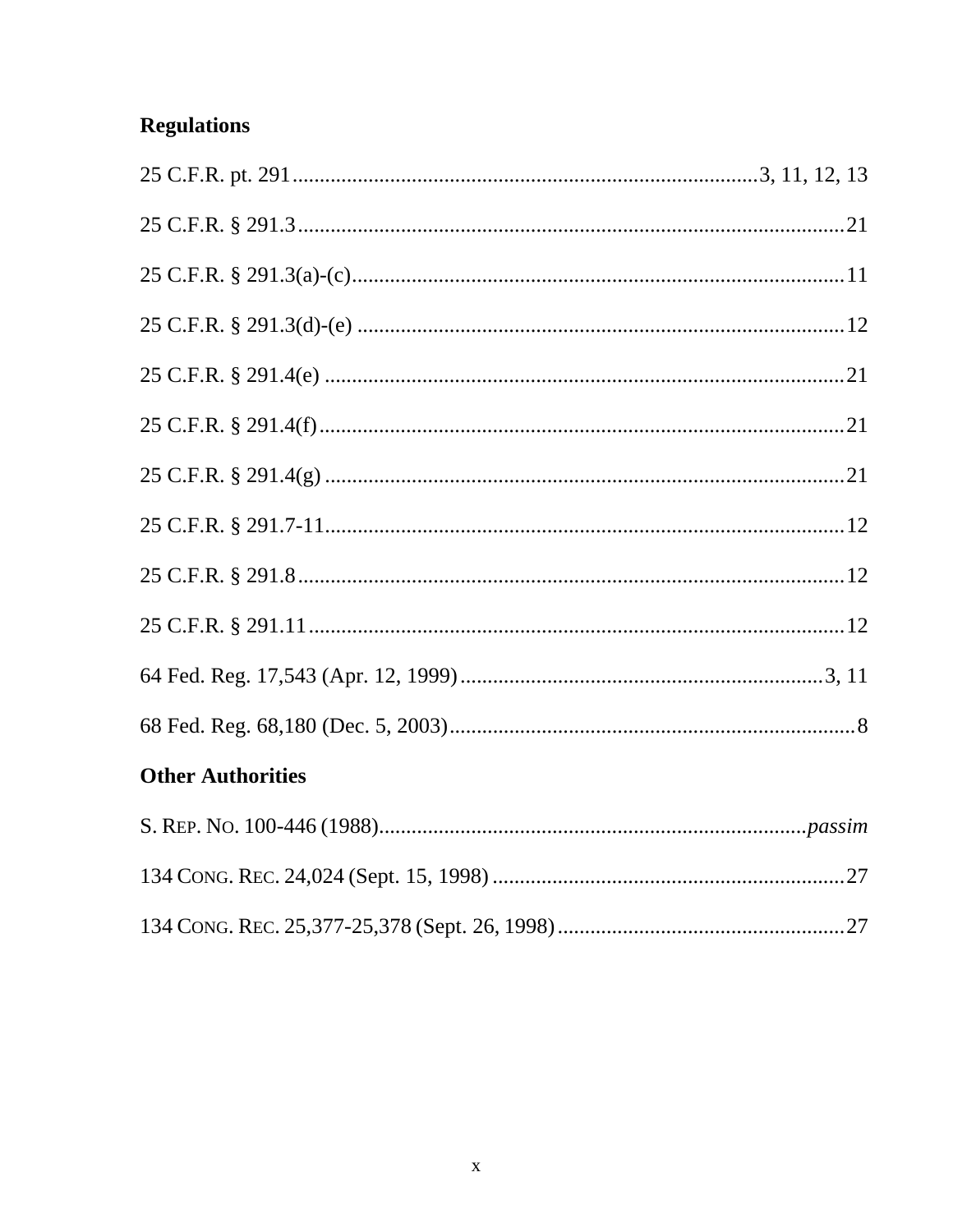## Regulations

25 C.F.R. pt. 291 ........................................ 3, 11, 12, 13

25 C.F.R. § 291.3 ........................................ 21

25 C.F.R. § 291.3(a)-(c) ........................................ 11

25 C.F.R. § 291.3(d)-(e) ........................................ 12

25 C.F.R. § 291.4(e) ........................................ 21

25 C.F.R. § 291.4(f) ........................................ 21

25 C.F.R. § 291.4(g) ........................................ 21

25 C.F.R. § 291.7-11 ........................................ 12

25 C.F.R. § 291.8 ........................................ 12

25 C.F.R. § 291.11 ........................................ 12

64 Fed. Reg. 17,543 (Apr. 12, 1999) ........................................ 3, 11

68 Fed. Reg. 68,180 (Dec. 5, 2003) ........................................ 8

## Other Authorities

S. REP. NO. 100-446 (1988) ........................................ *passim*

134 CONG. REC. 24,024 (Sept. 15, 1998) ........................................ 27

134 CONG. REC. 25,377-25,378 (Sept. 26, 1998) ........................................ 27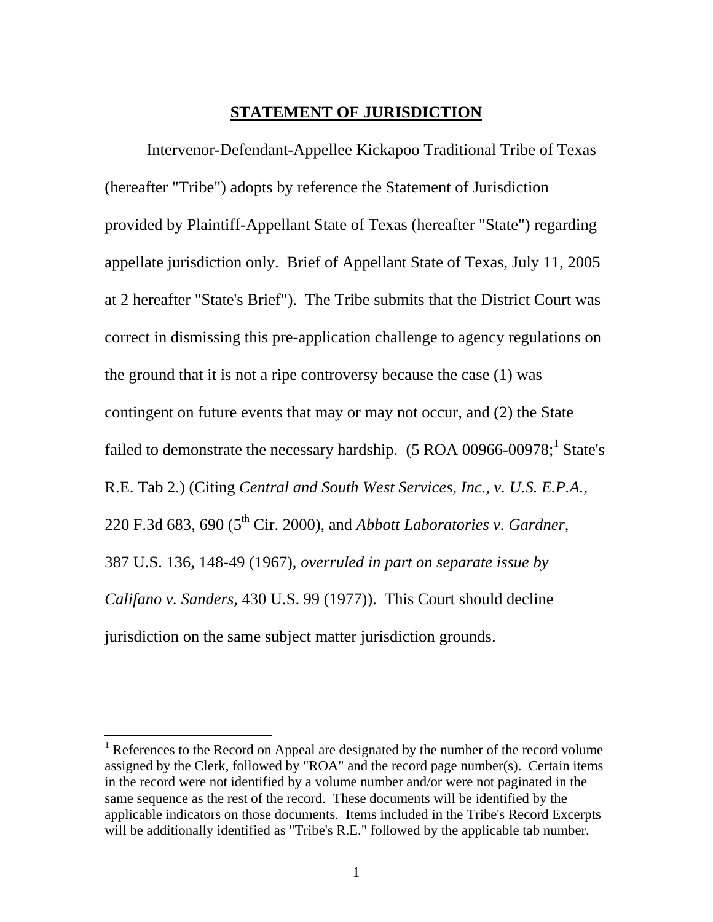## STATEMENT OF JURISDICTION

Intervenor-Defendant-Appellee Kickapoo Traditional Tribe of Texas (hereafter "Tribe") adopts by reference the Statement of Jurisdiction provided by Plaintiff-Appellant State of Texas (hereafter "State") regarding appellate jurisdiction only. Brief of Appellant State of Texas, July 11, 2005 at 2 hereafter "State's Brief"). The Tribe submits that the District Court was correct in dismissing this pre-application challenge to agency regulations on the ground that it is not a ripe controversy because the case (1) was contingent on future events that may or may not occur, and (2) the State failed to demonstrate the necessary hardship. (5 ROA 00966-00978;[1] State's R.E. Tab 2.) (Citing *Central and South West Services, Inc., v. U.S. E.P.A.*, 220 F.3d 683, 690 (5th Cir. 2000), and *Abbott Laboratories v. Gardner*, 387 U.S. 136, 148-49 (1967), *overruled in part on separate issue by Califano v. Sanders,* 430 U.S. 99 (1977)). This Court should decline jurisdiction on the same subject matter jurisdiction grounds.

---

[1] References to the Record on Appeal are designated by the number of the record volume assigned by the Clerk, followed by "ROA" and the record page number(s). Certain items in the record were not identified by a volume number and/or were not paginated in the same sequence as the rest of the record. These documents will be identified by the applicable indicators on those documents. Items included in the Tribe's Record Excerpts will be additionally identified as "Tribe's R.E." followed by the applicable tab number.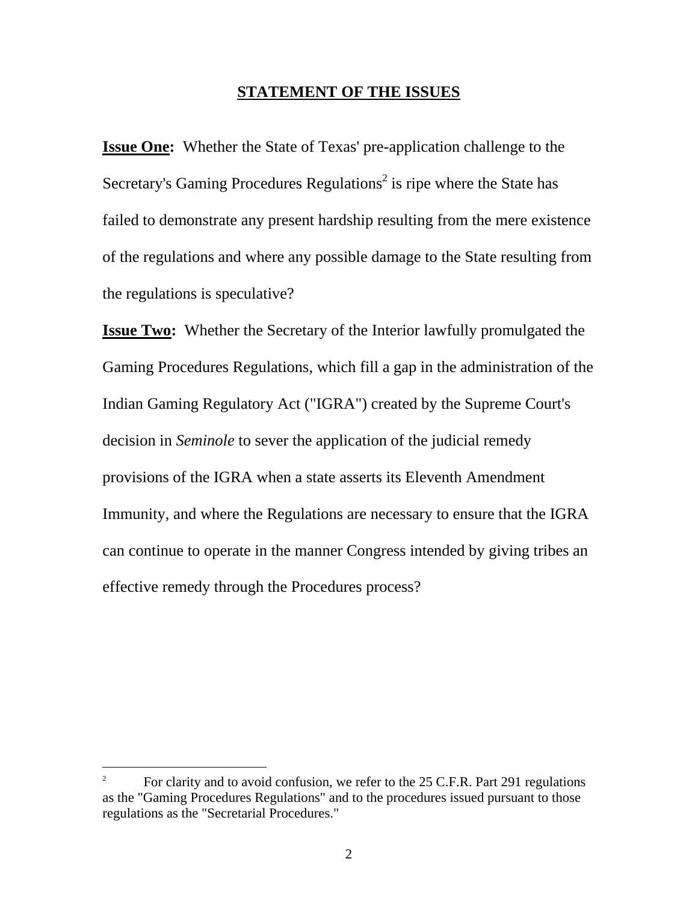## STATEMENT OF THE ISSUES

**Issue One:** Whether the State of Texas' pre-application challenge to the Secretary's Gaming Procedures Regulations[2] is ripe where the State has failed to demonstrate any present hardship resulting from the mere existence of the regulations and where any possible damage to the State resulting from the regulations is speculative?

**Issue Two:** Whether the Secretary of the Interior lawfully promulgated the Gaming Procedures Regulations, which fill a gap in the administration of the Indian Gaming Regulatory Act ("IGRA") created by the Supreme Court's decision in *Seminole* to sever the application of the judicial remedy provisions of the IGRA when a state asserts its Eleventh Amendment Immunity, and where the Regulations are necessary to ensure that the IGRA can continue to operate in the manner Congress intended by giving tribes an effective remedy through the Procedures process?

---

[2] For clarity and to avoid confusion, we refer to the 25 C.F.R. Part 291 regulations as the "Gaming Procedures Regulations" and to the procedures issued pursuant to those regulations as the "Secretarial Procedures."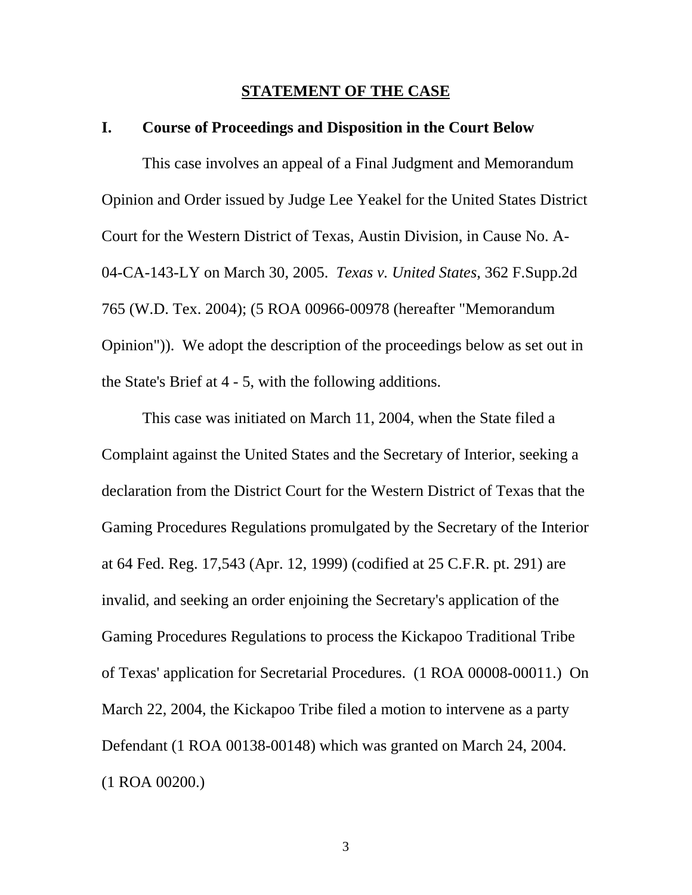## STATEMENT OF THE CASE

### I. Course of Proceedings and Disposition in the Court Below

This case involves an appeal of a Final Judgment and Memorandum Opinion and Order issued by Judge Lee Yeakel for the United States District Court for the Western District of Texas, Austin Division, in Cause No. A-04-CA-143-LY on March 30, 2005. *Texas v. United States*, 362 F.Supp.2d 765 (W.D. Tex. 2004); (5 ROA 00966-00978 (hereafter "Memorandum Opinion")). We adopt the description of the proceedings below as set out in the State's Brief at 4 - 5, with the following additions.

This case was initiated on March 11, 2004, when the State filed a Complaint against the United States and the Secretary of Interior, seeking a declaration from the District Court for the Western District of Texas that the Gaming Procedures Regulations promulgated by the Secretary of the Interior at 64 Fed. Reg. 17,543 (Apr. 12, 1999) (codified at 25 C.F.R. pt. 291) are invalid, and seeking an order enjoining the Secretary's application of the Gaming Procedures Regulations to process the Kickapoo Traditional Tribe of Texas' application for Secretarial Procedures. (1 ROA 00008-00011.) On March 22, 2004, the Kickapoo Tribe filed a motion to intervene as a party Defendant (1 ROA 00138-00148) which was granted on March 24, 2004. (1 ROA 00200.)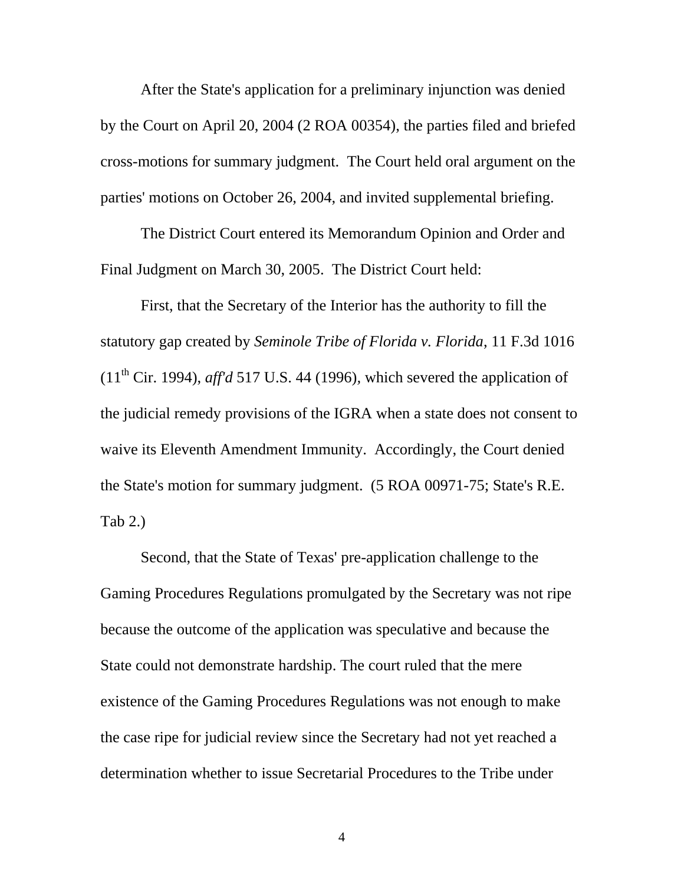After the State's application for a preliminary injunction was denied by the Court on April 20, 2004 (2 ROA 00354), the parties filed and briefed cross-motions for summary judgment. The Court held oral argument on the parties' motions on October 26, 2004, and invited supplemental briefing.

The District Court entered its Memorandum Opinion and Order and Final Judgment on March 30, 2005. The District Court held:

First, that the Secretary of the Interior has the authority to fill the statutory gap created by *Seminole Tribe of Florida v. Florida*, 11 F.3d 1016 (11th Cir. 1994), *aff'd* 517 U.S. 44 (1996), which severed the application of the judicial remedy provisions of the IGRA when a state does not consent to waive its Eleventh Amendment Immunity. Accordingly, the Court denied the State's motion for summary judgment. (5 ROA 00971-75; State's R.E. Tab 2.)

Second, that the State of Texas' pre-application challenge to the Gaming Procedures Regulations promulgated by the Secretary was not ripe because the outcome of the application was speculative and because the State could not demonstrate hardship. The court ruled that the mere existence of the Gaming Procedures Regulations was not enough to make the case ripe for judicial review since the Secretary had not yet reached a determination whether to issue Secretarial Procedures to the Tribe under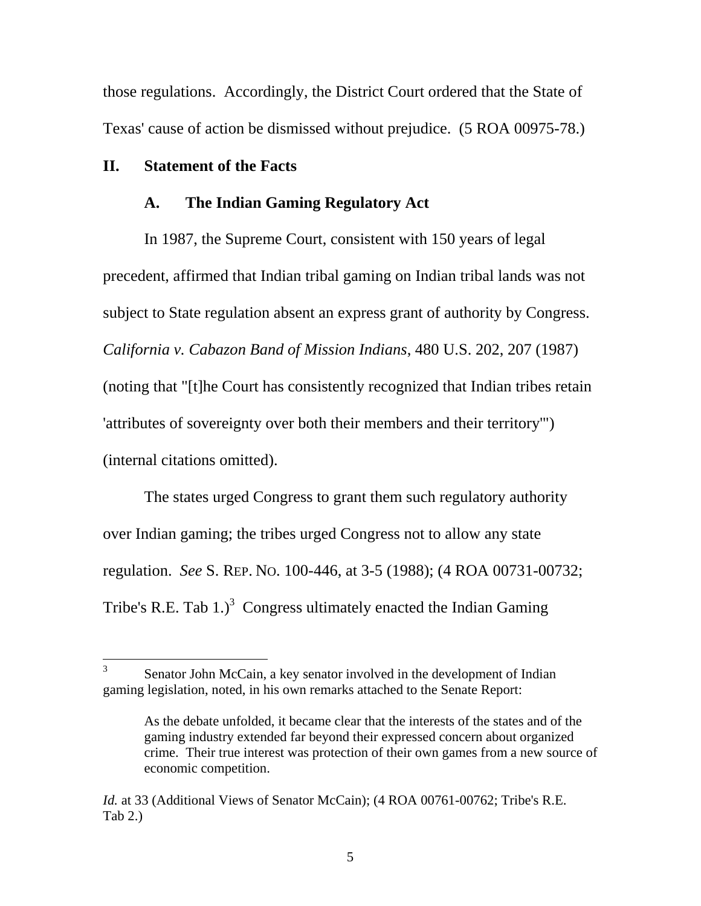those regulations. Accordingly, the District Court ordered that the State of Texas' cause of action be dismissed without prejudice. (5 ROA 00975-78.)

## II. Statement of the Facts

### A. The Indian Gaming Regulatory Act

In 1987, the Supreme Court, consistent with 150 years of legal precedent, affirmed that Indian tribal gaming on Indian tribal lands was not subject to State regulation absent an express grant of authority by Congress. *California v. Cabazon Band of Mission Indians*, 480 U.S. 202, 207 (1987) (noting that "[t]he Court has consistently recognized that Indian tribes retain 'attributes of sovereignty over both their members and their territory'") (internal citations omitted).

The states urged Congress to grant them such regulatory authority over Indian gaming; the tribes urged Congress not to allow any state regulation. *See* S. REP. NO. 100-446, at 3-5 (1988); (4 ROA 00731-00732; Tribe's R.E. Tab 1.)[3] Congress ultimately enacted the Indian Gaming

---

[3] Senator John McCain, a key senator involved in the development of Indian gaming legislation, noted, in his own remarks attached to the Senate Report:

> As the debate unfolded, it became clear that the interests of the states and of the gaming industry extended far beyond their expressed concern about organized crime. Their true interest was protection of their own games from a new source of economic competition.

*Id.* at 33 (Additional Views of Senator McCain); (4 ROA 00761-00762; Tribe's R.E. Tab 2.)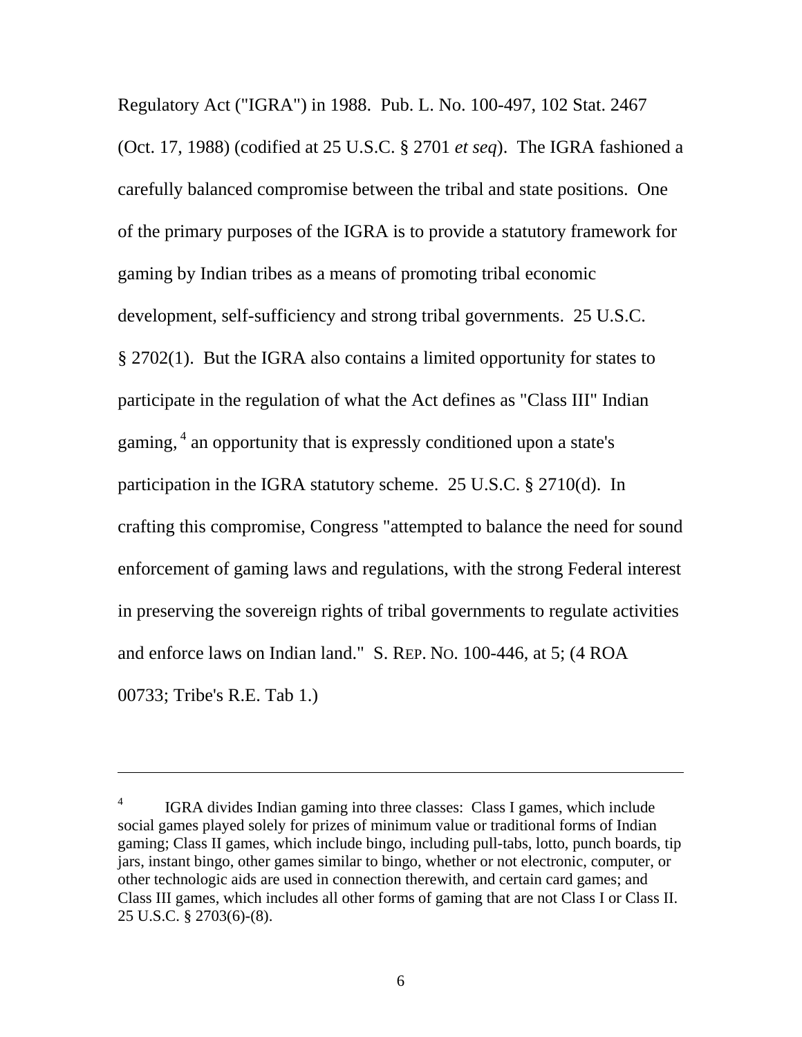Regulatory Act ("IGRA") in 1988. Pub. L. No. 100-497, 102 Stat. 2467 (Oct. 17, 1988) (codified at 25 U.S.C. § 2701 *et seq*). The IGRA fashioned a carefully balanced compromise between the tribal and state positions. One of the primary purposes of the IGRA is to provide a statutory framework for gaming by Indian tribes as a means of promoting tribal economic development, self-sufficiency and strong tribal governments. 25 U.S.C. § 2702(1). But the IGRA also contains a limited opportunity for states to participate in the regulation of what the Act defines as "Class III" Indian gaming, [4] an opportunity that is expressly conditioned upon a state's participation in the IGRA statutory scheme. 25 U.S.C. § 2710(d). In crafting this compromise, Congress "attempted to balance the need for sound enforcement of gaming laws and regulations, with the strong Federal interest in preserving the sovereign rights of tribal governments to regulate activities and enforce laws on Indian land." S. REP. NO. 100-446, at 5; (4 ROA 00733; Tribe's R.E. Tab 1.)

---

[4] IGRA divides Indian gaming into three classes: Class I games, which include social games played solely for prizes of minimum value or traditional forms of Indian gaming; Class II games, which include bingo, including pull-tabs, lotto, punch boards, tip jars, instant bingo, other games similar to bingo, whether or not electronic, computer, or other technologic aids are used in connection therewith, and certain card games; and Class III games, which includes all other forms of gaming that are not Class I or Class II. 25 U.S.C. § 2703(6)-(8).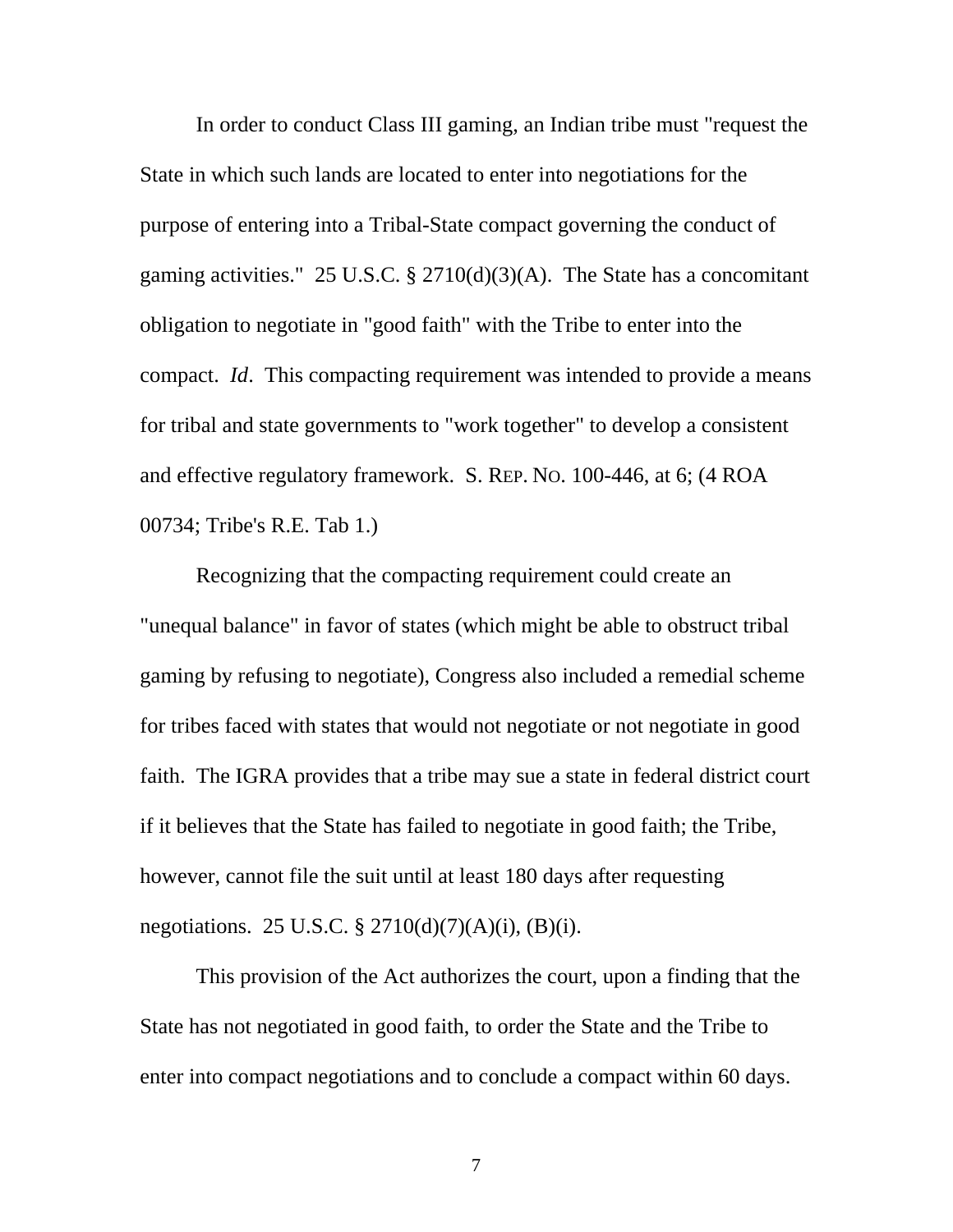In order to conduct Class III gaming, an Indian tribe must "request the State in which such lands are located to enter into negotiations for the purpose of entering into a Tribal-State compact governing the conduct of gaming activities." 25 U.S.C. § 2710(d)(3)(A). The State has a concomitant obligation to negotiate in "good faith" with the Tribe to enter into the compact. *Id*. This compacting requirement was intended to provide a means for tribal and state governments to "work together" to develop a consistent and effective regulatory framework. S. REP. NO. 100-446, at 6; (4 ROA 00734; Tribe's R.E. Tab 1.)

Recognizing that the compacting requirement could create an "unequal balance" in favor of states (which might be able to obstruct tribal gaming by refusing to negotiate), Congress also included a remedial scheme for tribes faced with states that would not negotiate or not negotiate in good faith. The IGRA provides that a tribe may sue a state in federal district court if it believes that the State has failed to negotiate in good faith; the Tribe, however, cannot file the suit until at least 180 days after requesting negotiations. 25 U.S.C. § 2710(d)(7)(A)(i), (B)(i).

This provision of the Act authorizes the court, upon a finding that the State has not negotiated in good faith, to order the State and the Tribe to enter into compact negotiations and to conclude a compact within 60 days.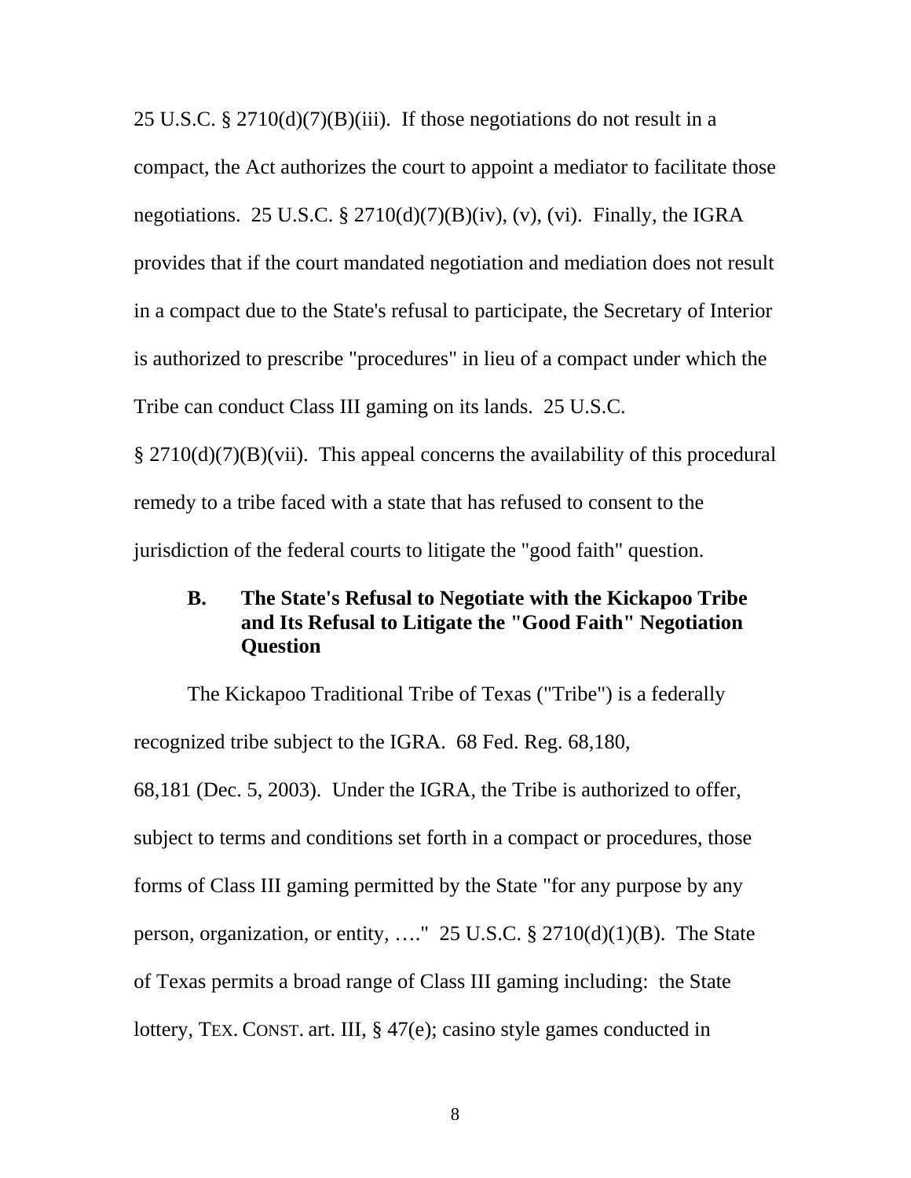25 U.S.C. § 2710(d)(7)(B)(iii). If those negotiations do not result in a compact, the Act authorizes the court to appoint a mediator to facilitate those negotiations. 25 U.S.C. § 2710(d)(7)(B)(iv), (v), (vi). Finally, the IGRA provides that if the court mandated negotiation and mediation does not result in a compact due to the State's refusal to participate, the Secretary of Interior is authorized to prescribe "procedures" in lieu of a compact under which the Tribe can conduct Class III gaming on its lands. 25 U.S.C. § 2710(d)(7)(B)(vii). This appeal concerns the availability of this procedural remedy to a tribe faced with a state that has refused to consent to the jurisdiction of the federal courts to litigate the "good faith" question.

### B. The State's Refusal to Negotiate with the Kickapoo Tribe and Its Refusal to Litigate the "Good Faith" Negotiation Question

The Kickapoo Traditional Tribe of Texas ("Tribe") is a federally recognized tribe subject to the IGRA. 68 Fed. Reg. 68,180, 68,181 (Dec. 5, 2003). Under the IGRA, the Tribe is authorized to offer, subject to terms and conditions set forth in a compact or procedures, those forms of Class III gaming permitted by the State "for any purpose by any person, organization, or entity, …." 25 U.S.C. § 2710(d)(1)(B). The State of Texas permits a broad range of Class III gaming including: the State lottery, TEX. CONST. art. III, § 47(e); casino style games conducted in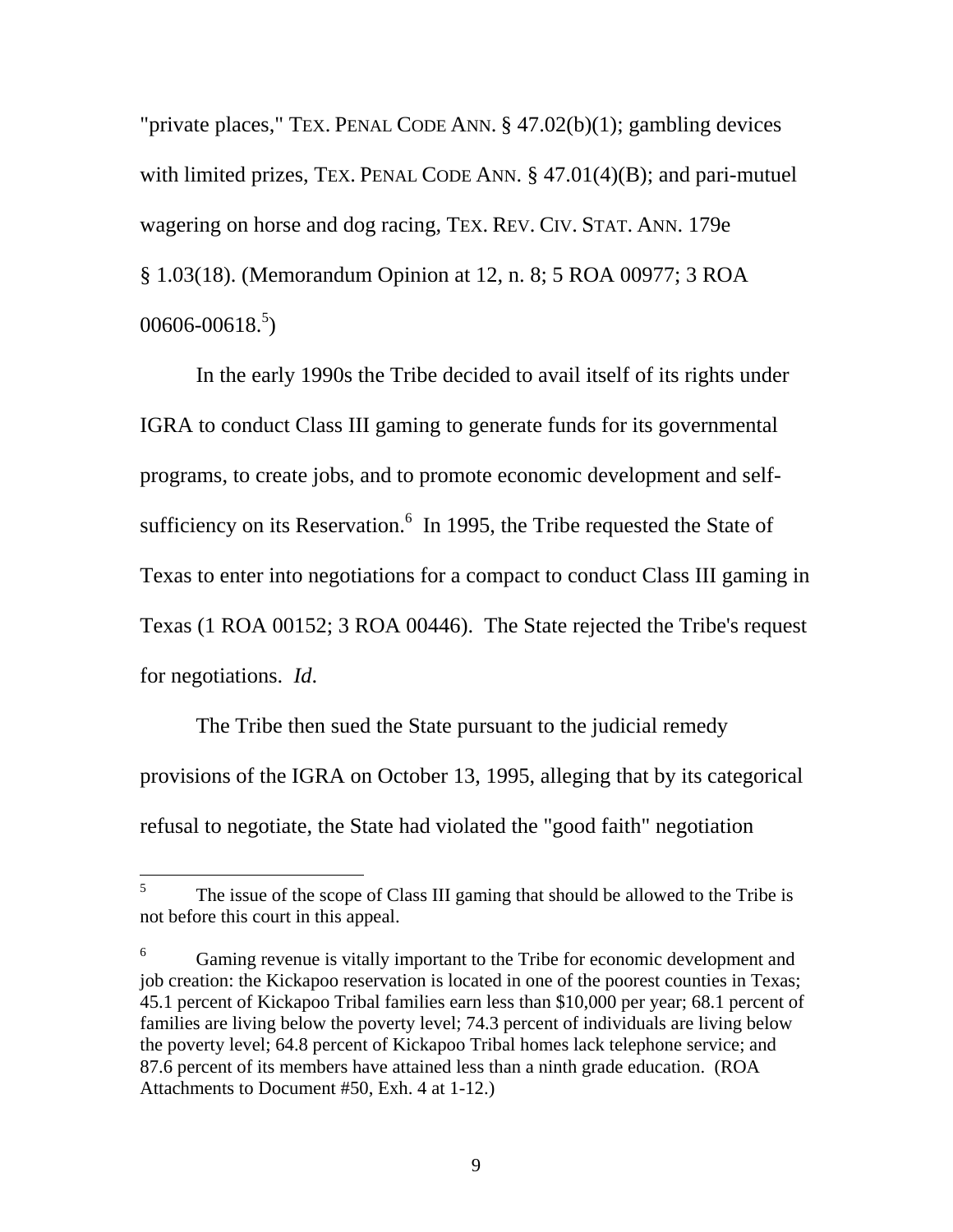"private places," TEX. PENAL CODE ANN. § 47.02(b)(1); gambling devices with limited prizes, TEX. PENAL CODE ANN. § 47.01(4)(B); and pari-mutuel wagering on horse and dog racing, TEX. REV. CIV. STAT. ANN. 179e § 1.03(18). (Memorandum Opinion at 12, n. 8; 5 ROA 00977; 3 ROA 00606-00618.[5])

In the early 1990s the Tribe decided to avail itself of its rights under IGRA to conduct Class III gaming to generate funds for its governmental programs, to create jobs, and to promote economic development and self-sufficiency on its Reservation.[6] In 1995, the Tribe requested the State of Texas to enter into negotiations for a compact to conduct Class III gaming in Texas (1 ROA 00152; 3 ROA 00446). The State rejected the Tribe's request for negotiations. *Id*.

The Tribe then sued the State pursuant to the judicial remedy provisions of the IGRA on October 13, 1995, alleging that by its categorical refusal to negotiate, the State had violated the "good faith" negotiation

---

[5] The issue of the scope of Class III gaming that should be allowed to the Tribe is not before this court in this appeal.

[6] Gaming revenue is vitally important to the Tribe for economic development and job creation: the Kickapoo reservation is located in one of the poorest counties in Texas; 45.1 percent of Kickapoo Tribal families earn less than $10,000 per year; 68.1 percent of families are living below the poverty level; 74.3 percent of individuals are living below the poverty level; 64.8 percent of Kickapoo Tribal homes lack telephone service; and 87.6 percent of its members have attained less than a ninth grade education. (ROA Attachments to Document #50, Exh. 4 at 1-12.)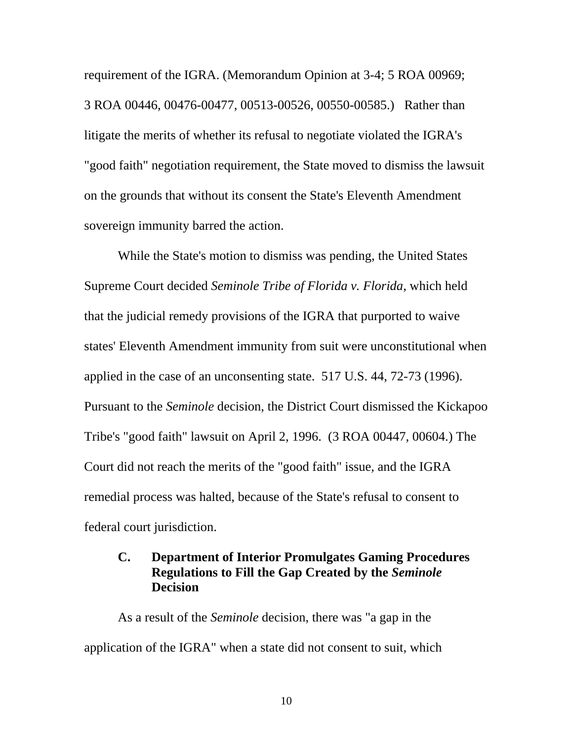requirement of the IGRA. (Memorandum Opinion at 3-4; 5 ROA 00969; 3 ROA 00446, 00476-00477, 00513-00526, 00550-00585.) Rather than litigate the merits of whether its refusal to negotiate violated the IGRA's "good faith" negotiation requirement, the State moved to dismiss the lawsuit on the grounds that without its consent the State's Eleventh Amendment sovereign immunity barred the action.

While the State's motion to dismiss was pending, the United States Supreme Court decided *Seminole Tribe of Florida v. Florida*, which held that the judicial remedy provisions of the IGRA that purported to waive states' Eleventh Amendment immunity from suit were unconstitutional when applied in the case of an unconsenting state. 517 U.S. 44, 72-73 (1996). Pursuant to the *Seminole* decision, the District Court dismissed the Kickapoo Tribe's "good faith" lawsuit on April 2, 1996. (3 ROA 00447, 00604.) The Court did not reach the merits of the "good faith" issue, and the IGRA remedial process was halted, because of the State's refusal to consent to federal court jurisdiction.

### C. Department of Interior Promulgates Gaming Procedures Regulations to Fill the Gap Created by the *Seminole* Decision

As a result of the *Seminole* decision, there was "a gap in the application of the IGRA" when a state did not consent to suit, which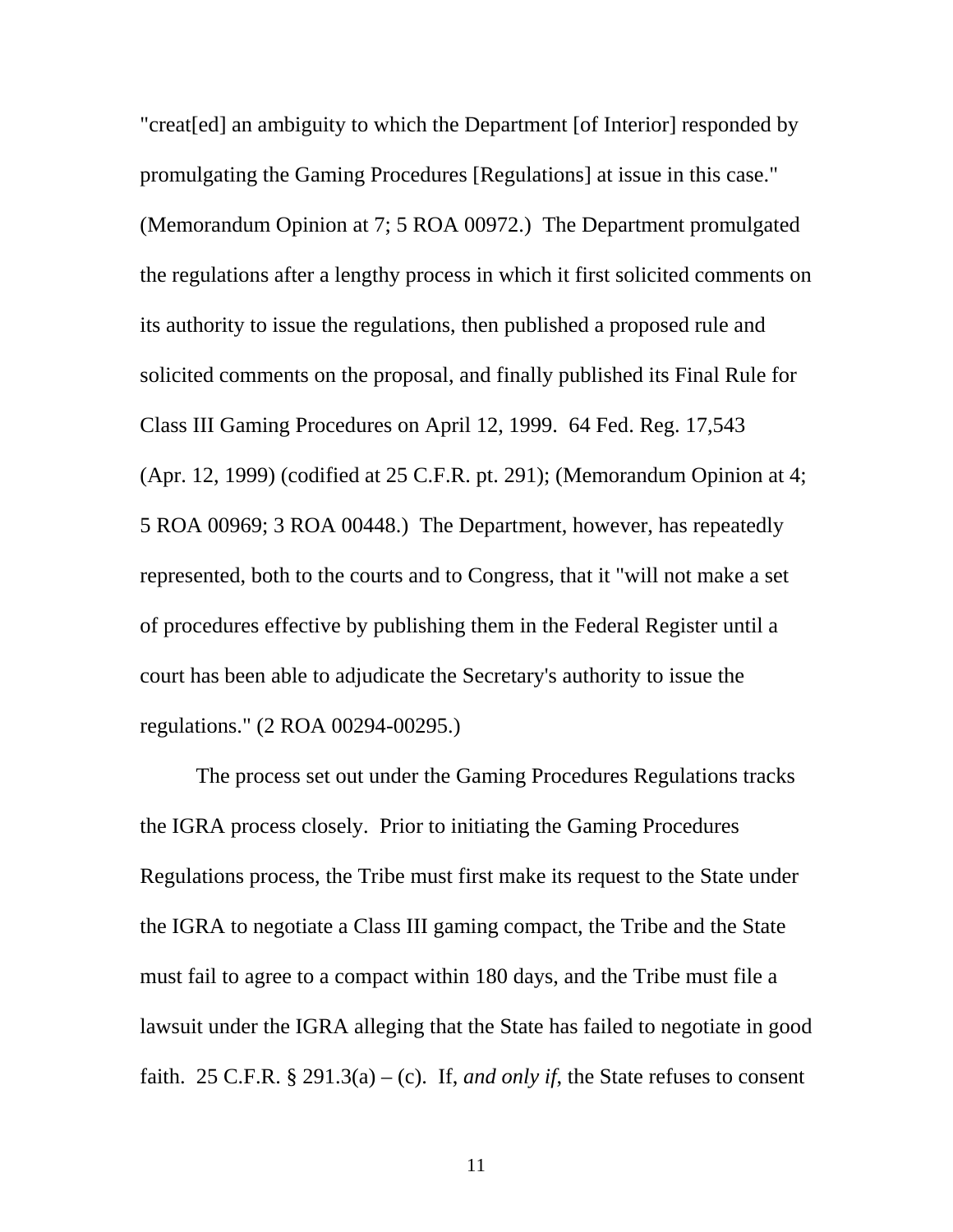"creat[ed] an ambiguity to which the Department [of Interior] responded by promulgating the Gaming Procedures [Regulations] at issue in this case." (Memorandum Opinion at 7; 5 ROA 00972.) The Department promulgated the regulations after a lengthy process in which it first solicited comments on its authority to issue the regulations, then published a proposed rule and solicited comments on the proposal, and finally published its Final Rule for Class III Gaming Procedures on April 12, 1999. 64 Fed. Reg. 17,543 (Apr. 12, 1999) (codified at 25 C.F.R. pt. 291); (Memorandum Opinion at 4; 5 ROA 00969; 3 ROA 00448.) The Department, however, has repeatedly represented, both to the courts and to Congress, that it "will not make a set of procedures effective by publishing them in the Federal Register until a court has been able to adjudicate the Secretary's authority to issue the regulations." (2 ROA 00294-00295.)

The process set out under the Gaming Procedures Regulations tracks the IGRA process closely. Prior to initiating the Gaming Procedures Regulations process, the Tribe must first make its request to the State under the IGRA to negotiate a Class III gaming compact, the Tribe and the State must fail to agree to a compact within 180 days, and the Tribe must file a lawsuit under the IGRA alleging that the State has failed to negotiate in good faith. 25 C.F.R. § 291.3(a) – (c). If, *and only if*, the State refuses to consent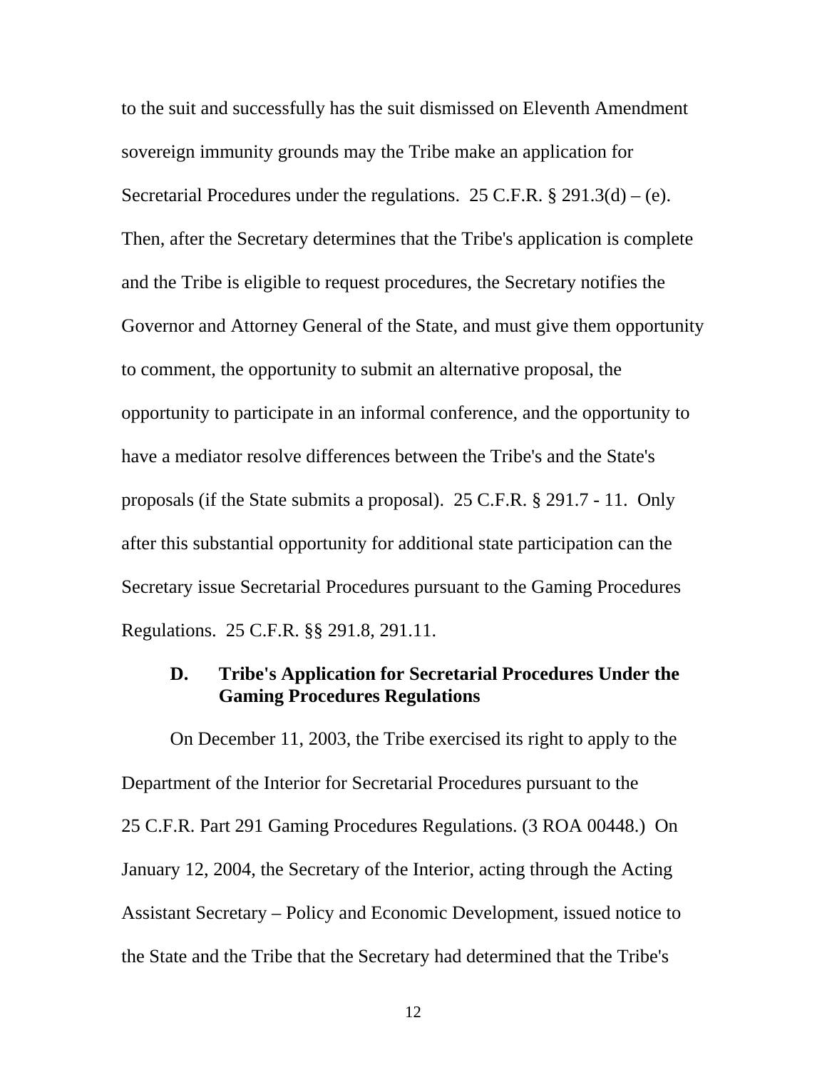to the suit and successfully has the suit dismissed on Eleventh Amendment sovereign immunity grounds may the Tribe make an application for Secretarial Procedures under the regulations. 25 C.F.R. § 291.3(d) – (e). Then, after the Secretary determines that the Tribe's application is complete and the Tribe is eligible to request procedures, the Secretary notifies the Governor and Attorney General of the State, and must give them opportunity to comment, the opportunity to submit an alternative proposal, the opportunity to participate in an informal conference, and the opportunity to have a mediator resolve differences between the Tribe's and the State's proposals (if the State submits a proposal). 25 C.F.R. § 291.7 - 11. Only after this substantial opportunity for additional state participation can the Secretary issue Secretarial Procedures pursuant to the Gaming Procedures Regulations. 25 C.F.R. §§ 291.8, 291.11.

### D. Tribe's Application for Secretarial Procedures Under the Gaming Procedures Regulations

On December 11, 2003, the Tribe exercised its right to apply to the Department of the Interior for Secretarial Procedures pursuant to the 25 C.F.R. Part 291 Gaming Procedures Regulations. (3 ROA 00448.) On January 12, 2004, the Secretary of the Interior, acting through the Acting Assistant Secretary – Policy and Economic Development, issued notice to the State and the Tribe that the Secretary had determined that the Tribe's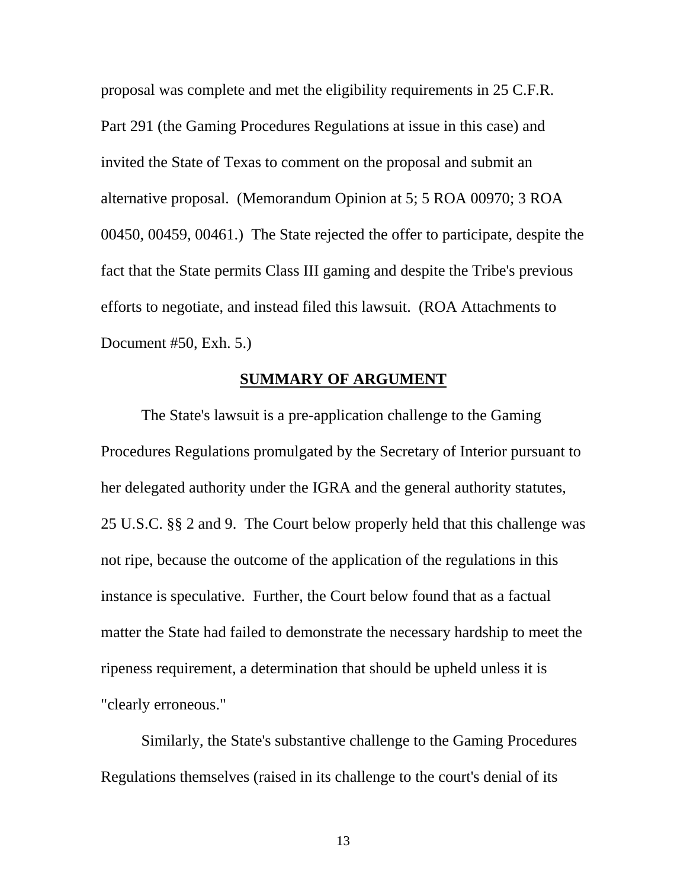proposal was complete and met the eligibility requirements in 25 C.F.R. Part 291 (the Gaming Procedures Regulations at issue in this case) and invited the State of Texas to comment on the proposal and submit an alternative proposal. (Memorandum Opinion at 5; 5 ROA 00970; 3 ROA 00450, 00459, 00461.) The State rejected the offer to participate, despite the fact that the State permits Class III gaming and despite the Tribe's previous efforts to negotiate, and instead filed this lawsuit. (ROA Attachments to Document #50, Exh. 5.)

## SUMMARY OF ARGUMENT

The State's lawsuit is a pre-application challenge to the Gaming Procedures Regulations promulgated by the Secretary of Interior pursuant to her delegated authority under the IGRA and the general authority statutes, 25 U.S.C. §§ 2 and 9. The Court below properly held that this challenge was not ripe, because the outcome of the application of the regulations in this instance is speculative. Further, the Court below found that as a factual matter the State had failed to demonstrate the necessary hardship to meet the ripeness requirement, a determination that should be upheld unless it is "clearly erroneous."

Similarly, the State's substantive challenge to the Gaming Procedures Regulations themselves (raised in its challenge to the court's denial of its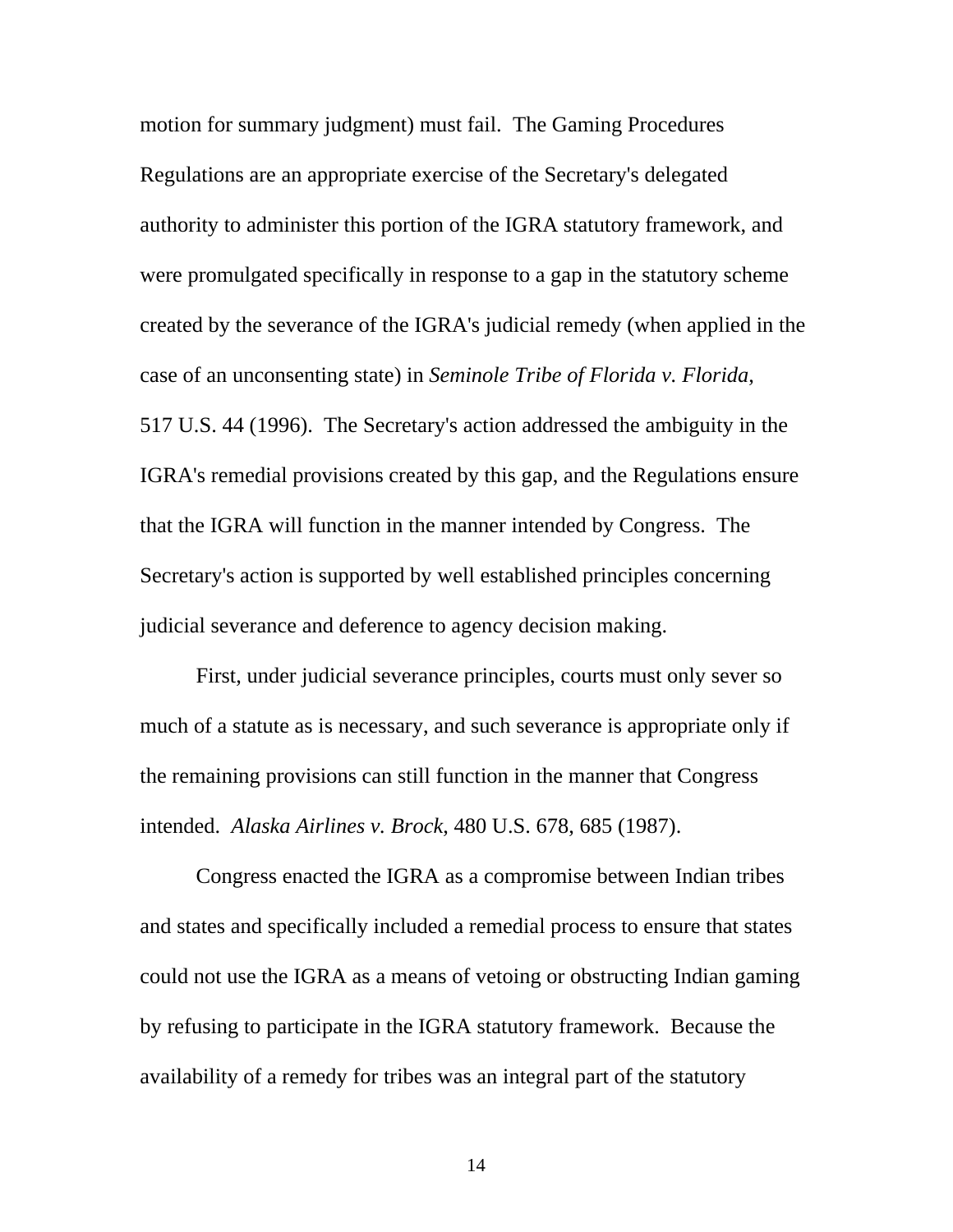motion for summary judgment) must fail. The Gaming Procedures Regulations are an appropriate exercise of the Secretary's delegated authority to administer this portion of the IGRA statutory framework, and were promulgated specifically in response to a gap in the statutory scheme created by the severance of the IGRA's judicial remedy (when applied in the case of an unconsenting state) in *Seminole Tribe of Florida v. Florida*, 517 U.S. 44 (1996). The Secretary's action addressed the ambiguity in the IGRA's remedial provisions created by this gap, and the Regulations ensure that the IGRA will function in the manner intended by Congress. The Secretary's action is supported by well established principles concerning judicial severance and deference to agency decision making.

First, under judicial severance principles, courts must only sever so much of a statute as is necessary, and such severance is appropriate only if the remaining provisions can still function in the manner that Congress intended. *Alaska Airlines v. Brock*, 480 U.S. 678, 685 (1987).

Congress enacted the IGRA as a compromise between Indian tribes and states and specifically included a remedial process to ensure that states could not use the IGRA as a means of vetoing or obstructing Indian gaming by refusing to participate in the IGRA statutory framework. Because the availability of a remedy for tribes was an integral part of the statutory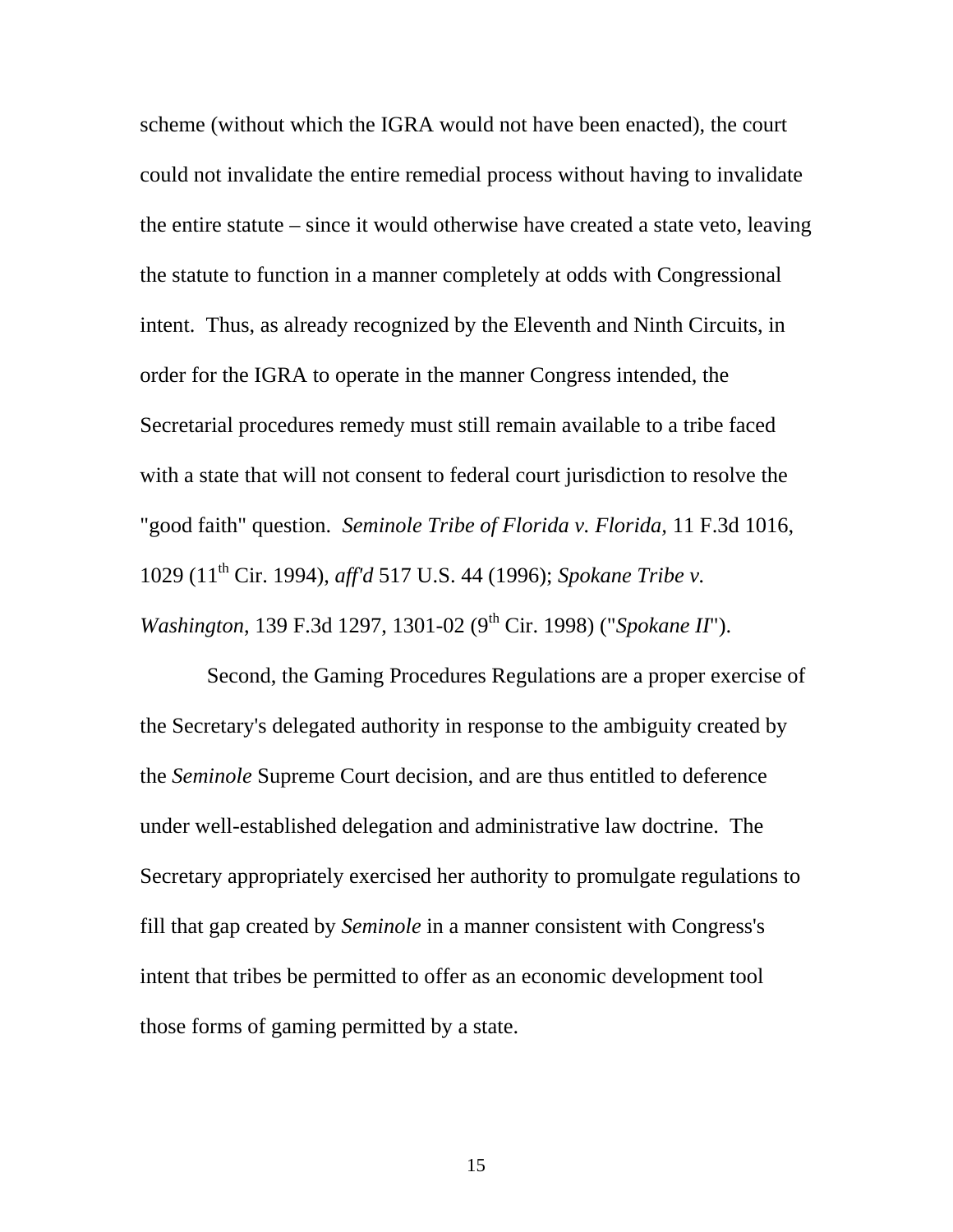scheme (without which the IGRA would not have been enacted), the court could not invalidate the entire remedial process without having to invalidate the entire statute – since it would otherwise have created a state veto, leaving the statute to function in a manner completely at odds with Congressional intent. Thus, as already recognized by the Eleventh and Ninth Circuits, in order for the IGRA to operate in the manner Congress intended, the Secretarial procedures remedy must still remain available to a tribe faced with a state that will not consent to federal court jurisdiction to resolve the "good faith" question. *Seminole Tribe of Florida v. Florida,* 11 F.3d 1016, 1029 (11th Cir. 1994), *aff'd* 517 U.S. 44 (1996); *Spokane Tribe v. Washington*, 139 F.3d 1297, 1301-02 (9th Cir. 1998) ("*Spokane II*").

Second, the Gaming Procedures Regulations are a proper exercise of the Secretary's delegated authority in response to the ambiguity created by the *Seminole* Supreme Court decision, and are thus entitled to deference under well-established delegation and administrative law doctrine. The Secretary appropriately exercised her authority to promulgate regulations to fill that gap created by *Seminole* in a manner consistent with Congress's intent that tribes be permitted to offer as an economic development tool those forms of gaming permitted by a state.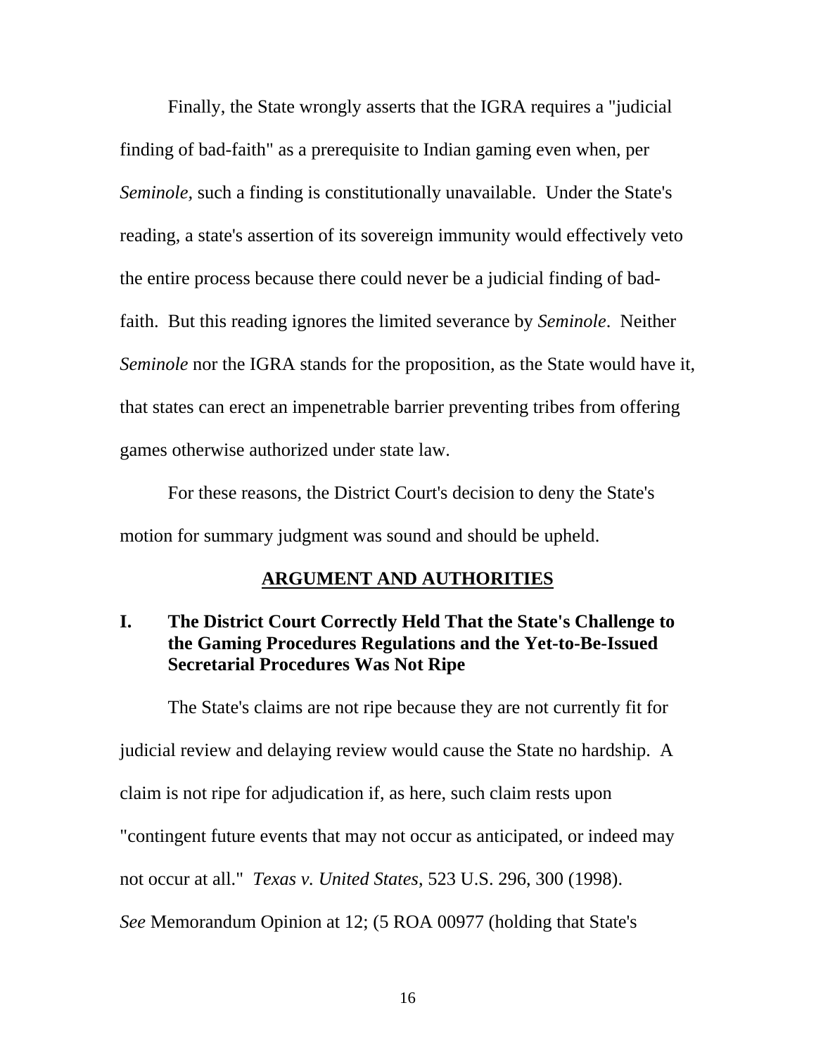Finally, the State wrongly asserts that the IGRA requires a "judicial finding of bad-faith" as a prerequisite to Indian gaming even when, per *Seminole,* such a finding is constitutionally unavailable. Under the State's reading, a state's assertion of its sovereign immunity would effectively veto the entire process because there could never be a judicial finding of bad-faith. But this reading ignores the limited severance by *Seminole*. Neither *Seminole* nor the IGRA stands for the proposition, as the State would have it, that states can erect an impenetrable barrier preventing tribes from offering games otherwise authorized under state law.

For these reasons, the District Court's decision to deny the State's motion for summary judgment was sound and should be upheld.

## ARGUMENT AND AUTHORITIES

### I. The District Court Correctly Held That the State's Challenge to the Gaming Procedures Regulations and the Yet-to-Be-Issued Secretarial Procedures Was Not Ripe

The State's claims are not ripe because they are not currently fit for judicial review and delaying review would cause the State no hardship. A claim is not ripe for adjudication if, as here, such claim rests upon "contingent future events that may not occur as anticipated, or indeed may not occur at all." *Texas v. United States*, 523 U.S. 296, 300 (1998). *See* Memorandum Opinion at 12; (5 ROA 00977 (holding that State's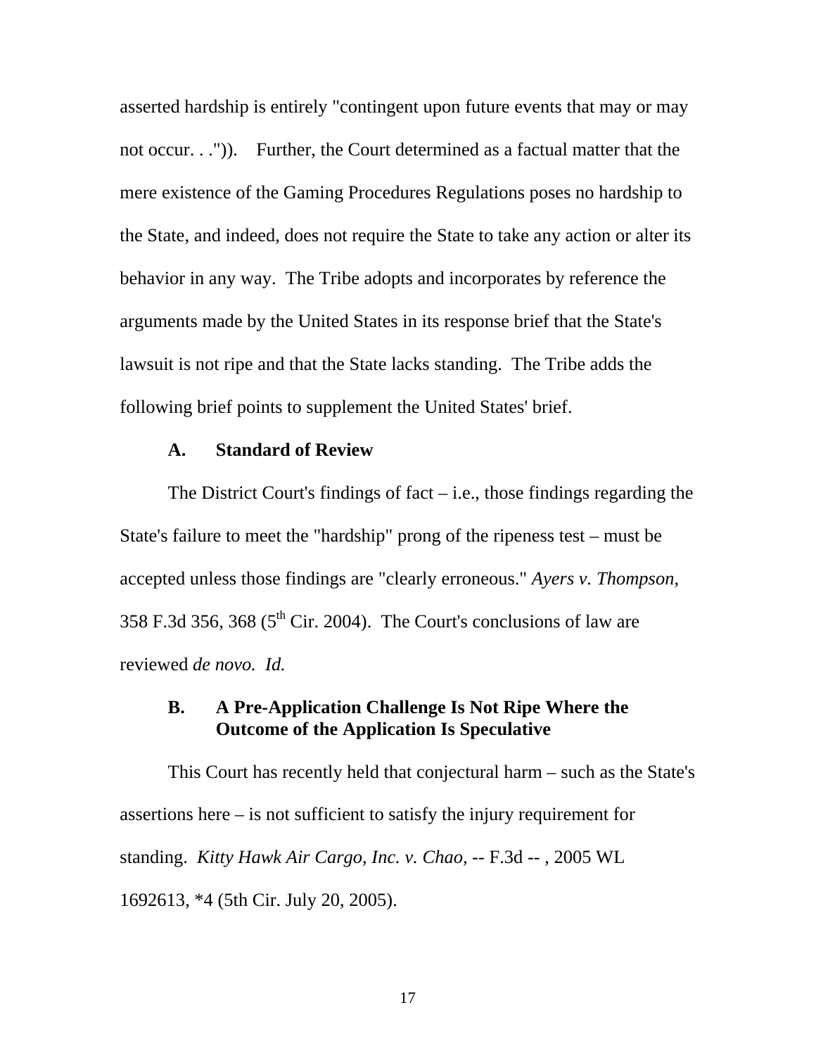asserted hardship is entirely "contingent upon future events that may or may not occur. . .")). Further, the Court determined as a factual matter that the mere existence of the Gaming Procedures Regulations poses no hardship to the State, and indeed, does not require the State to take any action or alter its behavior in any way. The Tribe adopts and incorporates by reference the arguments made by the United States in its response brief that the State's lawsuit is not ripe and that the State lacks standing. The Tribe adds the following brief points to supplement the United States' brief.

### A. Standard of Review

The District Court's findings of fact – i.e., those findings regarding the State's failure to meet the "hardship" prong of the ripeness test – must be accepted unless those findings are "clearly erroneous." *Ayers v. Thompson,* 358 F.3d 356, 368 (5th Cir. 2004). The Court's conclusions of law are reviewed *de novo. Id.*

### B. A Pre-Application Challenge Is Not Ripe Where the Outcome of the Application Is Speculative

This Court has recently held that conjectural harm – such as the State's assertions here – is not sufficient to satisfy the injury requirement for standing. *Kitty Hawk Air Cargo, Inc. v. Chao,* -- F.3d -- , 2005 WL 1692613, *4 (5th Cir. July 20, 2005).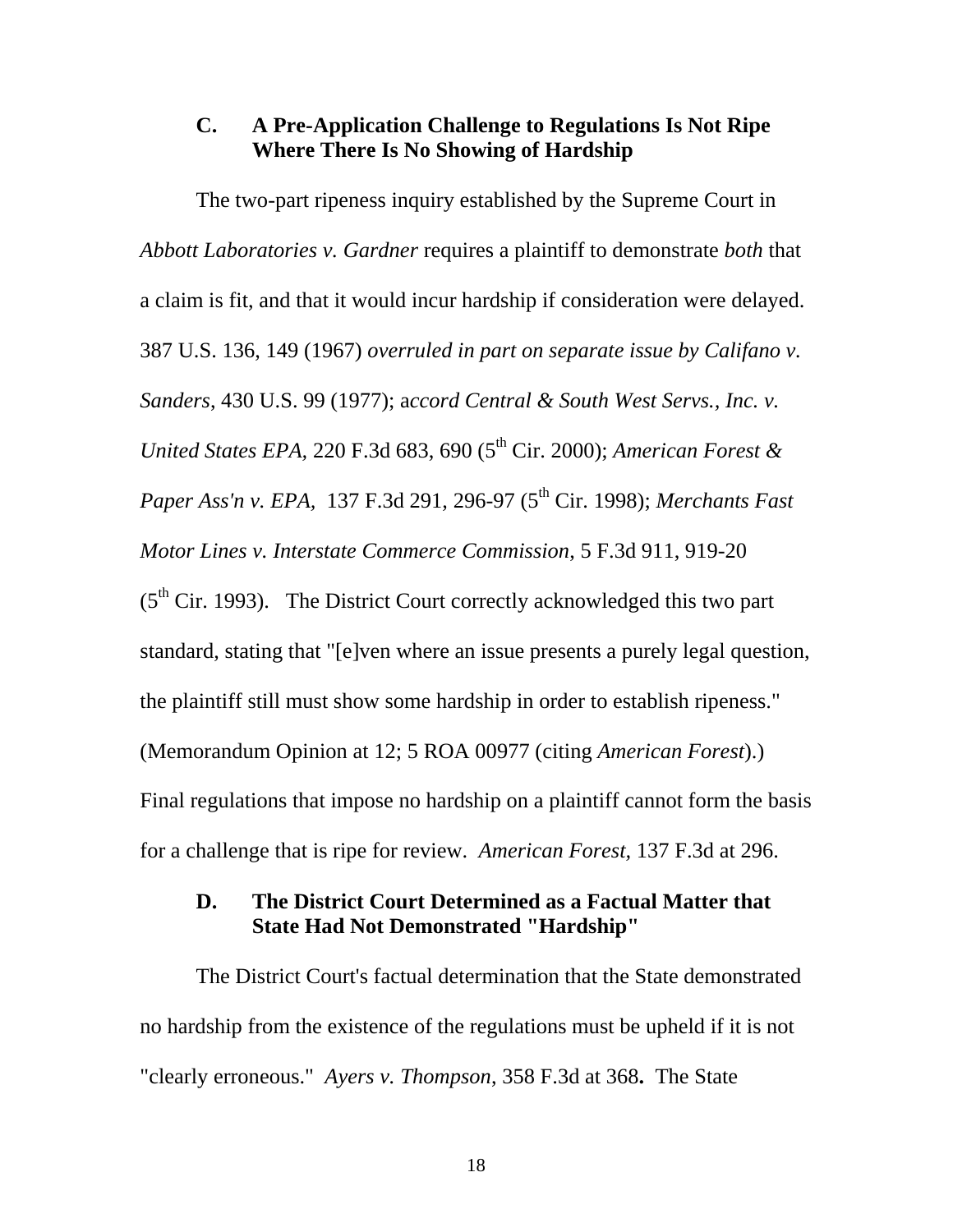### C. A Pre-Application Challenge to Regulations Is Not Ripe Where There Is No Showing of Hardship

The two-part ripeness inquiry established by the Supreme Court in *Abbott Laboratories v. Gardner* requires a plaintiff to demonstrate *both* that a claim is fit, and that it would incur hardship if consideration were delayed. 387 U.S. 136, 149 (1967) *overruled in part on separate issue by Califano v. Sanders*, 430 U.S. 99 (1977); a*ccord Central & South West Servs., Inc. v. United States EPA,* 220 F.3d 683, 690 (5th Cir. 2000); *American Forest & Paper Ass'n v. EPA,* 137 F.3d 291, 296-97 (5th Cir. 1998); *Merchants Fast Motor Lines v. Interstate Commerce Commission*, 5 F.3d 911, 919-20 (5th Cir. 1993). The District Court correctly acknowledged this two part standard, stating that "[e]ven where an issue presents a purely legal question, the plaintiff still must show some hardship in order to establish ripeness." (Memorandum Opinion at 12; 5 ROA 00977 (citing *American Forest*).) Final regulations that impose no hardship on a plaintiff cannot form the basis for a challenge that is ripe for review. *American Forest,* 137 F.3d at 296.

### D. The District Court Determined as a Factual Matter that State Had Not Demonstrated "Hardship"

The District Court's factual determination that the State demonstrated no hardship from the existence of the regulations must be upheld if it is not "clearly erroneous." *Ayers v. Thompson*, 358 F.3d at 368**.** The State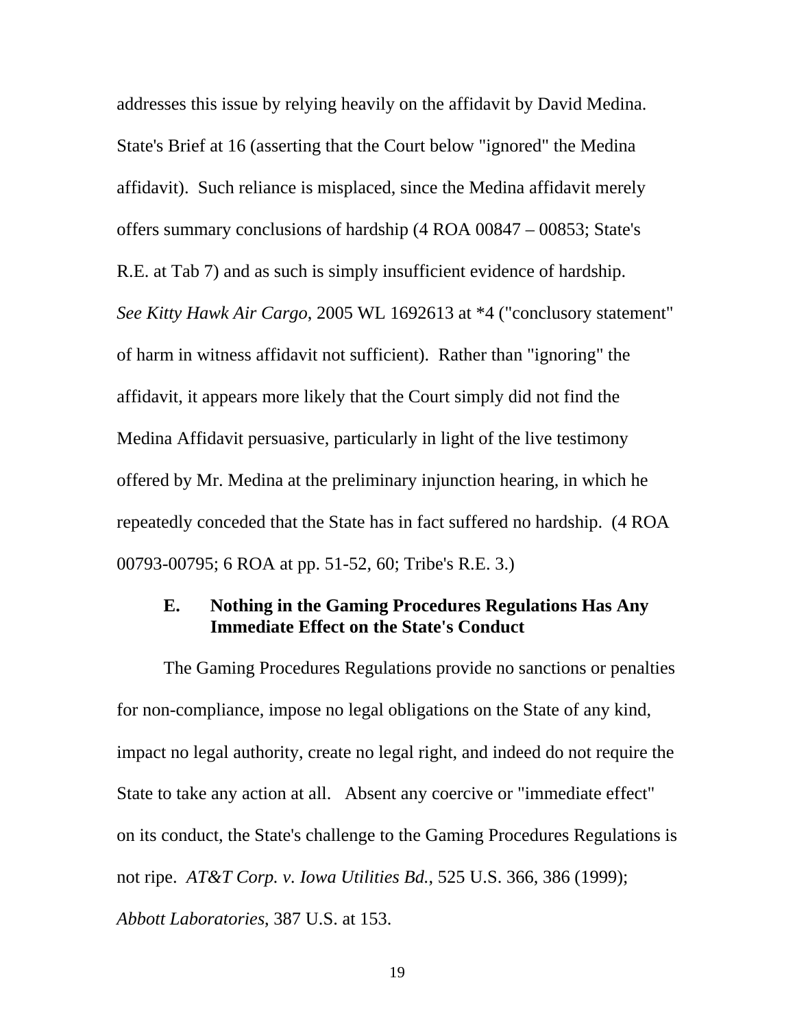addresses this issue by relying heavily on the affidavit by David Medina. State's Brief at 16 (asserting that the Court below "ignored" the Medina affidavit). Such reliance is misplaced, since the Medina affidavit merely offers summary conclusions of hardship (4 ROA 00847 – 00853; State's R.E. at Tab 7) and as such is simply insufficient evidence of hardship. *See Kitty Hawk Air Cargo*, 2005 WL 1692613 at *4 ("conclusory statement" of harm in witness affidavit not sufficient). Rather than "ignoring" the affidavit, it appears more likely that the Court simply did not find the Medina Affidavit persuasive, particularly in light of the live testimony offered by Mr. Medina at the preliminary injunction hearing, in which he repeatedly conceded that the State has in fact suffered no hardship. (4 ROA 00793-00795; 6 ROA at pp. 51-52, 60; Tribe's R.E. 3.)

### E. Nothing in the Gaming Procedures Regulations Has Any Immediate Effect on the State's Conduct

The Gaming Procedures Regulations provide no sanctions or penalties for non-compliance, impose no legal obligations on the State of any kind, impact no legal authority, create no legal right, and indeed do not require the State to take any action at all. Absent any coercive or "immediate effect" on its conduct, the State's challenge to the Gaming Procedures Regulations is not ripe. *AT&T Corp. v. Iowa Utilities Bd.*, 525 U.S. 366, 386 (1999); *Abbott Laboratories*, 387 U.S. at 153.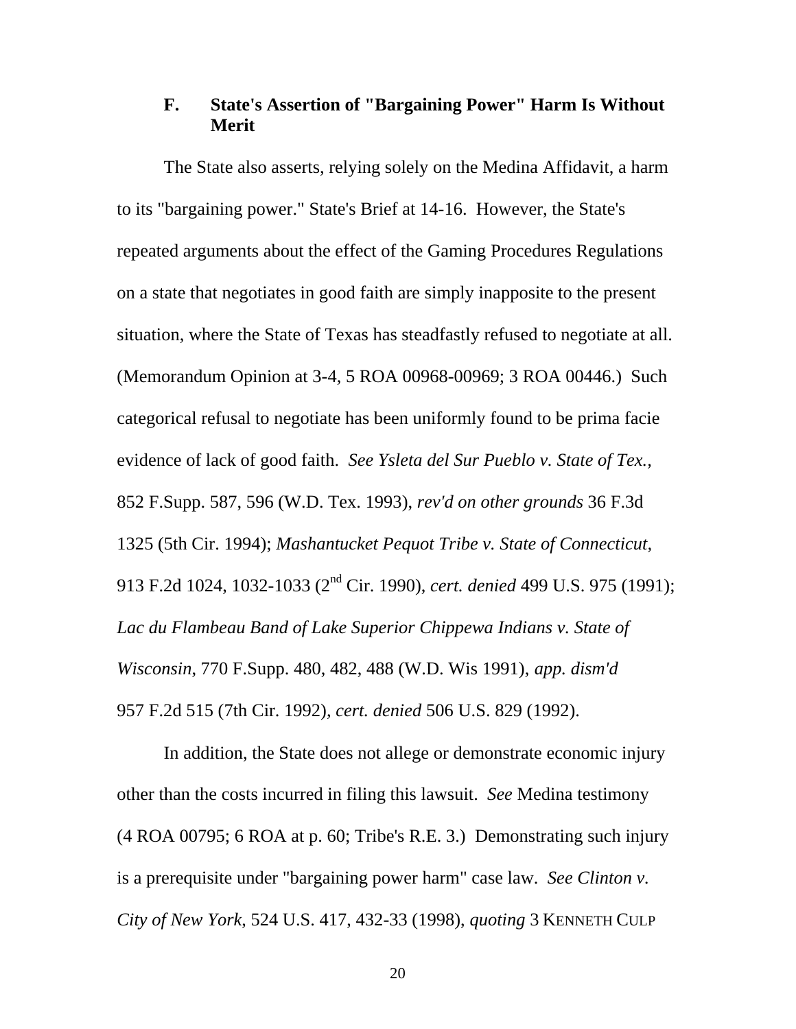### F. State's Assertion of "Bargaining Power" Harm Is Without Merit

The State also asserts, relying solely on the Medina Affidavit, a harm to its "bargaining power." State's Brief at 14-16. However, the State's repeated arguments about the effect of the Gaming Procedures Regulations on a state that negotiates in good faith are simply inapposite to the present situation, where the State of Texas has steadfastly refused to negotiate at all. (Memorandum Opinion at 3-4, 5 ROA 00968-00969; 3 ROA 00446.) Such categorical refusal to negotiate has been uniformly found to be prima facie evidence of lack of good faith. *See Ysleta del Sur Pueblo v. State of Tex.,* 852 F.Supp. 587, 596 (W.D. Tex. 1993), *rev'd on other grounds* 36 F.3d 1325 (5th Cir. 1994); *Mashantucket Pequot Tribe v. State of Connecticut,* 913 F.2d 1024, 1032-1033 (2nd Cir. 1990), *cert. denied* 499 U.S. 975 (1991); *Lac du Flambeau Band of Lake Superior Chippewa Indians v. State of Wisconsin*, 770 F.Supp. 480, 482, 488 (W.D. Wis 1991), *app. dism'd* 957 F.2d 515 (7th Cir. 1992), *cert. denied* 506 U.S. 829 (1992).

In addition, the State does not allege or demonstrate economic injury other than the costs incurred in filing this lawsuit. *See* Medina testimony (4 ROA 00795; 6 ROA at p. 60; Tribe's R.E. 3.) Demonstrating such injury is a prerequisite under "bargaining power harm" case law. *See Clinton v. City of New York*, 524 U.S. 417, 432-33 (1998), *quoting* 3 KENNETH CULP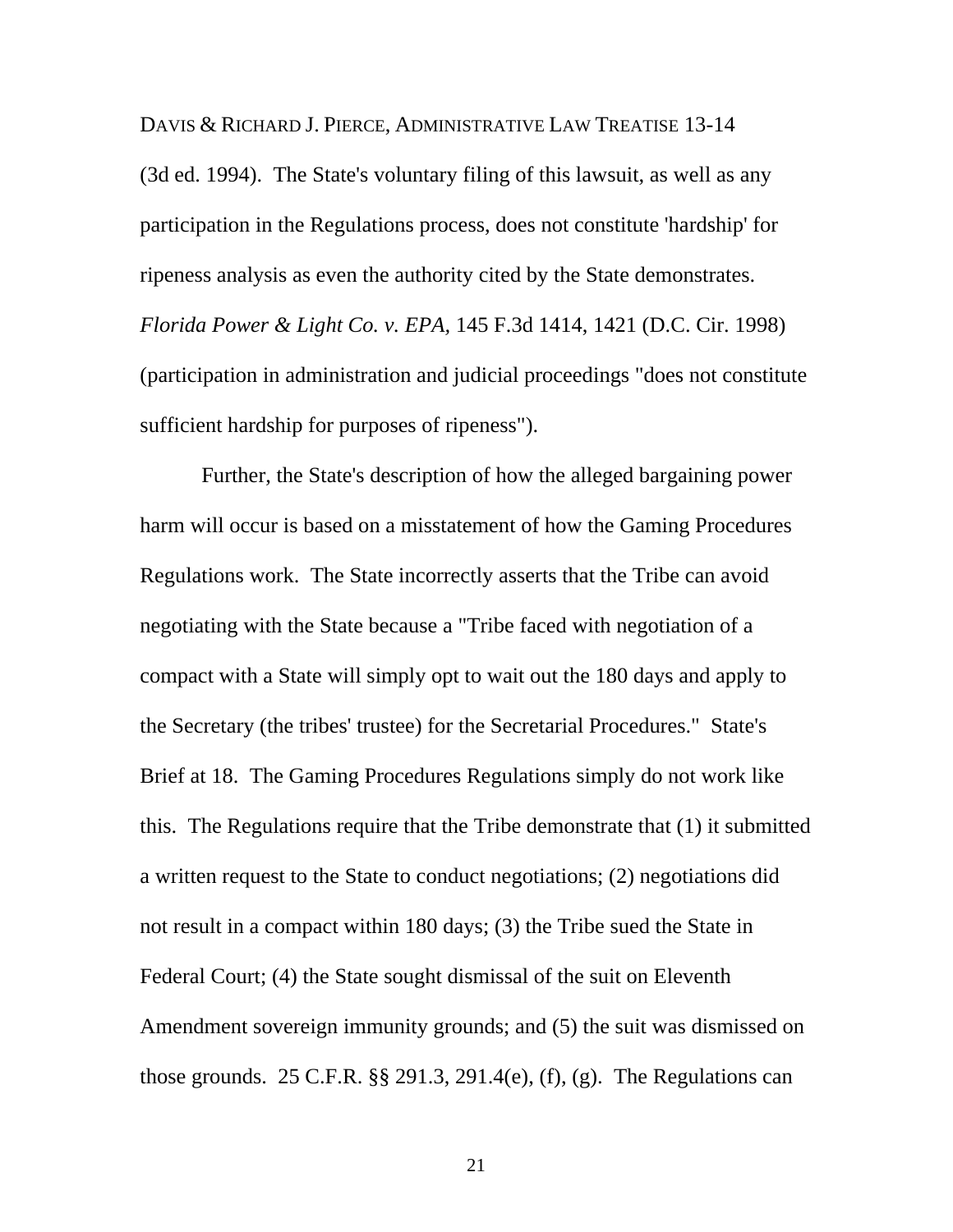DAVIS & RICHARD J. PIERCE, ADMINISTRATIVE LAW TREATISE 13-14 (3d ed. 1994). The State's voluntary filing of this lawsuit, as well as any participation in the Regulations process, does not constitute 'hardship' for ripeness analysis as even the authority cited by the State demonstrates. *Florida Power & Light Co. v. EPA*, 145 F.3d 1414, 1421 (D.C. Cir. 1998) (participation in administration and judicial proceedings "does not constitute sufficient hardship for purposes of ripeness").

Further, the State's description of how the alleged bargaining power harm will occur is based on a misstatement of how the Gaming Procedures Regulations work. The State incorrectly asserts that the Tribe can avoid negotiating with the State because a "Tribe faced with negotiation of a compact with a State will simply opt to wait out the 180 days and apply to the Secretary (the tribes' trustee) for the Secretarial Procedures." State's Brief at 18. The Gaming Procedures Regulations simply do not work like this. The Regulations require that the Tribe demonstrate that (1) it submitted a written request to the State to conduct negotiations; (2) negotiations did not result in a compact within 180 days; (3) the Tribe sued the State in Federal Court; (4) the State sought dismissal of the suit on Eleventh Amendment sovereign immunity grounds; and (5) the suit was dismissed on those grounds. 25 C.F.R. §§ 291.3, 291.4(e), (f), (g). The Regulations can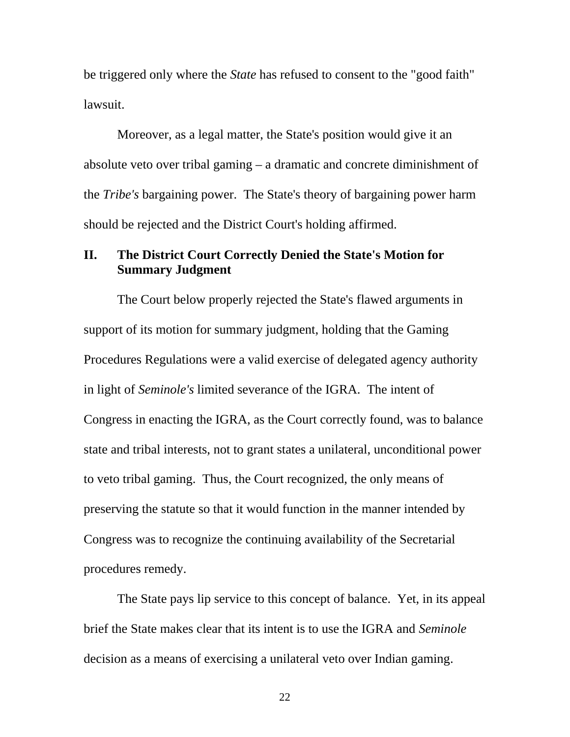be triggered only where the *State* has refused to consent to the "good faith" lawsuit.

Moreover, as a legal matter, the State's position would give it an absolute veto over tribal gaming – a dramatic and concrete diminishment of the *Tribe's* bargaining power. The State's theory of bargaining power harm should be rejected and the District Court's holding affirmed.

## II. The District Court Correctly Denied the State's Motion for Summary Judgment

The Court below properly rejected the State's flawed arguments in support of its motion for summary judgment, holding that the Gaming Procedures Regulations were a valid exercise of delegated agency authority in light of *Seminole's* limited severance of the IGRA. The intent of Congress in enacting the IGRA, as the Court correctly found, was to balance state and tribal interests, not to grant states a unilateral, unconditional power to veto tribal gaming. Thus, the Court recognized, the only means of preserving the statute so that it would function in the manner intended by Congress was to recognize the continuing availability of the Secretarial procedures remedy.

The State pays lip service to this concept of balance. Yet, in its appeal brief the State makes clear that its intent is to use the IGRA and *Seminole* decision as a means of exercising a unilateral veto over Indian gaming.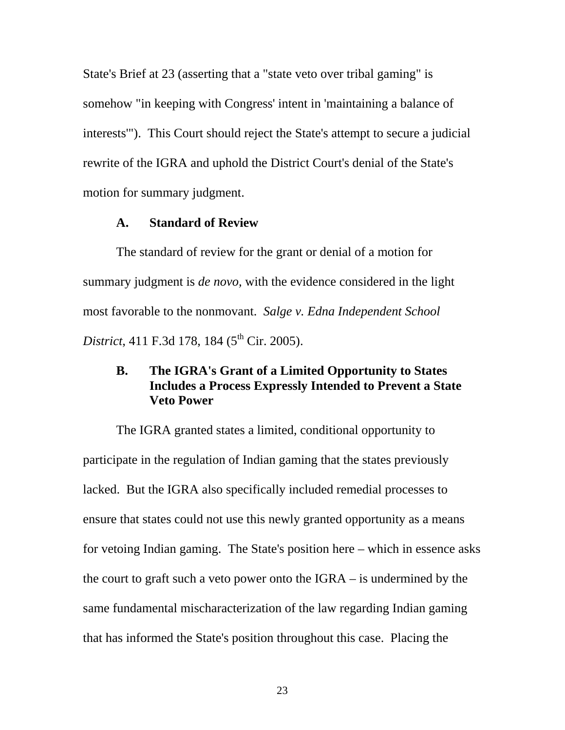State's Brief at 23 (asserting that a "state veto over tribal gaming" is somehow "in keeping with Congress' intent in 'maintaining a balance of interests'"). This Court should reject the State's attempt to secure a judicial rewrite of the IGRA and uphold the District Court's denial of the State's motion for summary judgment.

### A. Standard of Review

The standard of review for the grant or denial of a motion for summary judgment is *de novo*, with the evidence considered in the light most favorable to the nonmovant. *Salge v. Edna Independent School District*, 411 F.3d 178, 184 (5th Cir. 2005).

### B. The IGRA's Grant of a Limited Opportunity to States Includes a Process Expressly Intended to Prevent a State Veto Power

The IGRA granted states a limited, conditional opportunity to participate in the regulation of Indian gaming that the states previously lacked. But the IGRA also specifically included remedial processes to ensure that states could not use this newly granted opportunity as a means for vetoing Indian gaming. The State's position here – which in essence asks the court to graft such a veto power onto the IGRA – is undermined by the same fundamental mischaracterization of the law regarding Indian gaming that has informed the State's position throughout this case. Placing the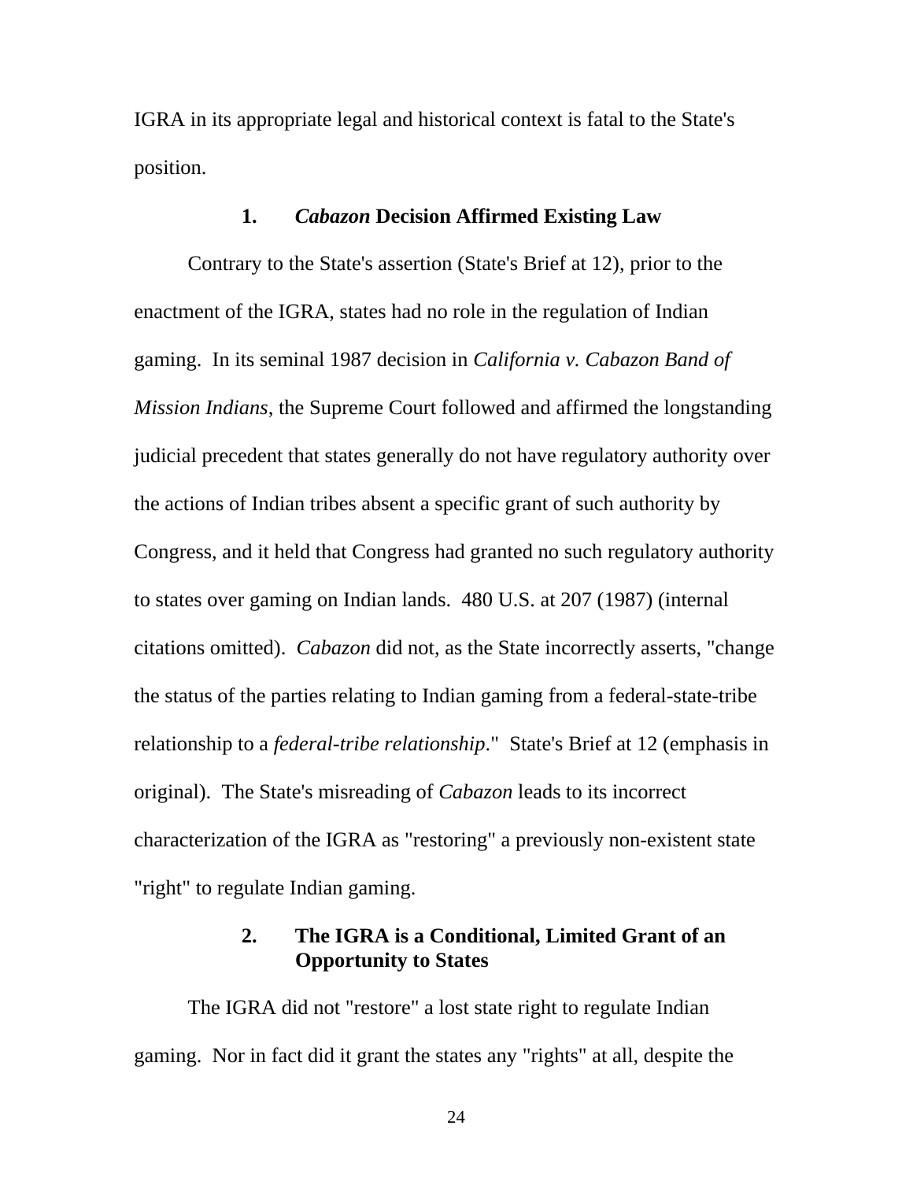IGRA in its appropriate legal and historical context is fatal to the State's position.

### 1. *Cabazon* Decision Affirmed Existing Law

Contrary to the State's assertion (State's Brief at 12), prior to the enactment of the IGRA, states had no role in the regulation of Indian gaming. In its seminal 1987 decision in *California v. Cabazon Band of Mission Indians*, the Supreme Court followed and affirmed the longstanding judicial precedent that states generally do not have regulatory authority over the actions of Indian tribes absent a specific grant of such authority by Congress, and it held that Congress had granted no such regulatory authority to states over gaming on Indian lands. 480 U.S. at 207 (1987) (internal citations omitted). *Cabazon* did not, as the State incorrectly asserts, "change the status of the parties relating to Indian gaming from a federal-state-tribe relationship to a *federal-tribe relationship*." State's Brief at 12 (emphasis in original). The State's misreading of *Cabazon* leads to its incorrect characterization of the IGRA as "restoring" a previously non-existent state "right" to regulate Indian gaming.

### 2. The IGRA is a Conditional, Limited Grant of an Opportunity to States

The IGRA did not "restore" a lost state right to regulate Indian gaming. Nor in fact did it grant the states any "rights" at all, despite the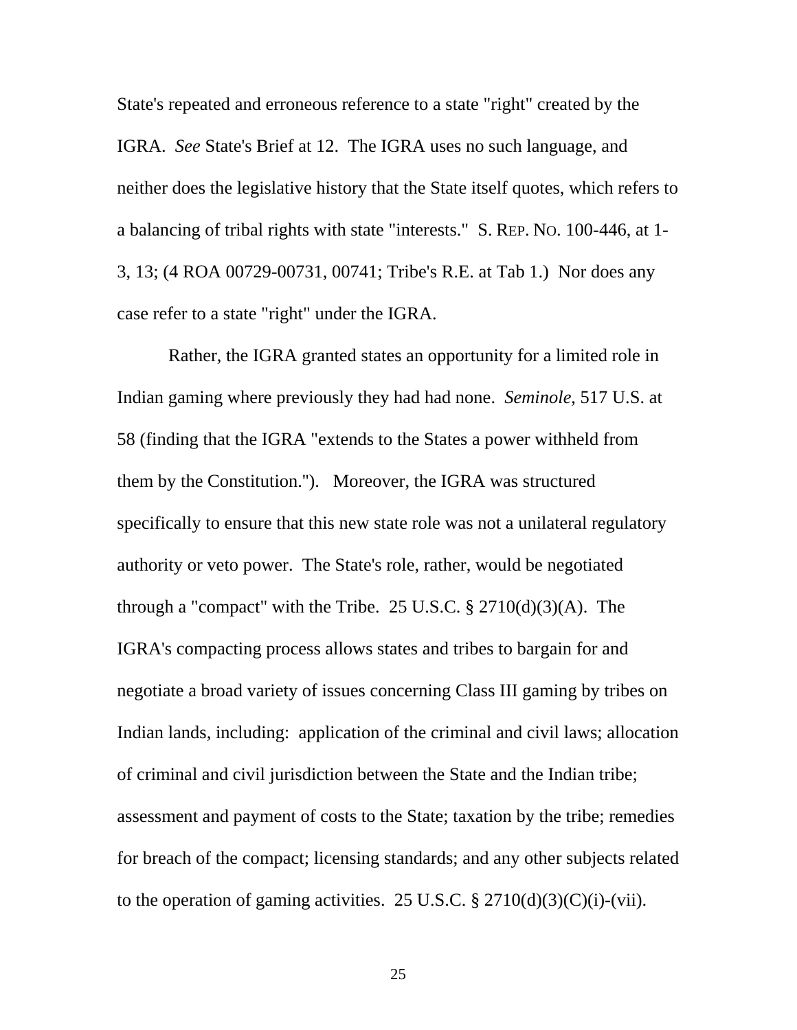State's repeated and erroneous reference to a state "right" created by the IGRA. *See* State's Brief at 12. The IGRA uses no such language, and neither does the legislative history that the State itself quotes, which refers to a balancing of tribal rights with state "interests." S. REP. NO. 100-446, at 1-3, 13; (4 ROA 00729-00731, 00741; Tribe's R.E. at Tab 1.) Nor does any case refer to a state "right" under the IGRA.

Rather, the IGRA granted states an opportunity for a limited role in Indian gaming where previously they had had none. *Seminole*, 517 U.S. at 58 (finding that the IGRA "extends to the States a power withheld from them by the Constitution."). Moreover, the IGRA was structured specifically to ensure that this new state role was not a unilateral regulatory authority or veto power. The State's role, rather, would be negotiated through a "compact" with the Tribe. 25 U.S.C. § 2710(d)(3)(A). The IGRA's compacting process allows states and tribes to bargain for and negotiate a broad variety of issues concerning Class III gaming by tribes on Indian lands, including: application of the criminal and civil laws; allocation of criminal and civil jurisdiction between the State and the Indian tribe; assessment and payment of costs to the State; taxation by the tribe; remedies for breach of the compact; licensing standards; and any other subjects related to the operation of gaming activities. 25 U.S.C. § 2710(d)(3)(C)(i)-(vii).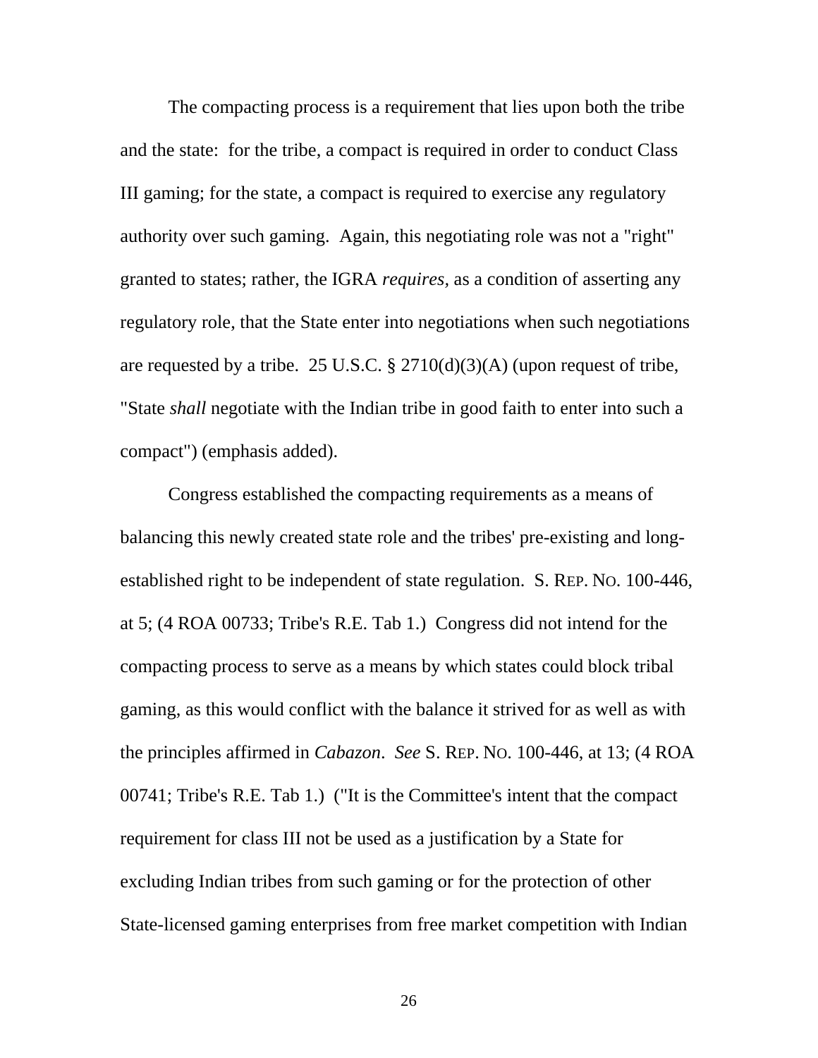The compacting process is a requirement that lies upon both the tribe and the state: for the tribe, a compact is required in order to conduct Class III gaming; for the state, a compact is required to exercise any regulatory authority over such gaming. Again, this negotiating role was not a "right" granted to states; rather, the IGRA *requires*, as a condition of asserting any regulatory role, that the State enter into negotiations when such negotiations are requested by a tribe. 25 U.S.C. § 2710(d)(3)(A) (upon request of tribe, "State *shall* negotiate with the Indian tribe in good faith to enter into such a compact") (emphasis added).

Congress established the compacting requirements as a means of balancing this newly created state role and the tribes' pre-existing and long-established right to be independent of state regulation. S. REP. NO. 100-446, at 5; (4 ROA 00733; Tribe's R.E. Tab 1.) Congress did not intend for the compacting process to serve as a means by which states could block tribal gaming, as this would conflict with the balance it strived for as well as with the principles affirmed in *Cabazon*. *See* S. REP. NO. 100-446, at 13; (4 ROA 00741; Tribe's R.E. Tab 1.) ("It is the Committee's intent that the compact requirement for class III not be used as a justification by a State for excluding Indian tribes from such gaming or for the protection of other State-licensed gaming enterprises from free market competition with Indian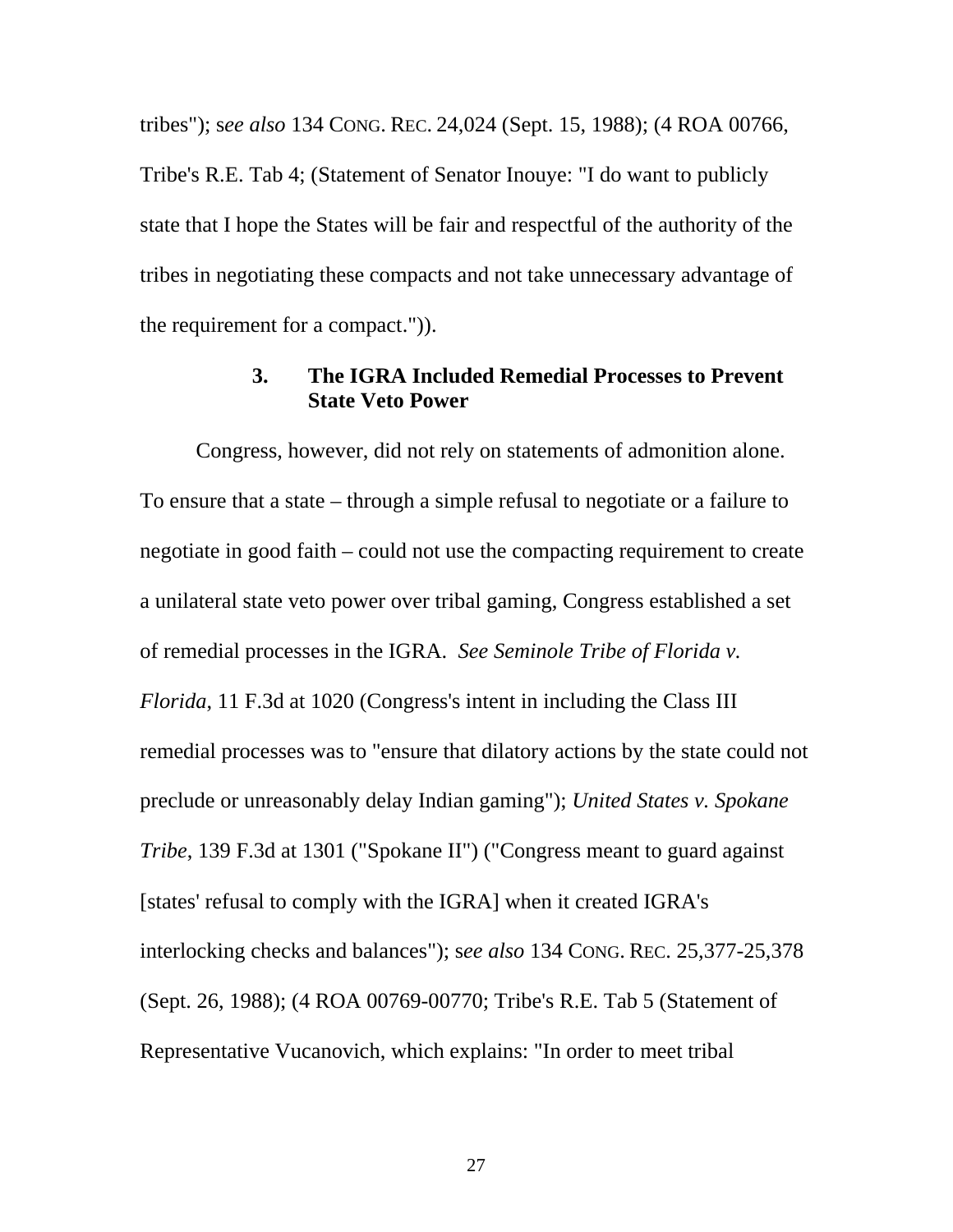tribes"); s*ee also* 134 CONG. REC. 24,024 (Sept. 15, 1988); (4 ROA 00766, Tribe's R.E. Tab 4; (Statement of Senator Inouye: "I do want to publicly state that I hope the States will be fair and respectful of the authority of the tribes in negotiating these compacts and not take unnecessary advantage of the requirement for a compact.")).

### 3. The IGRA Included Remedial Processes to Prevent State Veto Power

Congress, however, did not rely on statements of admonition alone. To ensure that a state – through a simple refusal to negotiate or a failure to negotiate in good faith – could not use the compacting requirement to create a unilateral state veto power over tribal gaming, Congress established a set of remedial processes in the IGRA. *See Seminole Tribe of Florida v. Florida*, 11 F.3d at 1020 (Congress's intent in including the Class III remedial processes was to "ensure that dilatory actions by the state could not preclude or unreasonably delay Indian gaming"); *United States v. Spokane Tribe*, 139 F.3d at 1301 ("Spokane II") ("Congress meant to guard against [states' refusal to comply with the IGRA] when it created IGRA's interlocking checks and balances"); s*ee also* 134 CONG. REC. 25,377-25,378 (Sept. 26, 1988); (4 ROA 00769-00770; Tribe's R.E. Tab 5 (Statement of Representative Vucanovich, which explains: "In order to meet tribal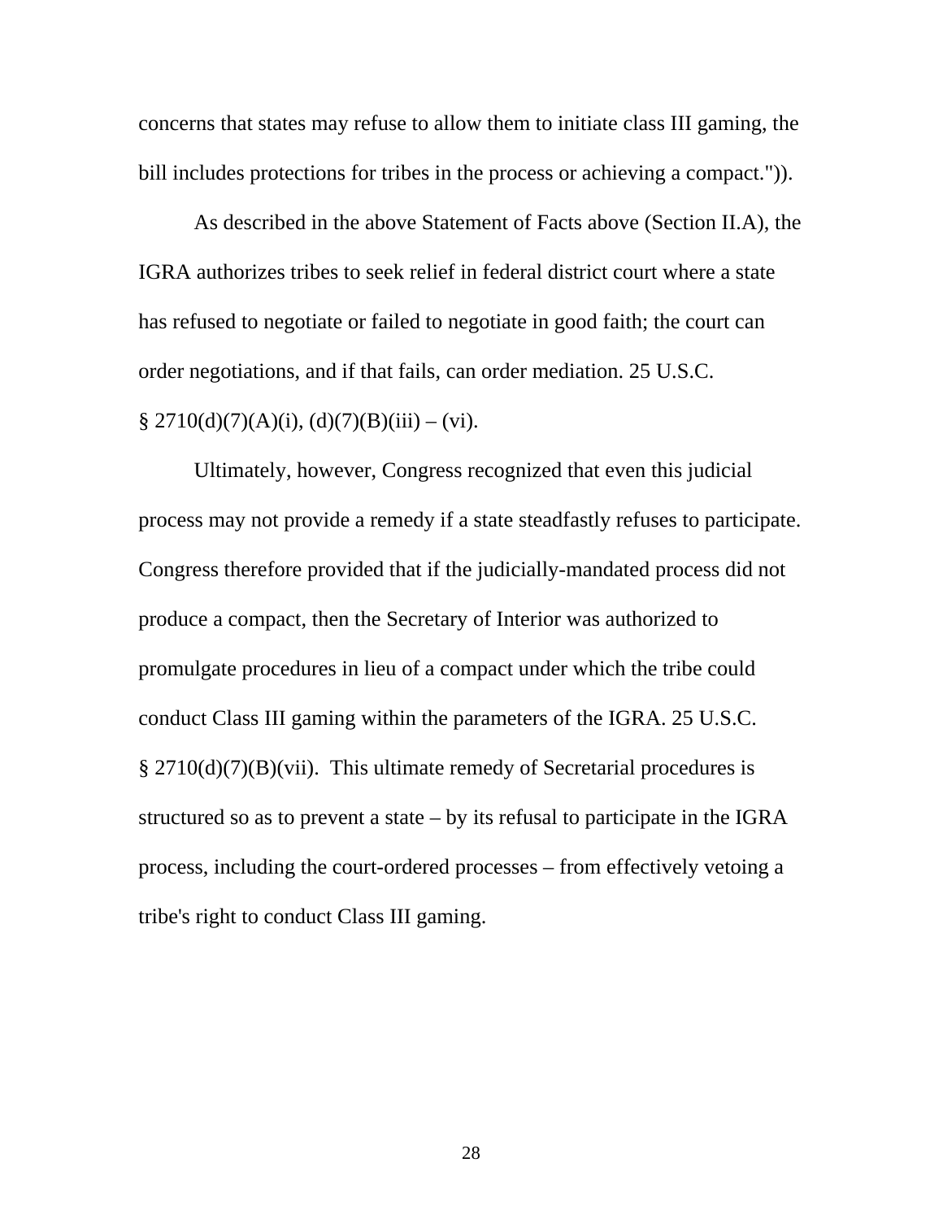concerns that states may refuse to allow them to initiate class III gaming, the bill includes protections for tribes in the process or achieving a compact.")).

As described in the above Statement of Facts above (Section II.A), the IGRA authorizes tribes to seek relief in federal district court where a state has refused to negotiate or failed to negotiate in good faith; the court can order negotiations, and if that fails, can order mediation. 25 U.S.C. § 2710(d)(7)(A)(i), (d)(7)(B)(iii) – (vi).

Ultimately, however, Congress recognized that even this judicial process may not provide a remedy if a state steadfastly refuses to participate. Congress therefore provided that if the judicially-mandated process did not produce a compact, then the Secretary of Interior was authorized to promulgate procedures in lieu of a compact under which the tribe could conduct Class III gaming within the parameters of the IGRA. 25 U.S.C. § 2710(d)(7)(B)(vii). This ultimate remedy of Secretarial procedures is structured so as to prevent a state – by its refusal to participate in the IGRA process, including the court-ordered processes – from effectively vetoing a tribe's right to conduct Class III gaming.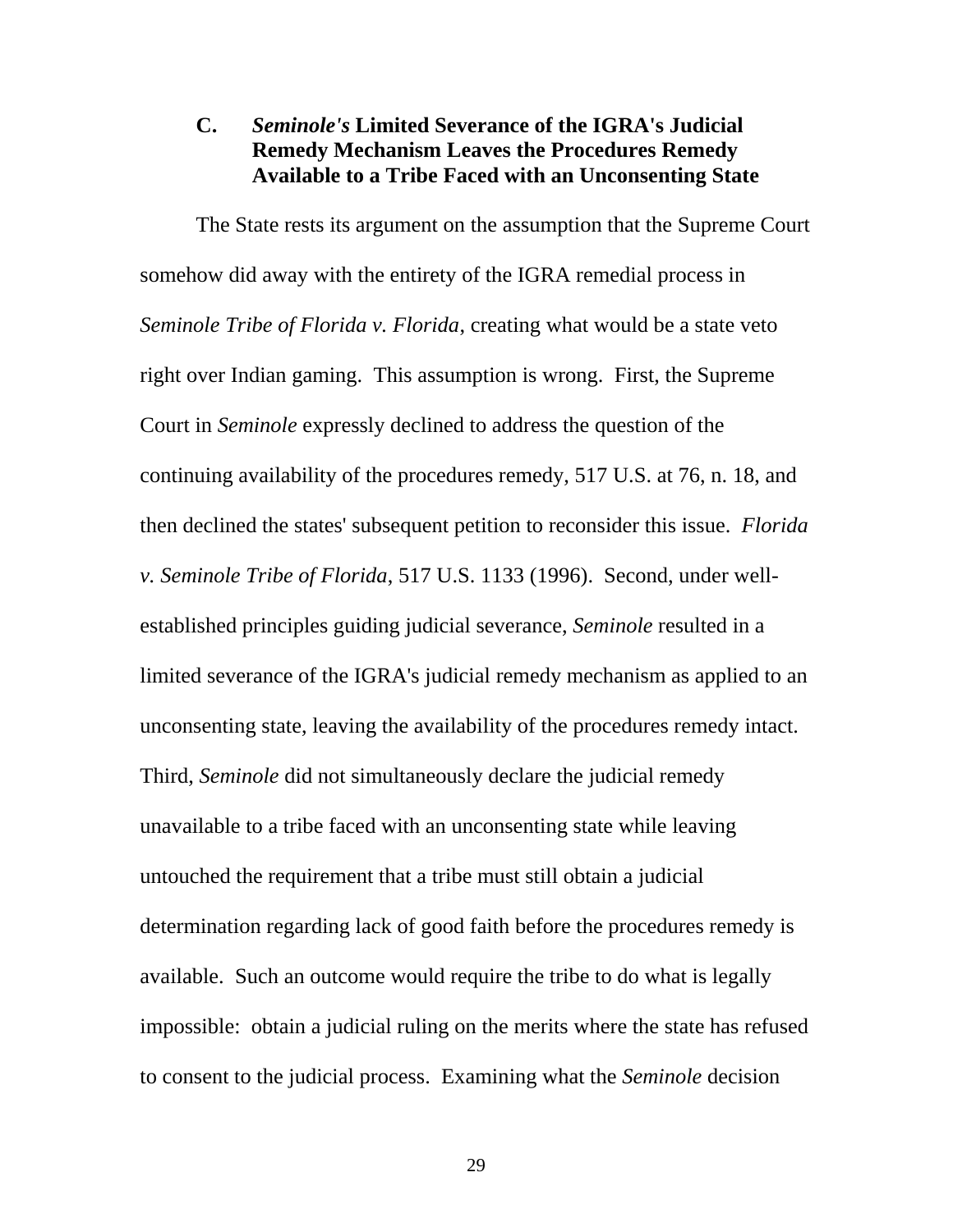### C. *Seminole's* Limited Severance of the IGRA's Judicial Remedy Mechanism Leaves the Procedures Remedy Available to a Tribe Faced with an Unconsenting State

The State rests its argument on the assumption that the Supreme Court somehow did away with the entirety of the IGRA remedial process in *Seminole Tribe of Florida v. Florida*, creating what would be a state veto right over Indian gaming. This assumption is wrong. First, the Supreme Court in *Seminole* expressly declined to address the question of the continuing availability of the procedures remedy, 517 U.S. at 76, n. 18, and then declined the states' subsequent petition to reconsider this issue. *Florida v. Seminole Tribe of Florida*, 517 U.S. 1133 (1996). Second, under well-established principles guiding judicial severance, *Seminole* resulted in a limited severance of the IGRA's judicial remedy mechanism as applied to an unconsenting state, leaving the availability of the procedures remedy intact. Third, *Seminole* did not simultaneously declare the judicial remedy unavailable to a tribe faced with an unconsenting state while leaving untouched the requirement that a tribe must still obtain a judicial determination regarding lack of good faith before the procedures remedy is available. Such an outcome would require the tribe to do what is legally impossible: obtain a judicial ruling on the merits where the state has refused to consent to the judicial process. Examining what the *Seminole* decision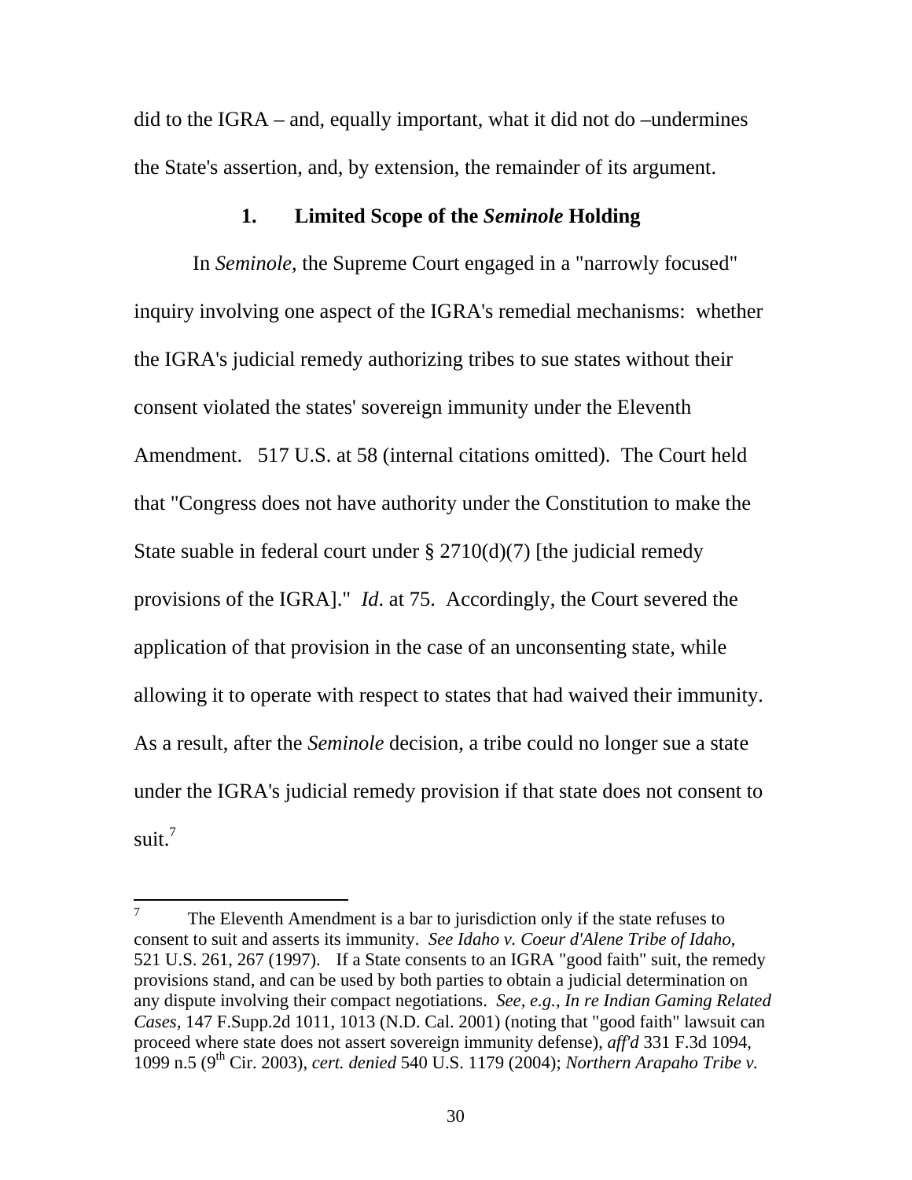did to the IGRA – and, equally important, what it did not do –undermines the State's assertion, and, by extension, the remainder of its argument.

### 1. Limited Scope of the *Seminole* Holding

In *Seminole*, the Supreme Court engaged in a "narrowly focused" inquiry involving one aspect of the IGRA's remedial mechanisms: whether the IGRA's judicial remedy authorizing tribes to sue states without their consent violated the states' sovereign immunity under the Eleventh Amendment. 517 U.S. at 58 (internal citations omitted). The Court held that "Congress does not have authority under the Constitution to make the State suable in federal court under § 2710(d)(7) [the judicial remedy provisions of the IGRA]." *Id*. at 75. Accordingly, the Court severed the application of that provision in the case of an unconsenting state, while allowing it to operate with respect to states that had waived their immunity. As a result, after the *Seminole* decision, a tribe could no longer sue a state under the IGRA's judicial remedy provision if that state does not consent to suit.[7]

---

[7] The Eleventh Amendment is a bar to jurisdiction only if the state refuses to consent to suit and asserts its immunity. *See Idaho v. Coeur d'Alene Tribe of Idaho*, 521 U.S. 261, 267 (1997). If a State consents to an IGRA "good faith" suit, the remedy provisions stand, and can be used by both parties to obtain a judicial determination on any dispute involving their compact negotiations. *See, e.g., In re Indian Gaming Related Cases*, 147 F.Supp.2d 1011, 1013 (N.D. Cal. 2001) (noting that "good faith" lawsuit can proceed where state does not assert sovereign immunity defense), *aff'd* 331 F.3d 1094, 1099 n.5 (9th Cir. 2003), *cert. denied* 540 U.S. 1179 (2004); *Northern Arapaho Tribe v.*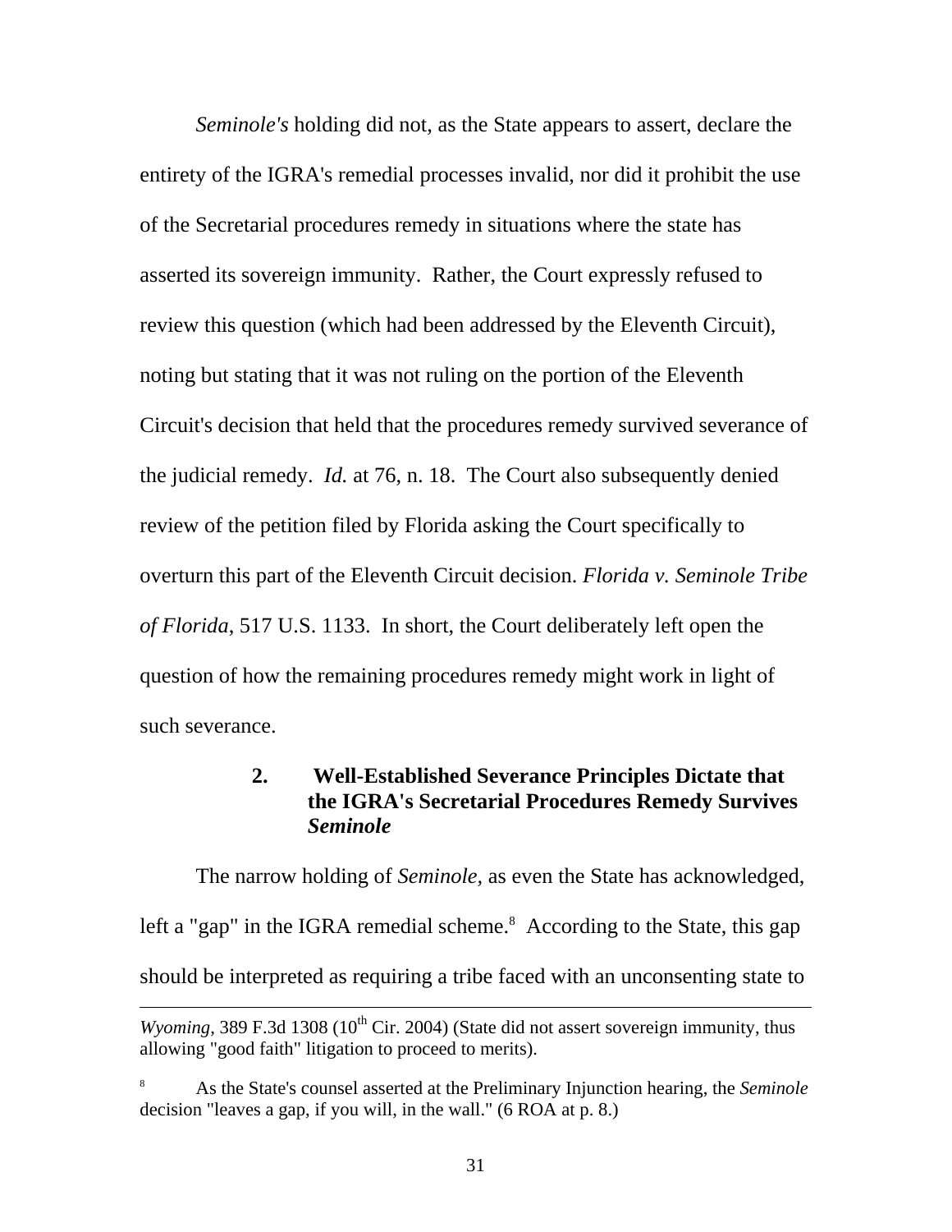*Seminole's* holding did not, as the State appears to assert, declare the entirety of the IGRA's remedial processes invalid, nor did it prohibit the use of the Secretarial procedures remedy in situations where the state has asserted its sovereign immunity. Rather, the Court expressly refused to review this question (which had been addressed by the Eleventh Circuit), noting but stating that it was not ruling on the portion of the Eleventh Circuit's decision that held that the procedures remedy survived severance of the judicial remedy. *Id.* at 76, n. 18. The Court also subsequently denied review of the petition filed by Florida asking the Court specifically to overturn this part of the Eleventh Circuit decision. *Florida v. Seminole Tribe of Florida*, 517 U.S. 1133. In short, the Court deliberately left open the question of how the remaining procedures remedy might work in light of such severance.

### 2. Well-Established Severance Principles Dictate that the IGRA's Secretarial Procedures Remedy Survives *Seminole*

The narrow holding of *Seminole,* as even the State has acknowledged, left a "gap" in the IGRA remedial scheme.[8] According to the State, this gap should be interpreted as requiring a tribe faced with an unconsenting state to

---

*Wyoming*, 389 F.3d 1308 (10th Cir. 2004) (State did not assert sovereign immunity, thus allowing "good faith" litigation to proceed to merits).

[8] As the State's counsel asserted at the Preliminary Injunction hearing, the *Seminole* decision "leaves a gap, if you will, in the wall." (6 ROA at p. 8.)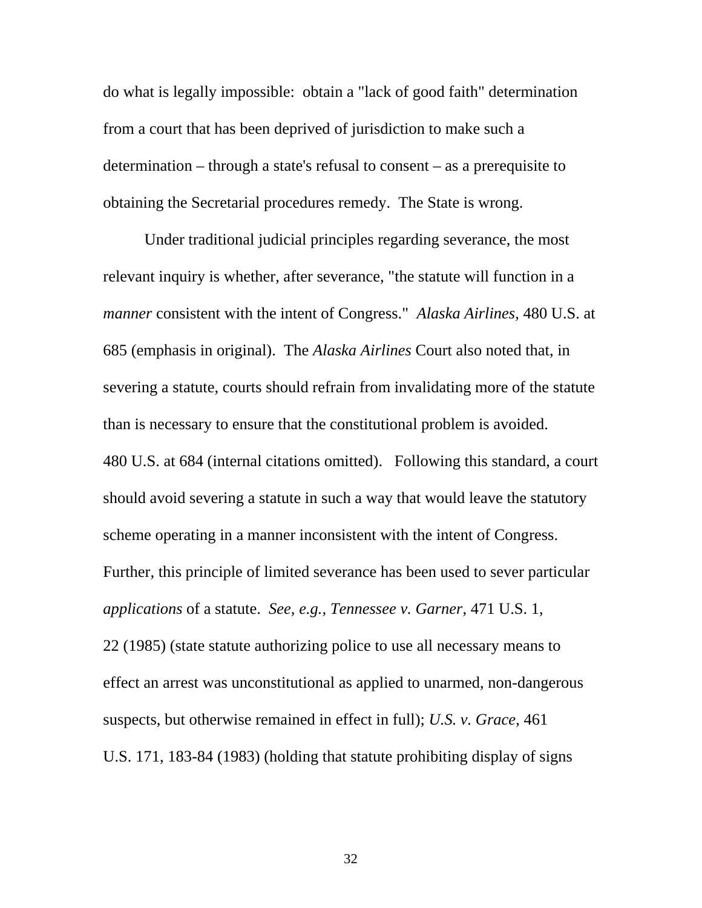do what is legally impossible: obtain a "lack of good faith" determination from a court that has been deprived of jurisdiction to make such a determination – through a state's refusal to consent – as a prerequisite to obtaining the Secretarial procedures remedy. The State is wrong.

Under traditional judicial principles regarding severance, the most relevant inquiry is whether, after severance, "the statute will function in a *manner* consistent with the intent of Congress." *Alaska Airlines*, 480 U.S. at 685 (emphasis in original). The *Alaska Airlines* Court also noted that, in severing a statute, courts should refrain from invalidating more of the statute than is necessary to ensure that the constitutional problem is avoided. 480 U.S. at 684 (internal citations omitted). Following this standard, a court should avoid severing a statute in such a way that would leave the statutory scheme operating in a manner inconsistent with the intent of Congress. Further, this principle of limited severance has been used to sever particular *applications* of a statute. *See, e.g., Tennessee v. Garner*, 471 U.S. 1, 22 (1985) (state statute authorizing police to use all necessary means to effect an arrest was unconstitutional as applied to unarmed, non-dangerous suspects, but otherwise remained in effect in full); *U.S. v. Grace*, 461 U.S. 171, 183-84 (1983) (holding that statute prohibiting display of signs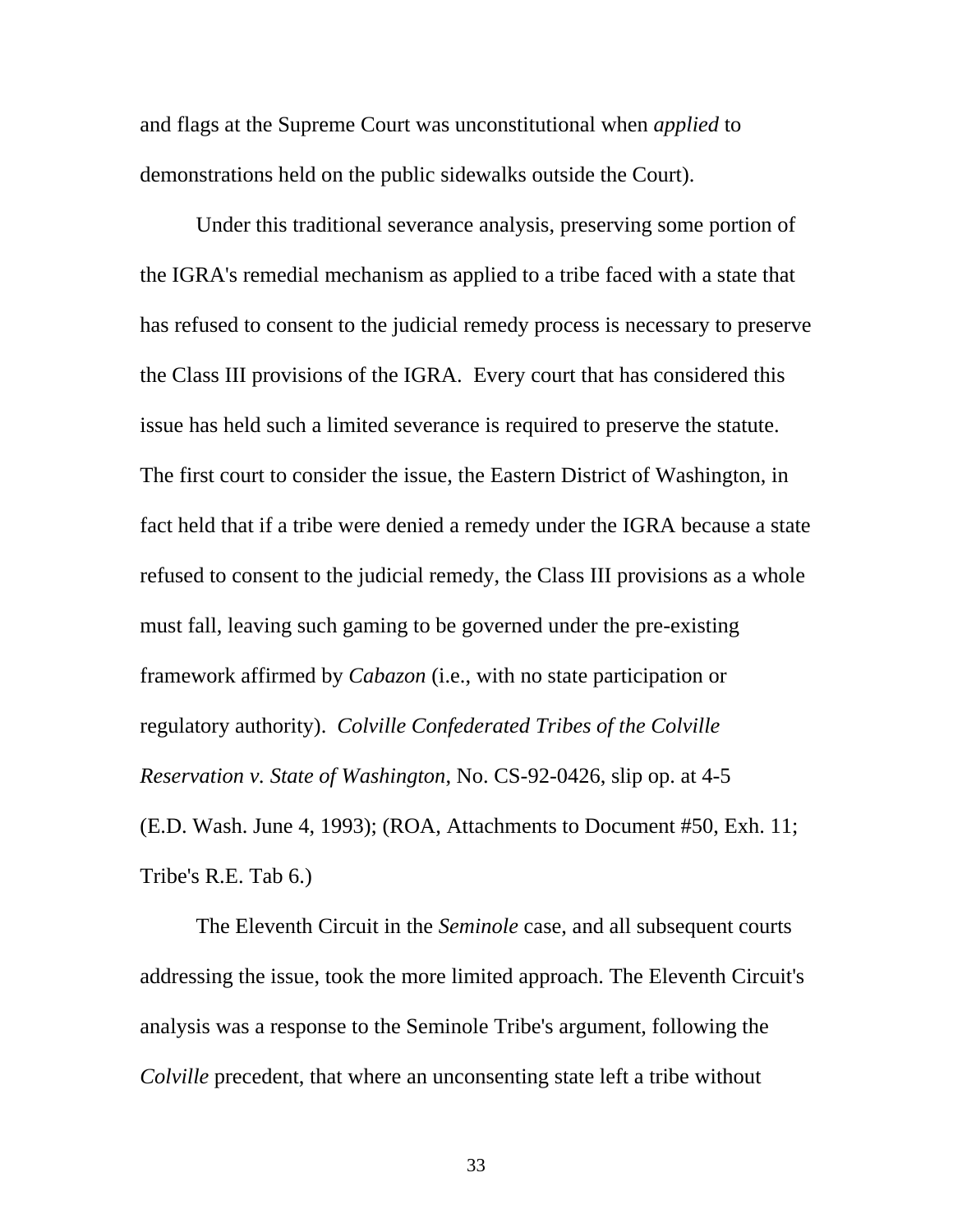and flags at the Supreme Court was unconstitutional when *applied* to demonstrations held on the public sidewalks outside the Court).

Under this traditional severance analysis, preserving some portion of the IGRA's remedial mechanism as applied to a tribe faced with a state that has refused to consent to the judicial remedy process is necessary to preserve the Class III provisions of the IGRA. Every court that has considered this issue has held such a limited severance is required to preserve the statute. The first court to consider the issue, the Eastern District of Washington, in fact held that if a tribe were denied a remedy under the IGRA because a state refused to consent to the judicial remedy, the Class III provisions as a whole must fall, leaving such gaming to be governed under the pre-existing framework affirmed by *Cabazon* (i.e., with no state participation or regulatory authority). *Colville Confederated Tribes of the Colville Reservation v. State of Washington*, No. CS-92-0426, slip op. at 4-5 (E.D. Wash. June 4, 1993); (ROA, Attachments to Document #50, Exh. 11; Tribe's R.E. Tab 6.)

The Eleventh Circuit in the *Seminole* case, and all subsequent courts addressing the issue, took the more limited approach. The Eleventh Circuit's analysis was a response to the Seminole Tribe's argument, following the *Colville* precedent, that where an unconsenting state left a tribe without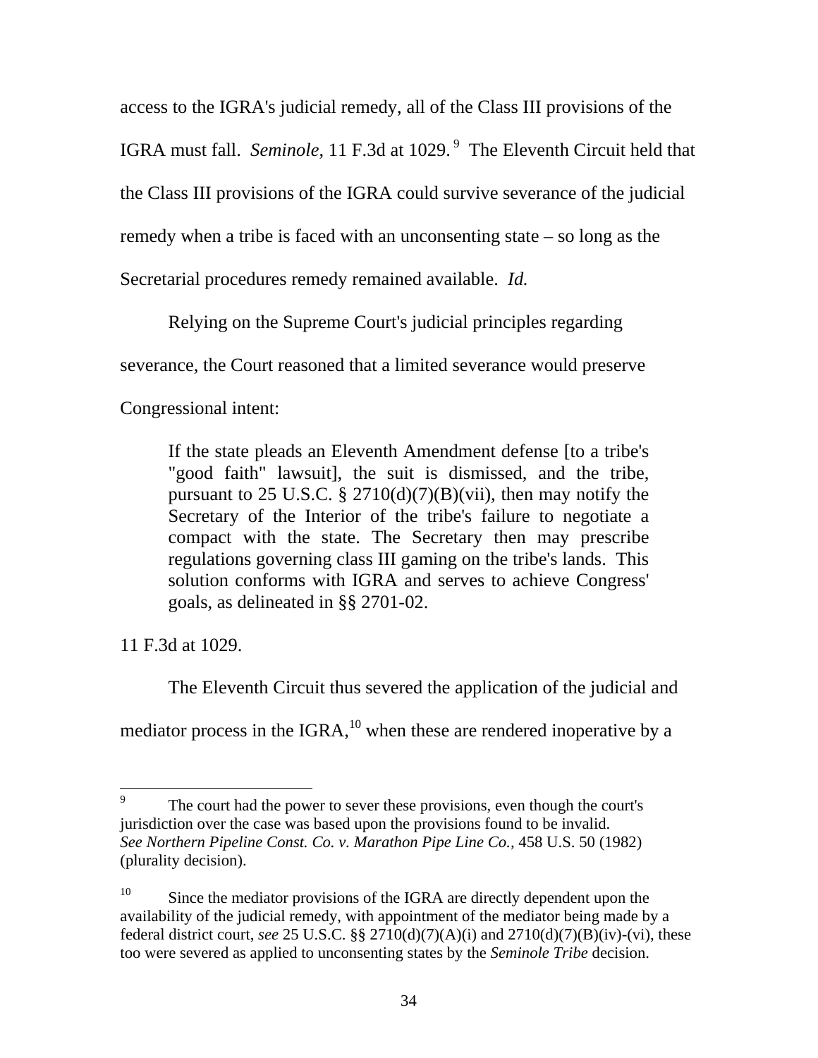access to the IGRA's judicial remedy, all of the Class III provisions of the IGRA must fall. *Seminole*, 11 F.3d at 1029.[9] The Eleventh Circuit held that the Class III provisions of the IGRA could survive severance of the judicial remedy when a tribe is faced with an unconsenting state – so long as the Secretarial procedures remedy remained available. *Id.*

Relying on the Supreme Court's judicial principles regarding severance, the Court reasoned that a limited severance would preserve Congressional intent:

> If the state pleads an Eleventh Amendment defense [to a tribe's "good faith" lawsuit], the suit is dismissed, and the tribe, pursuant to 25 U.S.C. § 2710(d)(7)(B)(vii), then may notify the Secretary of the Interior of the tribe's failure to negotiate a compact with the state. The Secretary then may prescribe regulations governing class III gaming on the tribe's lands. This solution conforms with IGRA and serves to achieve Congress' goals, as delineated in §§ 2701-02.

11 F.3d at 1029.

The Eleventh Circuit thus severed the application of the judicial and mediator process in the IGRA,[10] when these are rendered inoperative by a

---

[9] The court had the power to sever these provisions, even though the court's jurisdiction over the case was based upon the provisions found to be invalid. *See Northern Pipeline Const. Co. v. Marathon Pipe Line Co.*, 458 U.S. 50 (1982) (plurality decision).

[10] Since the mediator provisions of the IGRA are directly dependent upon the availability of the judicial remedy, with appointment of the mediator being made by a federal district court, *see* 25 U.S.C. §§ 2710(d)(7)(A)(i) and 2710(d)(7)(B)(iv)-(vi), these too were severed as applied to unconsenting states by the *Seminole Tribe* decision.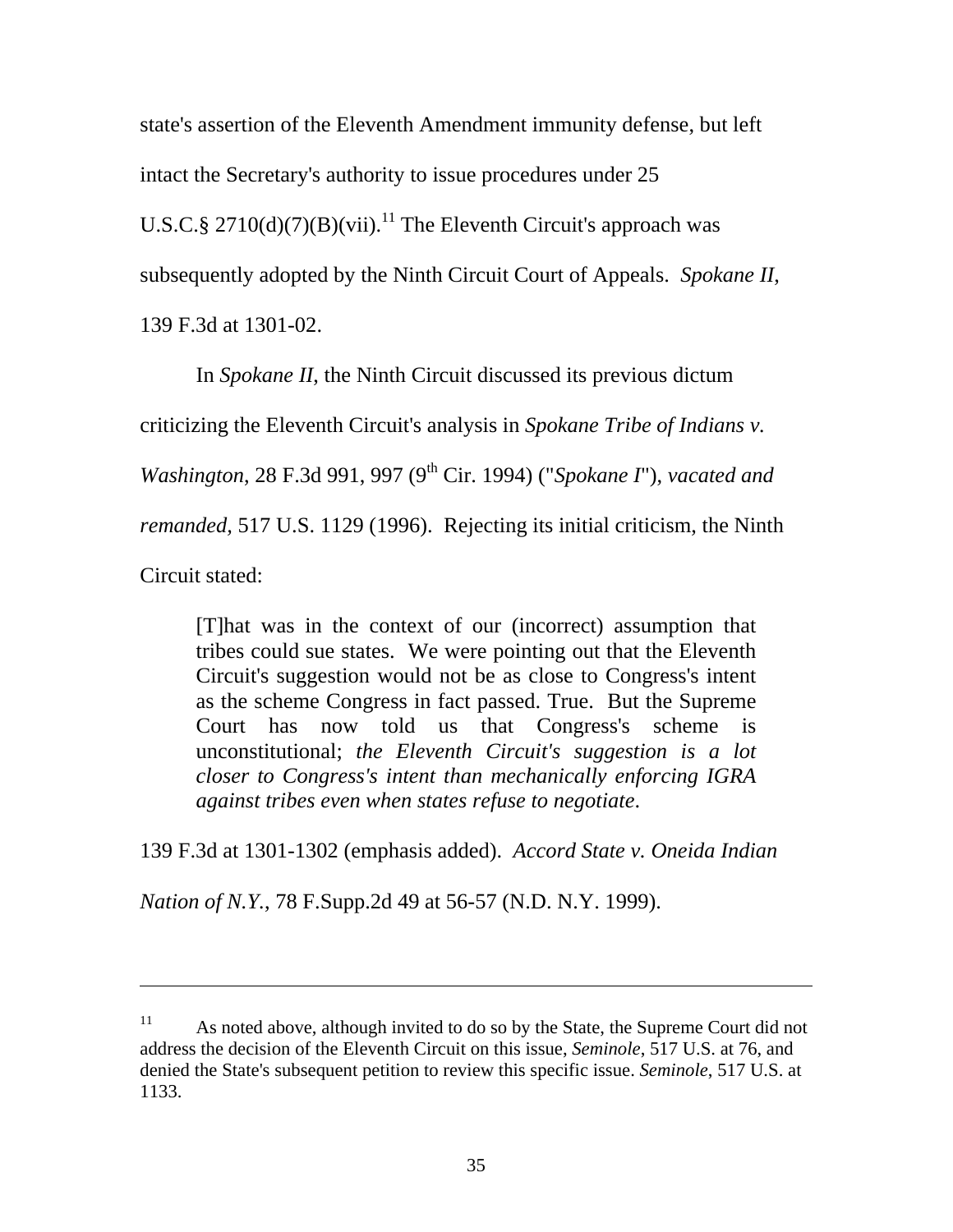state's assertion of the Eleventh Amendment immunity defense, but left intact the Secretary's authority to issue procedures under 25 U.S.C.§ 2710(d)(7)(B)(vii).[11] The Eleventh Circuit's approach was subsequently adopted by the Ninth Circuit Court of Appeals. *Spokane II*, 139 F.3d at 1301-02.

In *Spokane II*, the Ninth Circuit discussed its previous dictum criticizing the Eleventh Circuit's analysis in *Spokane Tribe of Indians v. Washington*, 28 F.3d 991, 997 (9th Cir. 1994) ("*Spokane I*"), *vacated and remanded*, 517 U.S. 1129 (1996). Rejecting its initial criticism, the Ninth Circuit stated:

> [T]hat was in the context of our (incorrect) assumption that tribes could sue states. We were pointing out that the Eleventh Circuit's suggestion would not be as close to Congress's intent as the scheme Congress in fact passed. True. But the Supreme Court has now told us that Congress's scheme is unconstitutional; *the Eleventh Circuit's suggestion is a lot closer to Congress's intent than mechanically enforcing IGRA against tribes even when states refuse to negotiate*.

139 F.3d at 1301-1302 (emphasis added). *Accord State v. Oneida Indian Nation of N.Y.*, 78 F.Supp.2d 49 at 56-57 (N.D. N.Y. 1999).

---

[11] As noted above, although invited to do so by the State, the Supreme Court did not address the decision of the Eleventh Circuit on this issue, *Seminole*, 517 U.S. at 76, and denied the State's subsequent petition to review this specific issue. *Seminole*, 517 U.S. at 1133.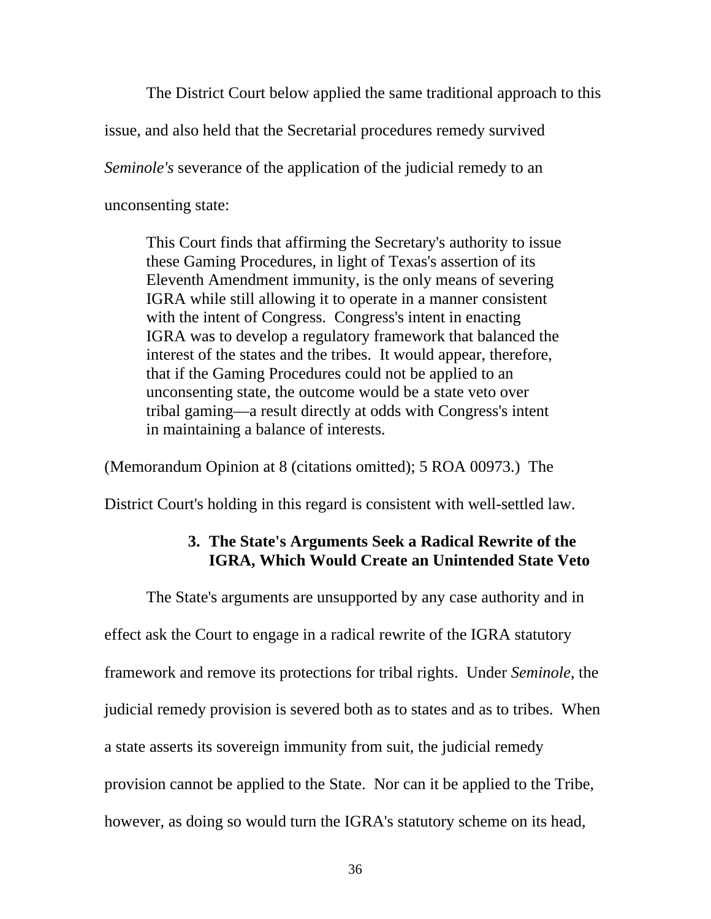The District Court below applied the same traditional approach to this issue, and also held that the Secretarial procedures remedy survived *Seminole's* severance of the application of the judicial remedy to an unconsenting state:

> This Court finds that affirming the Secretary's authority to issue these Gaming Procedures, in light of Texas's assertion of its Eleventh Amendment immunity, is the only means of severing IGRA while still allowing it to operate in a manner consistent with the intent of Congress. Congress's intent in enacting IGRA was to develop a regulatory framework that balanced the interest of the states and the tribes. It would appear, therefore, that if the Gaming Procedures could not be applied to an unconsenting state, the outcome would be a state veto over tribal gaming—a result directly at odds with Congress's intent in maintaining a balance of interests.

(Memorandum Opinion at 8 (citations omitted); 5 ROA 00973.) The District Court's holding in this regard is consistent with well-settled law.

### 3. The State's Arguments Seek a Radical Rewrite of the IGRA, Which Would Create an Unintended State Veto

The State's arguments are unsupported by any case authority and in effect ask the Court to engage in a radical rewrite of the IGRA statutory framework and remove its protections for tribal rights. Under *Seminole*, the judicial remedy provision is severed both as to states and as to tribes. When a state asserts its sovereign immunity from suit, the judicial remedy provision cannot be applied to the State. Nor can it be applied to the Tribe, however, as doing so would turn the IGRA's statutory scheme on its head,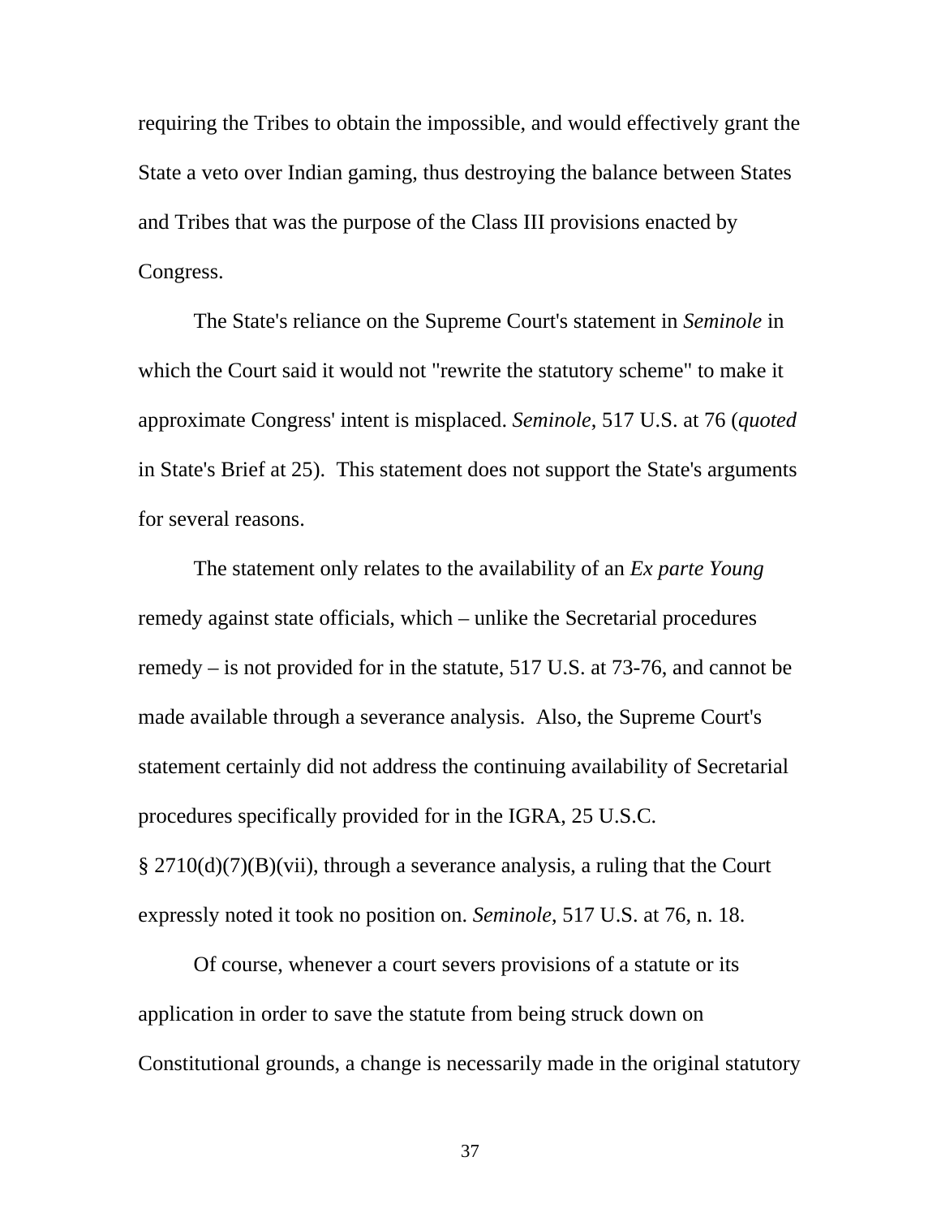requiring the Tribes to obtain the impossible, and would effectively grant the State a veto over Indian gaming, thus destroying the balance between States and Tribes that was the purpose of the Class III provisions enacted by Congress.

The State's reliance on the Supreme Court's statement in *Seminole* in which the Court said it would not "rewrite the statutory scheme" to make it approximate Congress' intent is misplaced. *Seminole*, 517 U.S. at 76 (*quoted* in State's Brief at 25). This statement does not support the State's arguments for several reasons.

The statement only relates to the availability of an *Ex parte Young* remedy against state officials, which – unlike the Secretarial procedures remedy – is not provided for in the statute, 517 U.S. at 73-76, and cannot be made available through a severance analysis. Also, the Supreme Court's statement certainly did not address the continuing availability of Secretarial procedures specifically provided for in the IGRA, 25 U.S.C. § 2710(d)(7)(B)(vii), through a severance analysis, a ruling that the Court expressly noted it took no position on. *Seminole*, 517 U.S. at 76, n. 18.

Of course, whenever a court severs provisions of a statute or its application in order to save the statute from being struck down on Constitutional grounds, a change is necessarily made in the original statutory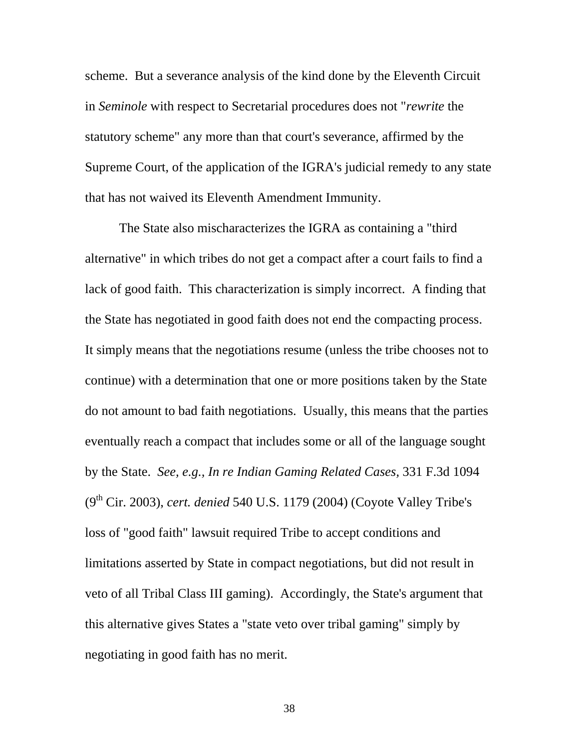scheme. But a severance analysis of the kind done by the Eleventh Circuit in *Seminole* with respect to Secretarial procedures does not "*rewrite* the statutory scheme" any more than that court's severance, affirmed by the Supreme Court, of the application of the IGRA's judicial remedy to any state that has not waived its Eleventh Amendment Immunity.

The State also mischaracterizes the IGRA as containing a "third alternative" in which tribes do not get a compact after a court fails to find a lack of good faith. This characterization is simply incorrect. A finding that the State has negotiated in good faith does not end the compacting process. It simply means that the negotiations resume (unless the tribe chooses not to continue) with a determination that one or more positions taken by the State do not amount to bad faith negotiations. Usually, this means that the parties eventually reach a compact that includes some or all of the language sought by the State. *See, e.g., In re Indian Gaming Related Cases,* 331 F.3d 1094 (9th Cir. 2003), *cert. denied* 540 U.S. 1179 (2004) (Coyote Valley Tribe's loss of "good faith" lawsuit required Tribe to accept conditions and limitations asserted by State in compact negotiations, but did not result in veto of all Tribal Class III gaming). Accordingly, the State's argument that this alternative gives States a "state veto over tribal gaming" simply by negotiating in good faith has no merit.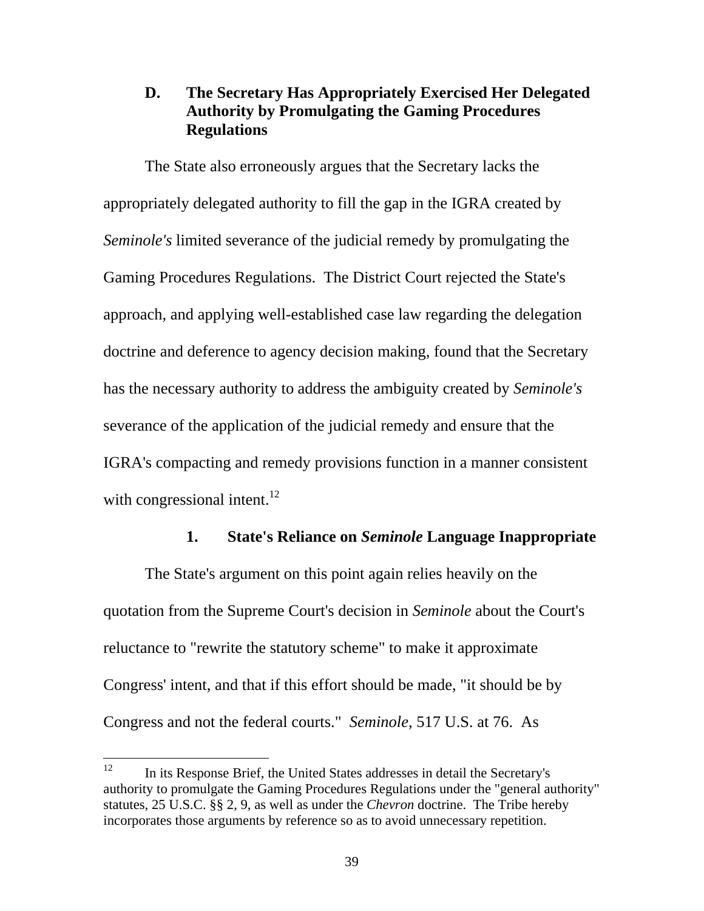### D. The Secretary Has Appropriately Exercised Her Delegated Authority by Promulgating the Gaming Procedures Regulations

The State also erroneously argues that the Secretary lacks the appropriately delegated authority to fill the gap in the IGRA created by *Seminole's* limited severance of the judicial remedy by promulgating the Gaming Procedures Regulations. The District Court rejected the State's approach, and applying well-established case law regarding the delegation doctrine and deference to agency decision making, found that the Secretary has the necessary authority to address the ambiguity created by *Seminole's* severance of the application of the judicial remedy and ensure that the IGRA's compacting and remedy provisions function in a manner consistent with congressional intent.[12]

#### 1. State's Reliance on *Seminole* Language Inappropriate

The State's argument on this point again relies heavily on the quotation from the Supreme Court's decision in *Seminole* about the Court's reluctance to "rewrite the statutory scheme" to make it approximate Congress' intent, and that if this effort should be made, "it should be by Congress and not the federal courts." *Seminole*, 517 U.S. at 76. As

---

[12] In its Response Brief, the United States addresses in detail the Secretary's authority to promulgate the Gaming Procedures Regulations under the "general authority" statutes, 25 U.S.C. §§ 2, 9, as well as under the *Chevron* doctrine. The Tribe hereby incorporates those arguments by reference so as to avoid unnecessary repetition.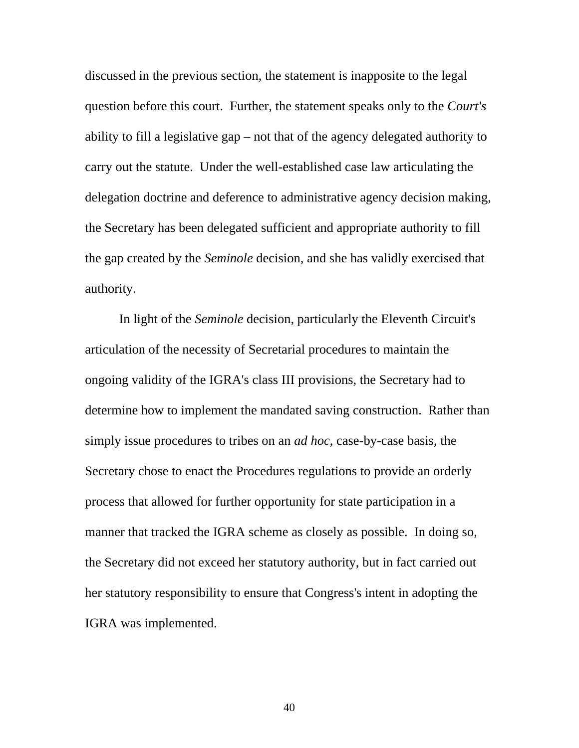discussed in the previous section, the statement is inapposite to the legal question before this court. Further, the statement speaks only to the *Court's* ability to fill a legislative gap – not that of the agency delegated authority to carry out the statute. Under the well-established case law articulating the delegation doctrine and deference to administrative agency decision making, the Secretary has been delegated sufficient and appropriate authority to fill the gap created by the *Seminole* decision, and she has validly exercised that authority.

In light of the *Seminole* decision, particularly the Eleventh Circuit's articulation of the necessity of Secretarial procedures to maintain the ongoing validity of the IGRA's class III provisions, the Secretary had to determine how to implement the mandated saving construction. Rather than simply issue procedures to tribes on an *ad hoc*, case-by-case basis, the Secretary chose to enact the Procedures regulations to provide an orderly process that allowed for further opportunity for state participation in a manner that tracked the IGRA scheme as closely as possible. In doing so, the Secretary did not exceed her statutory authority, but in fact carried out her statutory responsibility to ensure that Congress's intent in adopting the IGRA was implemented.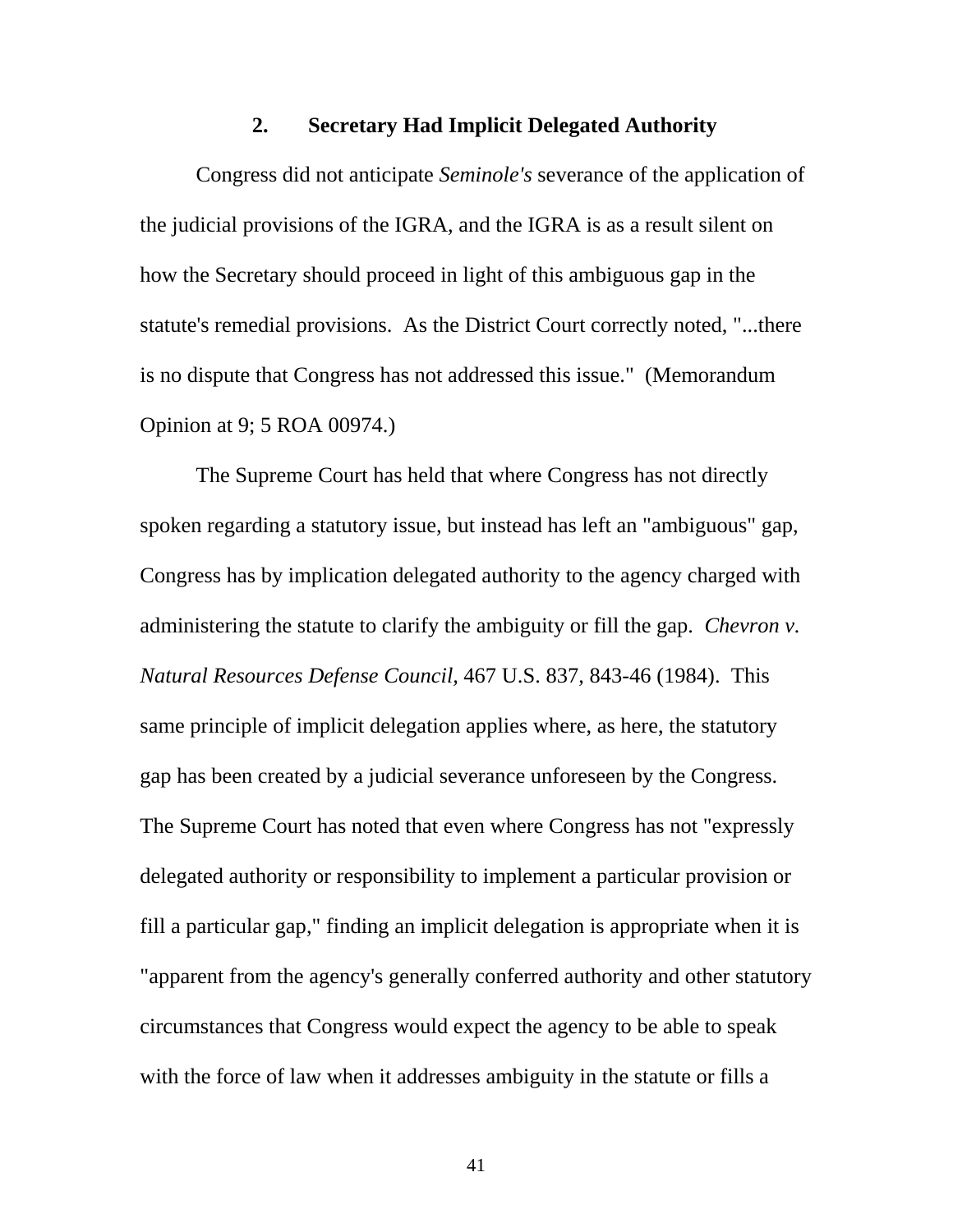### 2. Secretary Had Implicit Delegated Authority

Congress did not anticipate *Seminole's* severance of the application of the judicial provisions of the IGRA, and the IGRA is as a result silent on how the Secretary should proceed in light of this ambiguous gap in the statute's remedial provisions. As the District Court correctly noted, "...there is no dispute that Congress has not addressed this issue." (Memorandum Opinion at 9; 5 ROA 00974.)

The Supreme Court has held that where Congress has not directly spoken regarding a statutory issue, but instead has left an "ambiguous" gap, Congress has by implication delegated authority to the agency charged with administering the statute to clarify the ambiguity or fill the gap. *Chevron v. Natural Resources Defense Council,* 467 U.S. 837, 843-46 (1984). This same principle of implicit delegation applies where, as here, the statutory gap has been created by a judicial severance unforeseen by the Congress. The Supreme Court has noted that even where Congress has not "expressly delegated authority or responsibility to implement a particular provision or fill a particular gap," finding an implicit delegation is appropriate when it is "apparent from the agency's generally conferred authority and other statutory circumstances that Congress would expect the agency to be able to speak with the force of law when it addresses ambiguity in the statute or fills a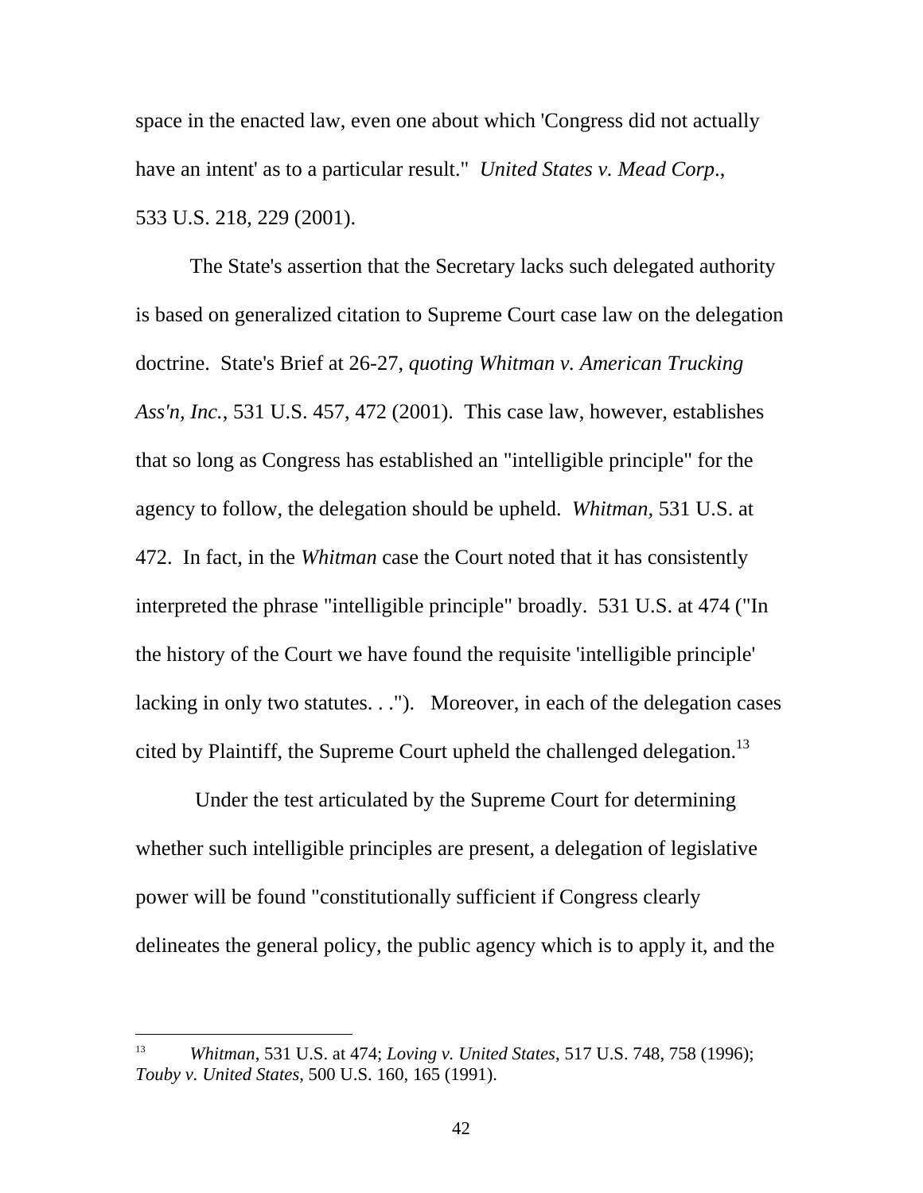space in the enacted law, even one about which 'Congress did not actually have an intent' as to a particular result." *United States v. Mead Corp.*, 533 U.S. 218, 229 (2001).

The State's assertion that the Secretary lacks such delegated authority is based on generalized citation to Supreme Court case law on the delegation doctrine. State's Brief at 26-27, *quoting Whitman v. American Trucking Ass'n, Inc.*, 531 U.S. 457, 472 (2001). This case law, however, establishes that so long as Congress has established an "intelligible principle" for the agency to follow, the delegation should be upheld. *Whitman,* 531 U.S. at 472. In fact, in the *Whitman* case the Court noted that it has consistently interpreted the phrase "intelligible principle" broadly. 531 U.S. at 474 ("In the history of the Court we have found the requisite 'intelligible principle' lacking in only two statutes. . ."). Moreover, in each of the delegation cases cited by Plaintiff, the Supreme Court upheld the challenged delegation.[13]

Under the test articulated by the Supreme Court for determining whether such intelligible principles are present, a delegation of legislative power will be found "constitutionally sufficient if Congress clearly delineates the general policy, the public agency which is to apply it, and the

---

[13] *Whitman*, 531 U.S. at 474; *Loving v. United States*, 517 U.S. 748, 758 (1996); *Touby v. United States*, 500 U.S. 160, 165 (1991).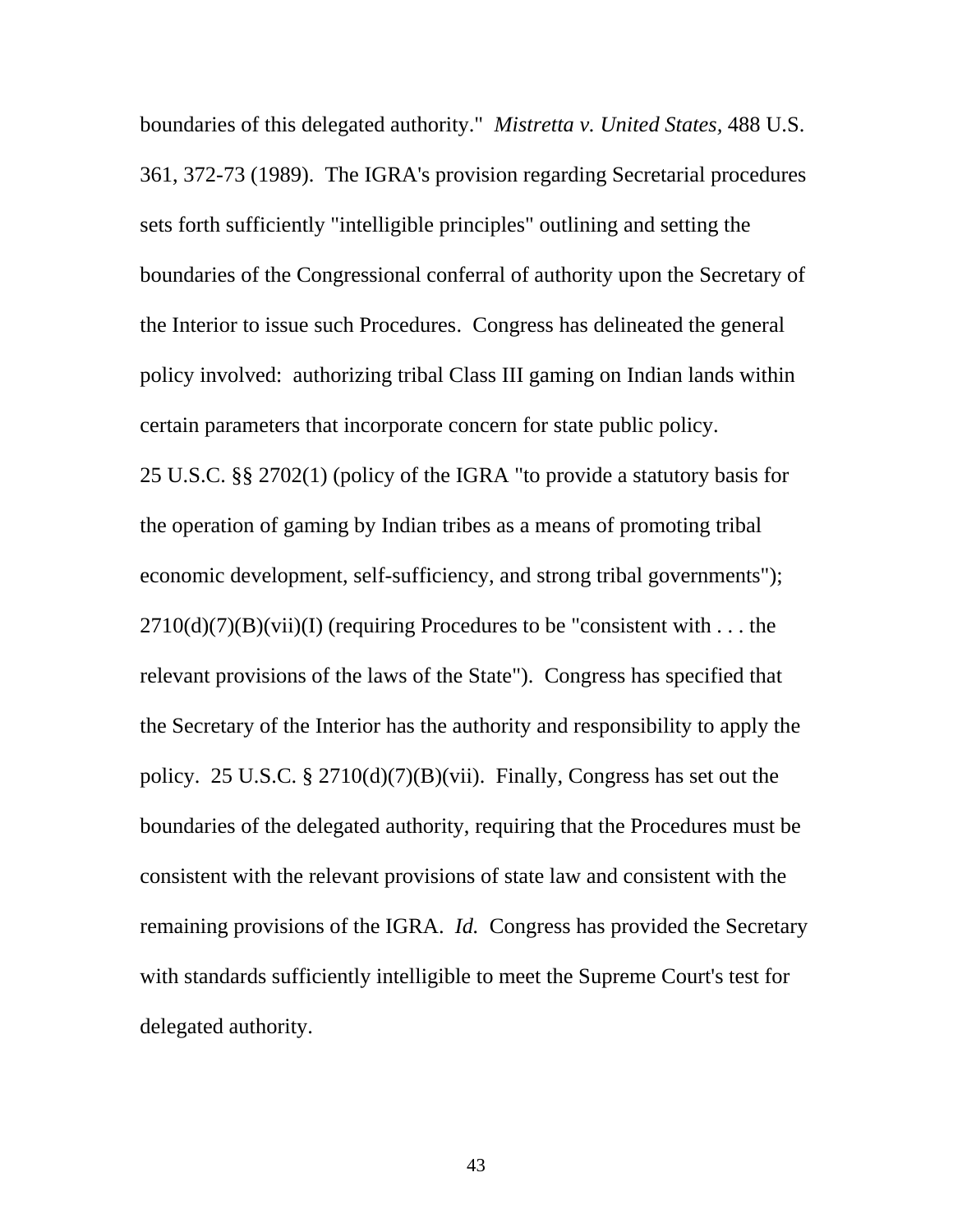boundaries of this delegated authority." *Mistretta v. United States*, 488 U.S. 361, 372-73 (1989). The IGRA's provision regarding Secretarial procedures sets forth sufficiently "intelligible principles" outlining and setting the boundaries of the Congressional conferral of authority upon the Secretary of the Interior to issue such Procedures. Congress has delineated the general policy involved: authorizing tribal Class III gaming on Indian lands within certain parameters that incorporate concern for state public policy. 25 U.S.C. §§ 2702(1) (policy of the IGRA "to provide a statutory basis for the operation of gaming by Indian tribes as a means of promoting tribal economic development, self-sufficiency, and strong tribal governments"); 2710(d)(7)(B)(vii)(I) (requiring Procedures to be "consistent with . . . the relevant provisions of the laws of the State"). Congress has specified that the Secretary of the Interior has the authority and responsibility to apply the policy. 25 U.S.C. § 2710(d)(7)(B)(vii). Finally, Congress has set out the boundaries of the delegated authority, requiring that the Procedures must be consistent with the relevant provisions of state law and consistent with the remaining provisions of the IGRA. *Id.* Congress has provided the Secretary with standards sufficiently intelligible to meet the Supreme Court's test for delegated authority.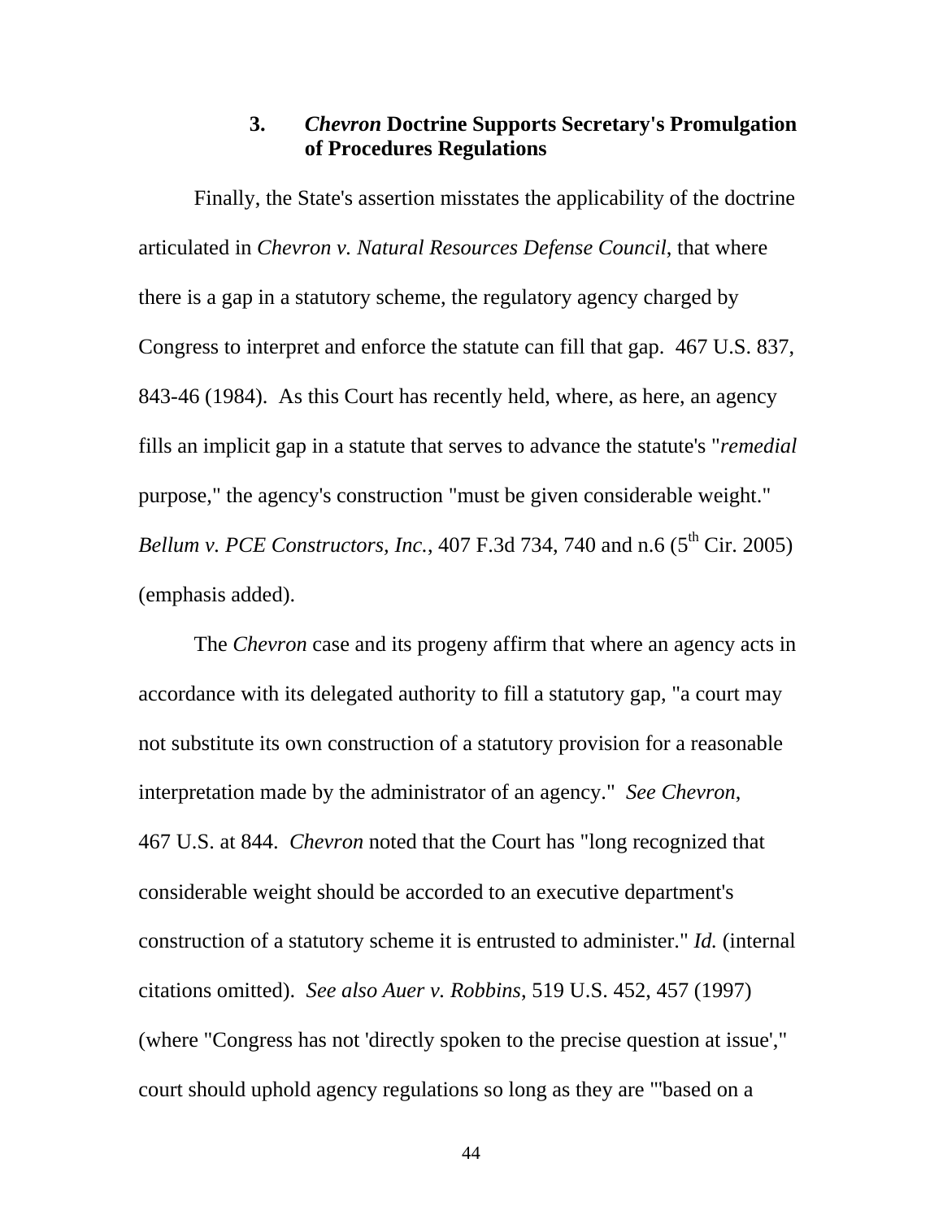### 3. *Chevron* Doctrine Supports Secretary's Promulgation of Procedures Regulations

Finally, the State's assertion misstates the applicability of the doctrine articulated in *Chevron v. Natural Resources Defense Council*, that where there is a gap in a statutory scheme, the regulatory agency charged by Congress to interpret and enforce the statute can fill that gap. 467 U.S. 837, 843-46 (1984). As this Court has recently held, where, as here, an agency fills an implicit gap in a statute that serves to advance the statute's "*remedial* purpose," the agency's construction "must be given considerable weight." *Bellum v. PCE Constructors, Inc.*, 407 F.3d 734, 740 and n.6 (5th Cir. 2005) (emphasis added).

The *Chevron* case and its progeny affirm that where an agency acts in accordance with its delegated authority to fill a statutory gap, "a court may not substitute its own construction of a statutory provision for a reasonable interpretation made by the administrator of an agency." *See Chevron*, 467 U.S. at 844. *Chevron* noted that the Court has "long recognized that considerable weight should be accorded to an executive department's construction of a statutory scheme it is entrusted to administer." *Id.* (internal citations omitted). *See also Auer v. Robbins*, 519 U.S. 452, 457 (1997) (where "Congress has not 'directly spoken to the precise question at issue'," court should uphold agency regulations so long as they are "'based on a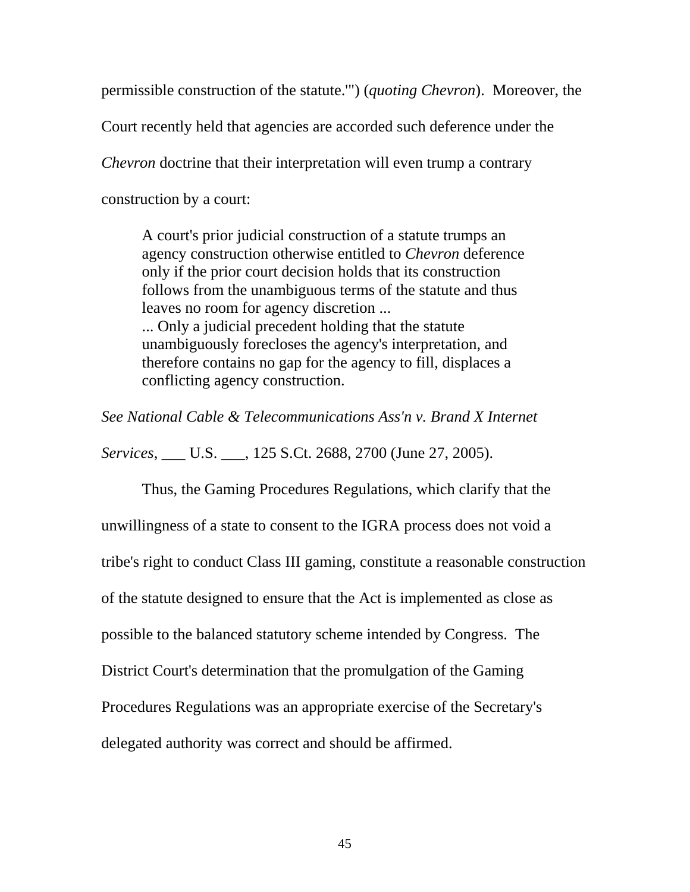permissible construction of the statute.'") (*quoting Chevron*). Moreover, the Court recently held that agencies are accorded such deference under the *Chevron* doctrine that their interpretation will even trump a contrary construction by a court:

> A court's prior judicial construction of a statute trumps an agency construction otherwise entitled to *Chevron* deference only if the prior court decision holds that its construction follows from the unambiguous terms of the statute and thus leaves no room for agency discretion ...
> ... Only a judicial precedent holding that the statute unambiguously forecloses the agency's interpretation, and therefore contains no gap for the agency to fill, displaces a conflicting agency construction.

*See National Cable & Telecommunications Ass'n v. Brand X Internet Services*, ___ U.S. ___, 125 S.Ct. 2688, 2700 (June 27, 2005).

Thus, the Gaming Procedures Regulations, which clarify that the unwillingness of a state to consent to the IGRA process does not void a tribe's right to conduct Class III gaming, constitute a reasonable construction of the statute designed to ensure that the Act is implemented as close as possible to the balanced statutory scheme intended by Congress. The District Court's determination that the promulgation of the Gaming Procedures Regulations was an appropriate exercise of the Secretary's delegated authority was correct and should be affirmed.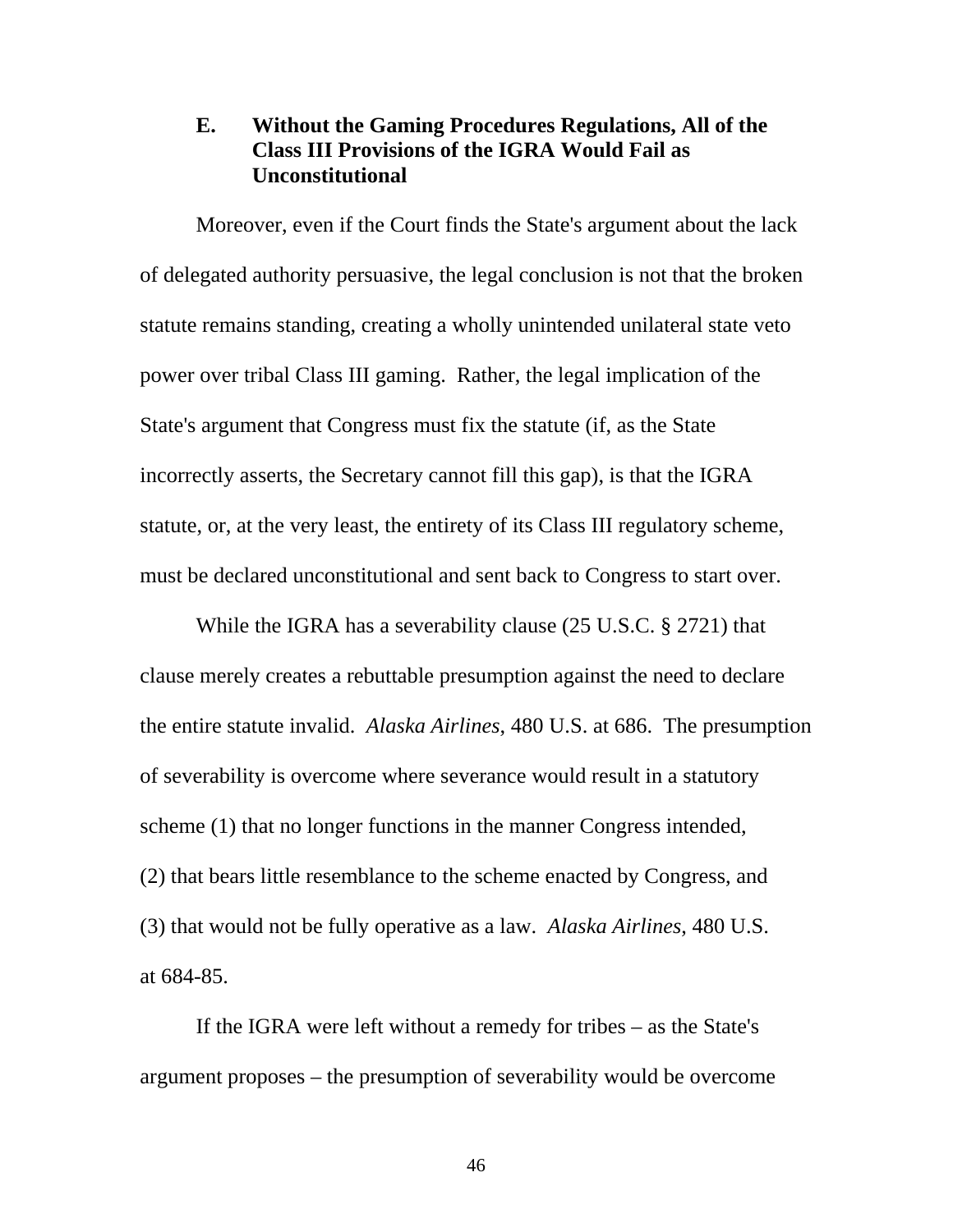### E. Without the Gaming Procedures Regulations, All of the Class III Provisions of the IGRA Would Fail as Unconstitutional

Moreover, even if the Court finds the State's argument about the lack of delegated authority persuasive, the legal conclusion is not that the broken statute remains standing, creating a wholly unintended unilateral state veto power over tribal Class III gaming. Rather, the legal implication of the State's argument that Congress must fix the statute (if, as the State incorrectly asserts, the Secretary cannot fill this gap), is that the IGRA statute, or, at the very least, the entirety of its Class III regulatory scheme, must be declared unconstitutional and sent back to Congress to start over.

While the IGRA has a severability clause (25 U.S.C. § 2721) that clause merely creates a rebuttable presumption against the need to declare the entire statute invalid. *Alaska Airlines*, 480 U.S. at 686. The presumption of severability is overcome where severance would result in a statutory scheme (1) that no longer functions in the manner Congress intended, (2) that bears little resemblance to the scheme enacted by Congress, and (3) that would not be fully operative as a law. *Alaska Airlines*, 480 U.S. at 684-85.

If the IGRA were left without a remedy for tribes – as the State's argument proposes – the presumption of severability would be overcome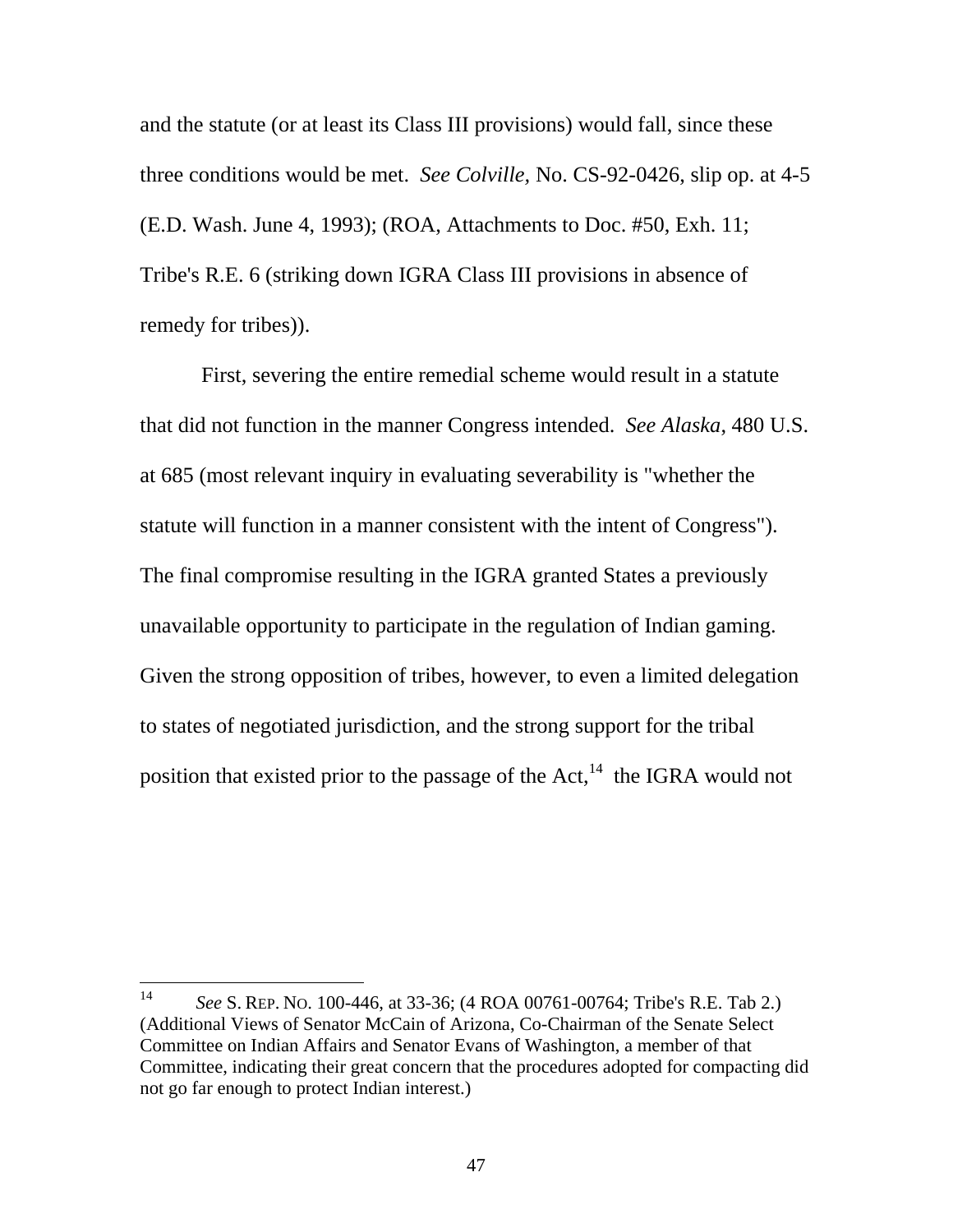and the statute (or at least its Class III provisions) would fall, since these three conditions would be met. *See Colville,* No. CS-92-0426, slip op. at 4-5 (E.D. Wash. June 4, 1993); (ROA, Attachments to Doc. #50, Exh. 11; Tribe's R.E. 6 (striking down IGRA Class III provisions in absence of remedy for tribes)).

First, severing the entire remedial scheme would result in a statute that did not function in the manner Congress intended. *See Alaska*, 480 U.S. at 685 (most relevant inquiry in evaluating severability is "whether the statute will function in a manner consistent with the intent of Congress"). The final compromise resulting in the IGRA granted States a previously unavailable opportunity to participate in the regulation of Indian gaming. Given the strong opposition of tribes, however, to even a limited delegation to states of negotiated jurisdiction, and the strong support for the tribal position that existed prior to the passage of the Act,[14] the IGRA would not

---

[14] *See* S. REP. NO. 100-446, at 33-36; (4 ROA 00761-00764; Tribe's R.E. Tab 2.) (Additional Views of Senator McCain of Arizona, Co-Chairman of the Senate Select Committee on Indian Affairs and Senator Evans of Washington, a member of that Committee, indicating their great concern that the procedures adopted for compacting did not go far enough to protect Indian interest.)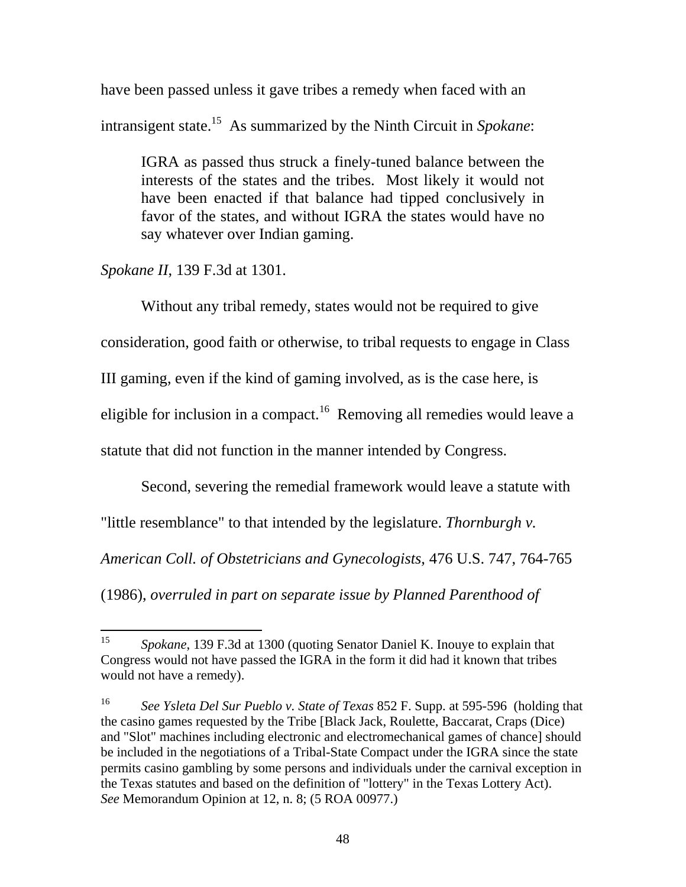have been passed unless it gave tribes a remedy when faced with an intransigent state.[15] As summarized by the Ninth Circuit in *Spokane*:

> IGRA as passed thus struck a finely-tuned balance between the interests of the states and the tribes. Most likely it would not have been enacted if that balance had tipped conclusively in favor of the states, and without IGRA the states would have no say whatever over Indian gaming.

*Spokane II*, 139 F.3d at 1301.

Without any tribal remedy, states would not be required to give consideration, good faith or otherwise, to tribal requests to engage in Class III gaming, even if the kind of gaming involved, as is the case here, is eligible for inclusion in a compact.[16] Removing all remedies would leave a statute that did not function in the manner intended by Congress.

Second, severing the remedial framework would leave a statute with "little resemblance" to that intended by the legislature. *Thornburgh v. American Coll. of Obstetricians and Gynecologists*, 476 U.S. 747, 764-765 (1986), *overruled in part on separate issue by Planned Parenthood of*

---

[15] *Spokane*, 139 F.3d at 1300 (quoting Senator Daniel K. Inouye to explain that Congress would not have passed the IGRA in the form it did had it known that tribes would not have a remedy).

[16] *See Ysleta Del Sur Pueblo v. State of Texas* 852 F. Supp. at 595-596 (holding that the casino games requested by the Tribe [Black Jack, Roulette, Baccarat, Craps (Dice) and "Slot" machines including electronic and electromechanical games of chance] should be included in the negotiations of a Tribal-State Compact under the IGRA since the state permits casino gambling by some persons and individuals under the carnival exception in the Texas statutes and based on the definition of "lottery" in the Texas Lottery Act). *See* Memorandum Opinion at 12, n. 8; (5 ROA 00977.)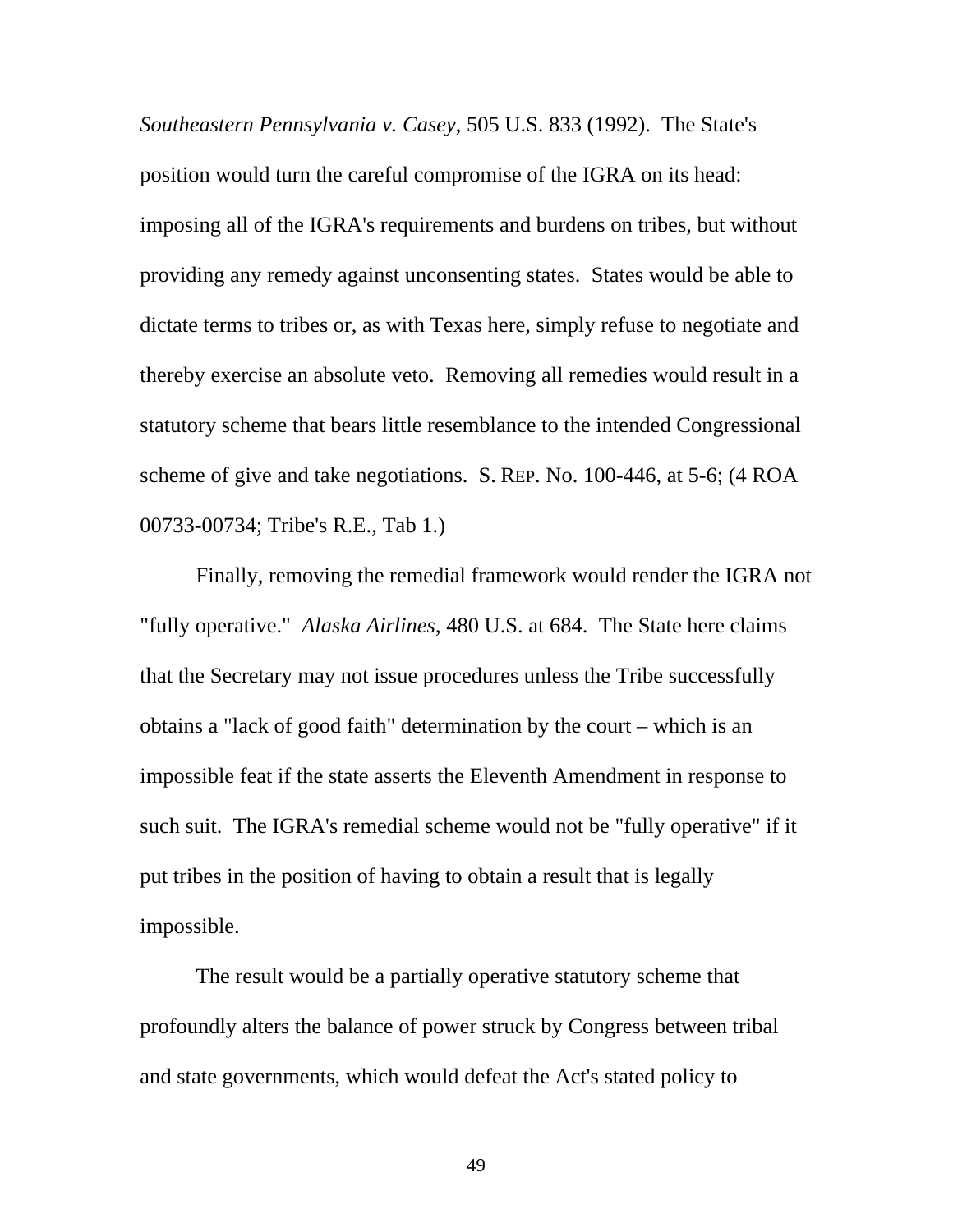*Southeastern Pennsylvania v. Casey*, 505 U.S. 833 (1992). The State's position would turn the careful compromise of the IGRA on its head: imposing all of the IGRA's requirements and burdens on tribes, but without providing any remedy against unconsenting states. States would be able to dictate terms to tribes or, as with Texas here, simply refuse to negotiate and thereby exercise an absolute veto. Removing all remedies would result in a statutory scheme that bears little resemblance to the intended Congressional scheme of give and take negotiations. S. REP. No. 100-446, at 5-6; (4 ROA 00733-00734; Tribe's R.E., Tab 1.)

Finally, removing the remedial framework would render the IGRA not "fully operative." *Alaska Airlines*, 480 U.S. at 684. The State here claims that the Secretary may not issue procedures unless the Tribe successfully obtains a "lack of good faith" determination by the court – which is an impossible feat if the state asserts the Eleventh Amendment in response to such suit. The IGRA's remedial scheme would not be "fully operative" if it put tribes in the position of having to obtain a result that is legally impossible.

The result would be a partially operative statutory scheme that profoundly alters the balance of power struck by Congress between tribal and state governments, which would defeat the Act's stated policy to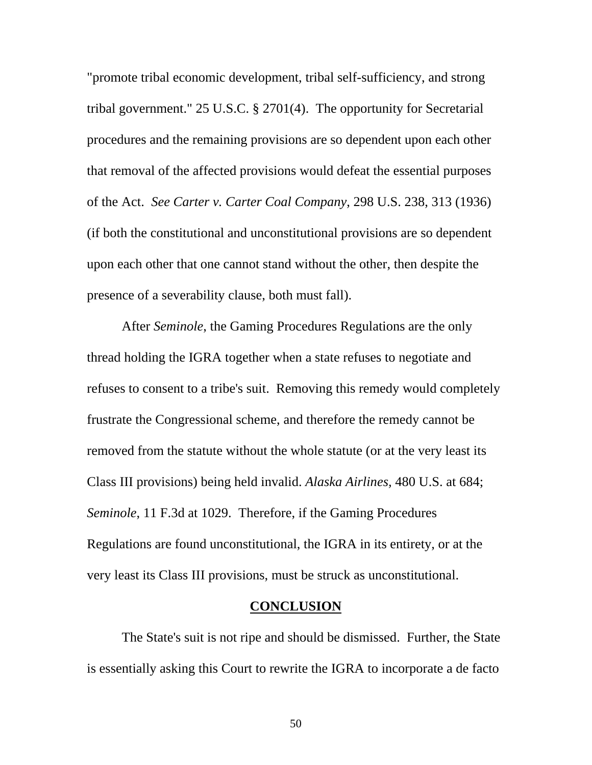"promote tribal economic development, tribal self-sufficiency, and strong tribal government." 25 U.S.C. § 2701(4). The opportunity for Secretarial procedures and the remaining provisions are so dependent upon each other that removal of the affected provisions would defeat the essential purposes of the Act. *See Carter v. Carter Coal Company*, 298 U.S. 238, 313 (1936) (if both the constitutional and unconstitutional provisions are so dependent upon each other that one cannot stand without the other, then despite the presence of a severability clause, both must fall).

After *Seminole,* the Gaming Procedures Regulations are the only thread holding the IGRA together when a state refuses to negotiate and refuses to consent to a tribe's suit. Removing this remedy would completely frustrate the Congressional scheme, and therefore the remedy cannot be removed from the statute without the whole statute (or at the very least its Class III provisions) being held invalid. *Alaska Airlines,* 480 U.S. at 684; *Seminole*, 11 F.3d at 1029. Therefore, if the Gaming Procedures Regulations are found unconstitutional, the IGRA in its entirety, or at the very least its Class III provisions, must be struck as unconstitutional.

## CONCLUSION

The State's suit is not ripe and should be dismissed. Further, the State is essentially asking this Court to rewrite the IGRA to incorporate a de facto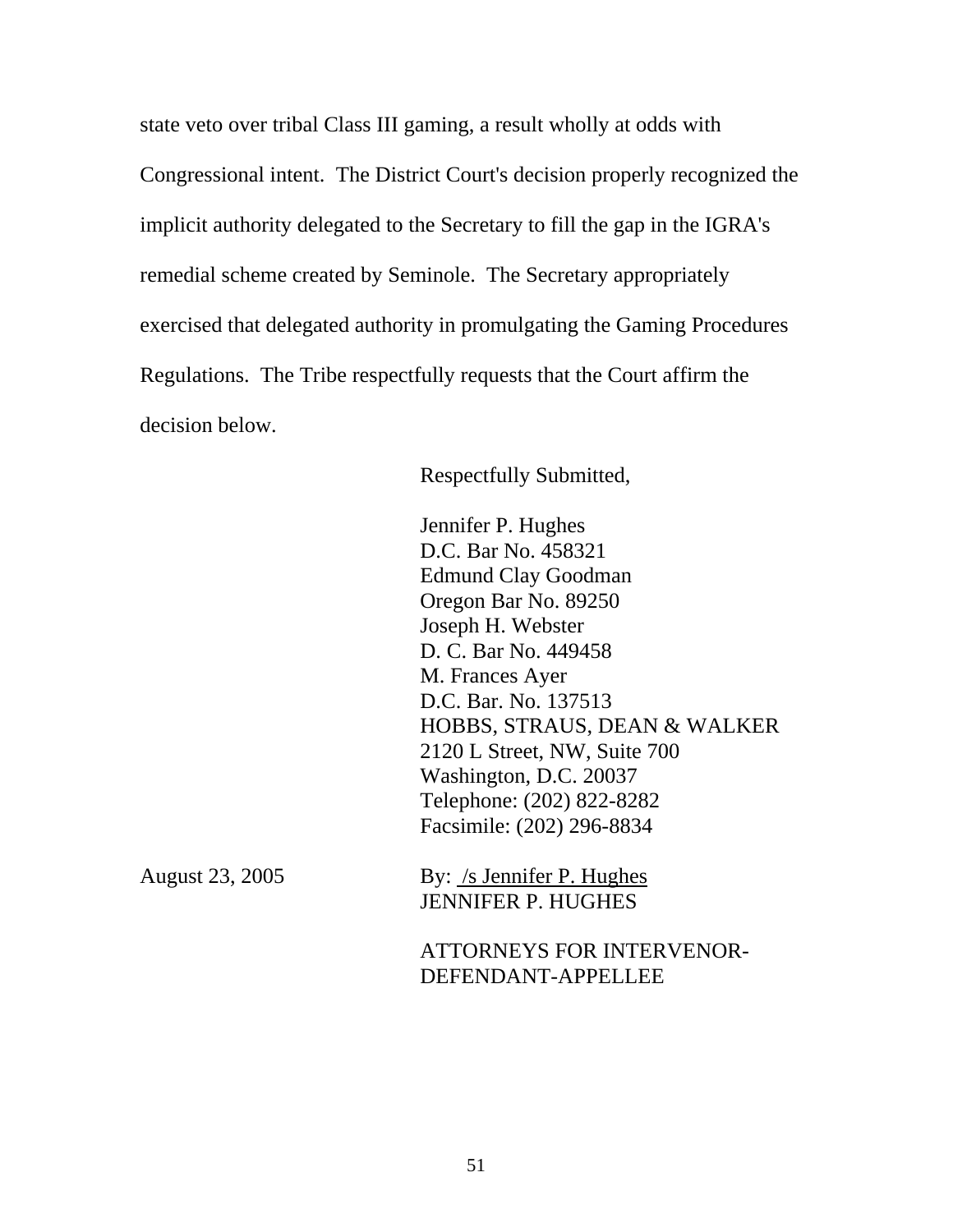state veto over tribal Class III gaming, a result wholly at odds with Congressional intent. The District Court's decision properly recognized the implicit authority delegated to the Secretary to fill the gap in the IGRA's remedial scheme created by Seminole. The Secretary appropriately exercised that delegated authority in promulgating the Gaming Procedures Regulations. The Tribe respectfully requests that the Court affirm the decision below.

Respectfully Submitted,

Jennifer P. Hughes
D.C. Bar No. 458321
Edmund Clay Goodman
Oregon Bar No. 89250
Joseph H. Webster
D. C. Bar No. 449458
M. Frances Ayer
D.C. Bar. No. 137513
HOBBS, STRAUS, DEAN & WALKER
2120 L Street, NW, Suite 700
Washington, D.C. 20037
Telephone: (202) 822-8282
Facsimile: (202) 296-8834

August 23, 2005

By: /s Jennifer P. Hughes
JENNIFER P. HUGHES

ATTORNEYS FOR INTERVENOR-DEFENDANT-APPELLEE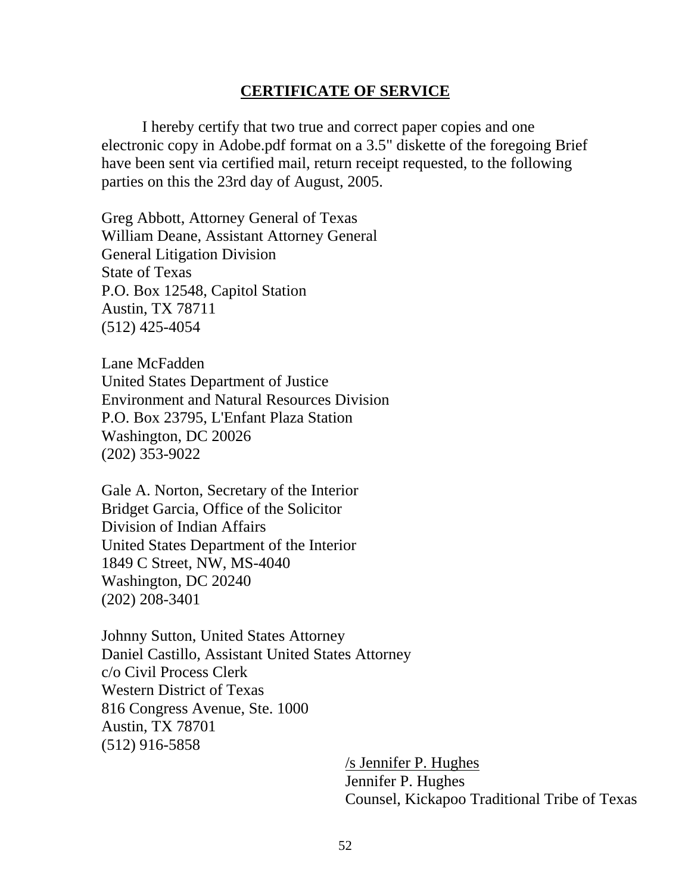## CERTIFICATE OF SERVICE

I hereby certify that two true and correct paper copies and one electronic copy in Adobe.pdf format on a 3.5" diskette of the foregoing Brief have been sent via certified mail, return receipt requested, to the following parties on this the 23rd day of August, 2005.

Greg Abbott, Attorney General of Texas
William Deane, Assistant Attorney General
General Litigation Division
State of Texas
P.O. Box 12548, Capitol Station
Austin, TX 78711
(512) 425-4054

Lane McFadden
United States Department of Justice
Environment and Natural Resources Division
P.O. Box 23795, L'Enfant Plaza Station
Washington, DC 20026
(202) 353-9022

Gale A. Norton, Secretary of the Interior
Bridget Garcia, Office of the Solicitor
Division of Indian Affairs
United States Department of the Interior
1849 C Street, NW, MS-4040
Washington, DC 20240
(202) 208-3401

Johnny Sutton, United States Attorney
Daniel Castillo, Assistant United States Attorney
c/o Civil Process Clerk
Western District of Texas
816 Congress Avenue, Ste. 1000
Austin, TX 78701
(512) 916-5858

/s Jennifer P. Hughes
Jennifer P. Hughes
Counsel, Kickapoo Traditional Tribe of Texas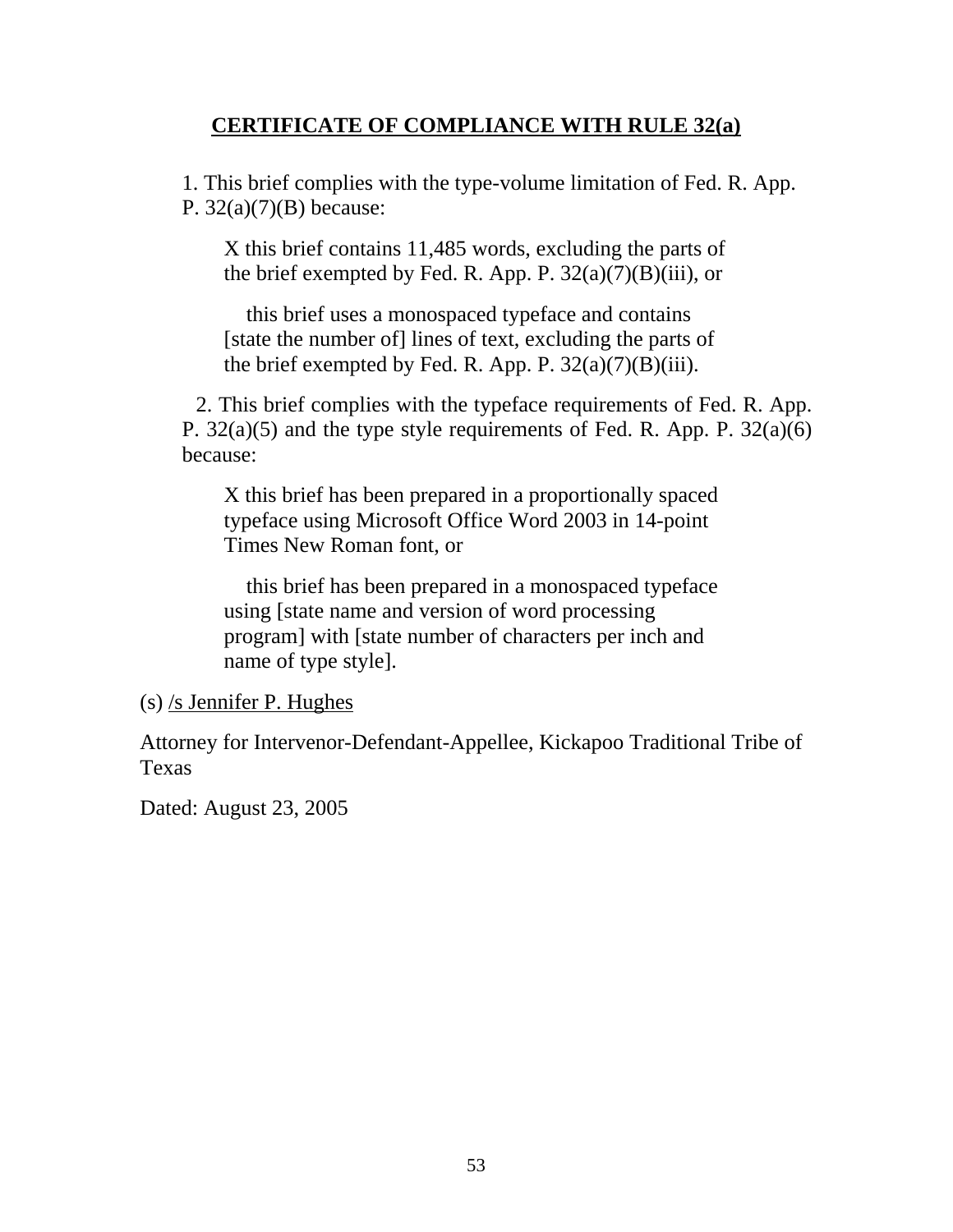## CERTIFICATE OF COMPLIANCE WITH RULE 32(a)

1. This brief complies with the type-volume limitation of Fed. R. App. P. 32(a)(7)(B) because:

> X this brief contains 11,485 words, excluding the parts of the brief exempted by Fed. R. App. P. 32(a)(7)(B)(iii), or
>
> this brief uses a monospaced typeface and contains [state the number of] lines of text, excluding the parts of the brief exempted by Fed. R. App. P. 32(a)(7)(B)(iii).

2. This brief complies with the typeface requirements of Fed. R. App. P. 32(a)(5) and the type style requirements of Fed. R. App. P. 32(a)(6) because:

> X this brief has been prepared in a proportionally spaced typeface using Microsoft Office Word 2003 in 14-point Times New Roman font, or
>
> this brief has been prepared in a monospaced typeface using [state name and version of word processing program] with [state number of characters per inch and name of type style].

(s) /s Jennifer P. Hughes

Attorney for Intervenor-Defendant-Appellee, Kickapoo Traditional Tribe of Texas

Dated: August 23, 2005